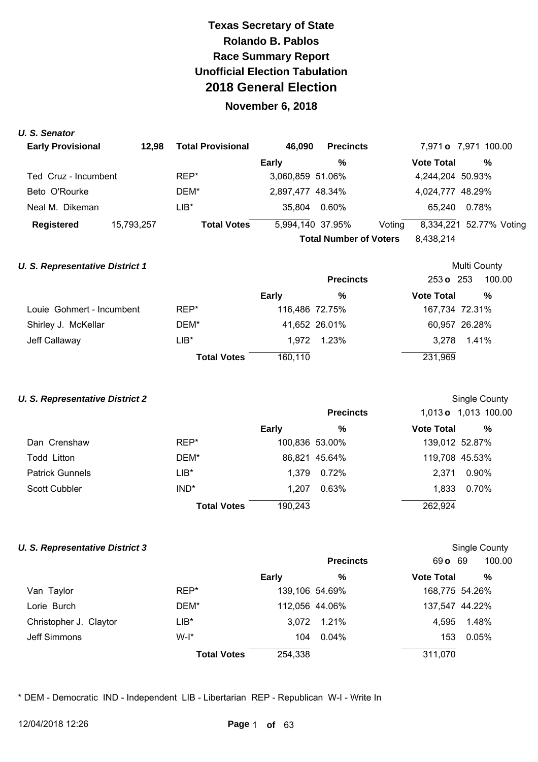# Texas Secretary of State
## Rolando B. Pablos
## Race Summary Report
## Unofficial Election Tabulation
# 2018 General Election
## November 6, 2018

### *U. S. Senator*

| | | | | | | |
|---|---|---|---|---|---|---|
| **Early Provisional** | **12,98** | **Total Provisional** | **46,090** | **Precincts** | 7,971 **o** 7,971 | 100.00 |
| | | | **Early** | **%** | **Vote Total** | **%** |
| Ted Cruz - Incumbent | | REP* | 3,060,859 | 51.06% | 4,244,204 | 50.93% |
| Beto O'Rourke | | DEM* | 2,897,477 | 48.34% | 4,024,777 | 48.29% |
| Neal M. Dikeman | | LIB* | 35,804 | 0.60% | 65,240 | 0.78% |
| **Registered** | 15,793,257 | **Total Votes** | 5,994,140 | 37.95% Voting | 8,334,221 | 52.77% Voting |
| | | | | **Total Number of Voters** | 8,438,214 | |

### *U. S. Representative District 1*

Multi County

| | | | | | |
|---|---|---|---|---|---|
| | | | **Precincts** | 253 **o** 253 | 100.00 |
| | | **Early** | **%** | **Vote Total** | **%** |
| Louie Gohmert - Incumbent | REP* | 116,486 | 72.75% | 167,734 | 72.31% |
| Shirley J. McKellar | DEM* | 41,652 | 26.01% | 60,957 | 26.28% |
| Jeff Callaway | LIB* | 1,972 | 1.23% | 3,278 | 1.41% |
| | **Total Votes** | 160,110 | | 231,969 | |

### *U. S. Representative District 2*

Single County

| | | | | | |
|---|---|---|---|---|---|
| | | | **Precincts** | 1,013 **o** 1,013 | 100.00 |
| | | **Early** | **%** | **Vote Total** | **%** |
| Dan Crenshaw | REP* | 100,836 | 53.00% | 139,012 | 52.87% |
| Todd Litton | DEM* | 86,821 | 45.64% | 119,708 | 45.53% |
| Patrick Gunnels | LIB* | 1,379 | 0.72% | 2,371 | 0.90% |
| Scott Cubbler | IND* | 1,207 | 0.63% | 1,833 | 0.70% |
| | **Total Votes** | 190,243 | | 262,924 | |

### *U. S. Representative District 3*

Single County

| | | | | | |
|---|---|---|---|---|---|
| | | | **Precincts** | 69 **o** 69 | 100.00 |
| | | **Early** | **%** | **Vote Total** | **%** |
| Van Taylor | REP* | 139,106 | 54.69% | 168,775 | 54.26% |
| Lorie Burch | DEM* | 112,056 | 44.06% | 137,547 | 44.22% |
| Christopher J. Claytor | LIB* | 3,072 | 1.21% | 4,595 | 1.48% |
| Jeff Simmons | W-I* | 104 | 0.04% | 153 | 0.05% |
| | **Total Votes** | 254,338 | | 311,070 | |

* DEM - Democratic IND - Independent LIB - Libertarian REP - Republican W-I - Write In

12/04/2018 12:26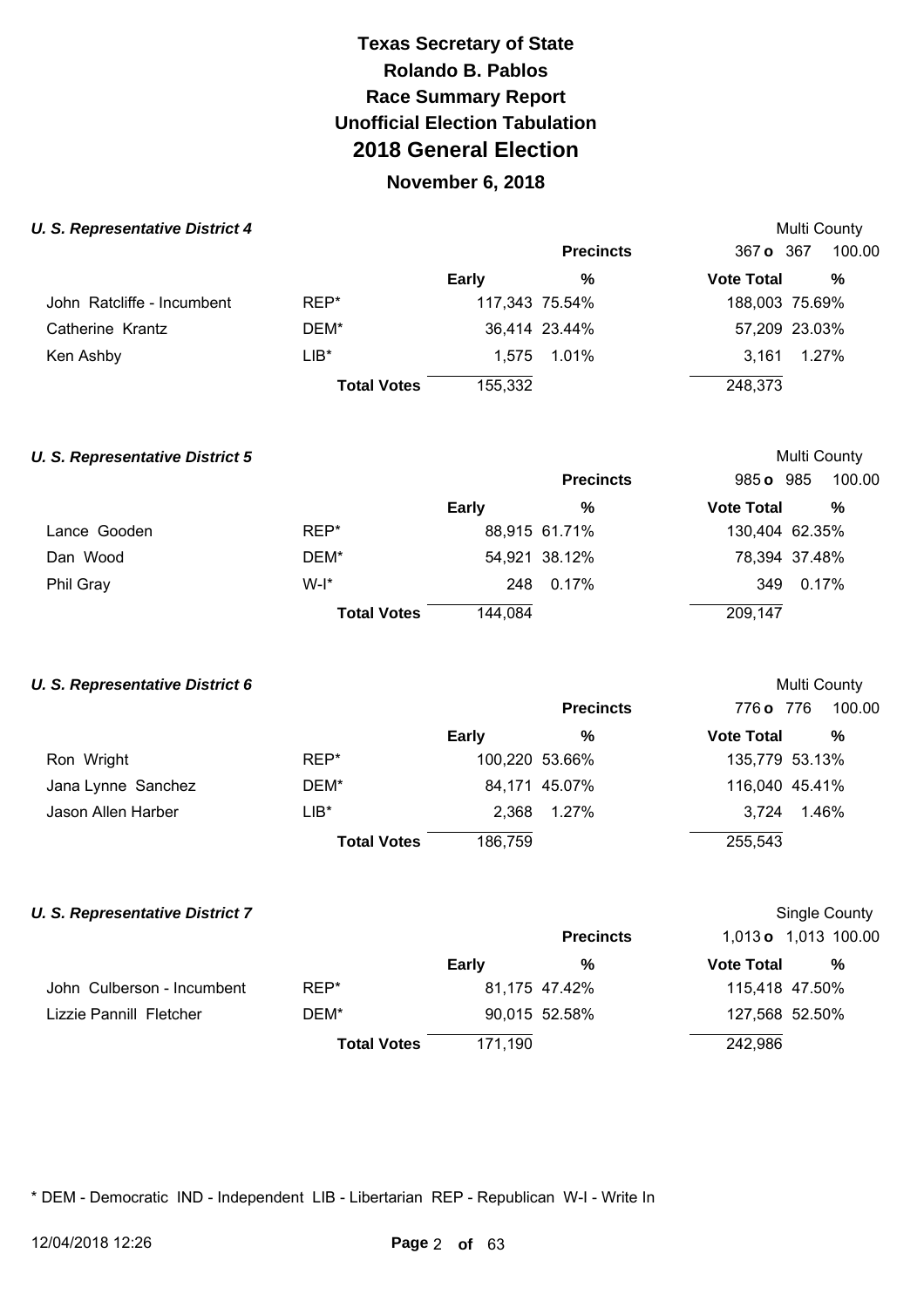# Texas Secretary of State
# Rolando B. Pablos
# Race Summary Report
# Unofficial Election Tabulation
# 2018 General Election
## November 6, 2018

### *U. S. Representative District 4*

Multi County

| | | Early | % | Vote Total | % |
|---|---|---|---|---|---|
| | | **Precincts** | | 367 o 367 | 100.00 |
| John Ratcliffe - Incumbent | REP* | 117,343 | 75.54% | 188,003 | 75.69% |
| Catherine Krantz | DEM* | 36,414 | 23.44% | 57,209 | 23.03% |
| Ken Ashby | LIB* | 1,575 | 1.01% | 3,161 | 1.27% |
| | **Total Votes** | 155,332 | | 248,373 | |

### *U. S. Representative District 5*

Multi County

| | | Early | % | Vote Total | % |
|---|---|---|---|---|---|
| | | **Precincts** | | 985 o 985 | 100.00 |
| Lance Gooden | REP* | 88,915 | 61.71% | 130,404 | 62.35% |
| Dan Wood | DEM* | 54,921 | 38.12% | 78,394 | 37.48% |
| Phil Gray | W-I* | 248 | 0.17% | 349 | 0.17% |
| | **Total Votes** | 144,084 | | 209,147 | |

### *U. S. Representative District 6*

Multi County

| | | Early | % | Vote Total | % |
|---|---|---|---|---|---|
| | | **Precincts** | | 776 o 776 | 100.00 |
| Ron Wright | REP* | 100,220 | 53.66% | 135,779 | 53.13% |
| Jana Lynne Sanchez | DEM* | 84,171 | 45.07% | 116,040 | 45.41% |
| Jason Allen Harber | LIB* | 2,368 | 1.27% | 3,724 | 1.46% |
| | **Total Votes** | 186,759 | | 255,543 | |

### *U. S. Representative District 7*

Single County

| | | Early | % | Vote Total | % |
|---|---|---|---|---|---|
| | | **Precincts** | | 1,013 o 1,013 | 100.00 |
| John Culberson - Incumbent | REP* | 81,175 | 47.42% | 115,418 | 47.50% |
| Lizzie Pannill Fletcher | DEM* | 90,015 | 52.58% | 127,568 | 52.50% |
| | **Total Votes** | 171,190 | | 242,986 | |

* DEM - Democratic IND - Independent LIB - Libertarian REP - Republican W-I - Write In

12/04/2018 12:26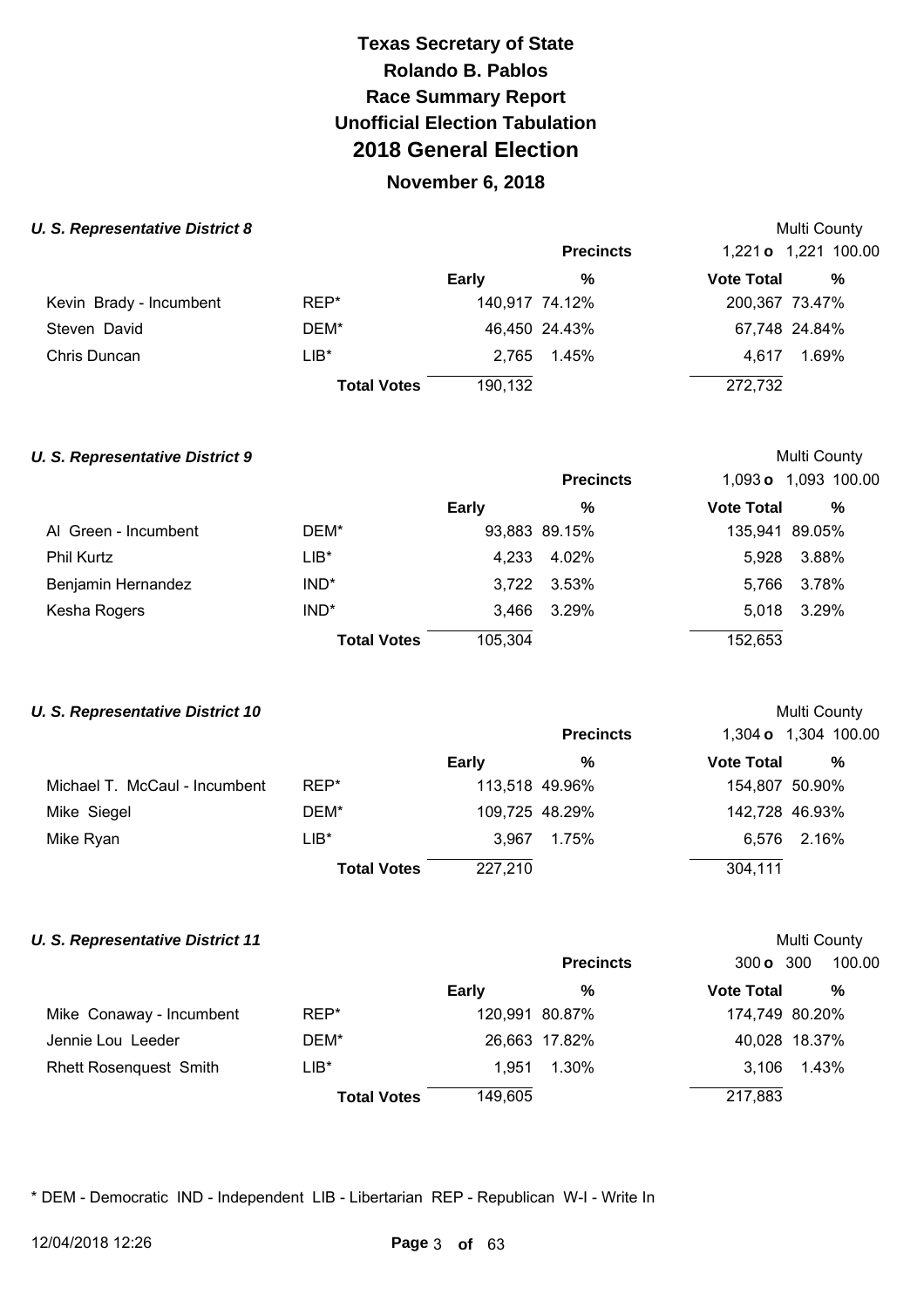# Texas Secretary of State
# Rolando B. Pablos
# Race Summary Report
# Unofficial Election Tabulation
# 2018 General Election
## November 6, 2018

### *U. S. Representative District 8*

Multi County

| | | Precincts | | 1,221 **o** 1,221 100.00 | |
|---|---|---|---|---|---|
| | | **Early** | **%** | **Vote Total** | **%** |
| Kevin Brady - Incumbent | REP* | 140,917 | 74.12% | 200,367 | 73.47% |
| Steven David | DEM* | 46,450 | 24.43% | 67,748 | 24.84% |
| Chris Duncan | LIB* | 2,765 | 1.45% | 4,617 | 1.69% |
| | **Total Votes** | 190,132 | | 272,732 | |

### *U. S. Representative District 9*

Multi County

| | | Precincts | | 1,093 **o** 1,093 100.00 | |
|---|---|---|---|---|---|
| | | **Early** | **%** | **Vote Total** | **%** |
| Al Green - Incumbent | DEM* | 93,883 | 89.15% | 135,941 | 89.05% |
| Phil Kurtz | LIB* | 4,233 | 4.02% | 5,928 | 3.88% |
| Benjamin Hernandez | IND* | 3,722 | 3.53% | 5,766 | 3.78% |
| Kesha Rogers | IND* | 3,466 | 3.29% | 5,018 | 3.29% |
| | **Total Votes** | 105,304 | | 152,653 | |

### *U. S. Representative District 10*

Multi County

| | | Precincts | | 1,304 **o** 1,304 100.00 | |
|---|---|---|---|---|---|
| | | **Early** | **%** | **Vote Total** | **%** |
| Michael T. McCaul - Incumbent | REP* | 113,518 | 49.96% | 154,807 | 50.90% |
| Mike Siegel | DEM* | 109,725 | 48.29% | 142,728 | 46.93% |
| Mike Ryan | LIB* | 3,967 | 1.75% | 6,576 | 2.16% |
| | **Total Votes** | 227,210 | | 304,111 | |

### *U. S. Representative District 11*

Multi County

| | | Precincts | | 300 **o** 300 100.00 | |
|---|---|---|---|---|---|
| | | **Early** | **%** | **Vote Total** | **%** |
| Mike Conaway - Incumbent | REP* | 120,991 | 80.87% | 174,749 | 80.20% |
| Jennie Lou Leeder | DEM* | 26,663 | 17.82% | 40,028 | 18.37% |
| Rhett Rosenquest Smith | LIB* | 1,951 | 1.30% | 3,106 | 1.43% |
| | **Total Votes** | 149,605 | | 217,883 | |

* DEM - Democratic IND - Independent LIB - Libertarian REP - Republican W-I - Write In

12/04/2018 12:26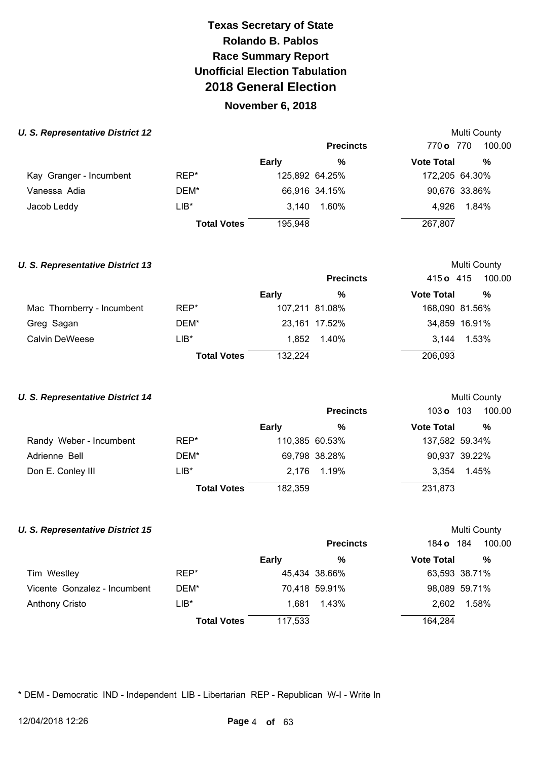# Texas Secretary of State
# Rolando B. Pablos
# Race Summary Report
# Unofficial Election Tabulation
# 2018 General Election
## November 6, 2018

### *U. S. Representative District 12*

Multi County

| | | | Precincts | 770 o 770 | 100.00 |
|---|---|---|---|---|---|
| | | **Early** | **%** | **Vote Total** | **%** |
| Kay Granger - Incumbent | REP* | 125,892 | 64.25% | 172,205 | 64.30% |
| Vanessa Adia | DEM* | 66,916 | 34.15% | 90,676 | 33.86% |
| Jacob Leddy | LIB* | 3,140 | 1.60% | 4,926 | 1.84% |
| | **Total Votes** | 195,948 | | 267,807 | |

### *U. S. Representative District 13*

Multi County

| | | | Precincts | 415 o 415 | 100.00 |
|---|---|---|---|---|---|
| | | **Early** | **%** | **Vote Total** | **%** |
| Mac Thornberry - Incumbent | REP* | 107,211 | 81.08% | 168,090 | 81.56% |
| Greg Sagan | DEM* | 23,161 | 17.52% | 34,859 | 16.91% |
| Calvin DeWeese | LIB* | 1,852 | 1.40% | 3,144 | 1.53% |
| | **Total Votes** | 132,224 | | 206,093 | |

### *U. S. Representative District 14*

Multi County

| | | | Precincts | 103 o 103 | 100.00 |
|---|---|---|---|---|---|
| | | **Early** | **%** | **Vote Total** | **%** |
| Randy Weber - Incumbent | REP* | 110,385 | 60.53% | 137,582 | 59.34% |
| Adrienne Bell | DEM* | 69,798 | 38.28% | 90,937 | 39.22% |
| Don E. Conley III | LIB* | 2,176 | 1.19% | 3,354 | 1.45% |
| | **Total Votes** | 182,359 | | 231,873 | |

### *U. S. Representative District 15*

Multi County

| | | | Precincts | 184 o 184 | 100.00 |
|---|---|---|---|---|---|
| | | **Early** | **%** | **Vote Total** | **%** |
| Tim Westley | REP* | 45,434 | 38.66% | 63,593 | 38.71% |
| Vicente Gonzalez - Incumbent | DEM* | 70,418 | 59.91% | 98,089 | 59.71% |
| Anthony Cristo | LIB* | 1,681 | 1.43% | 2,602 | 1.58% |
| | **Total Votes** | 117,533 | | 164,284 | |

\* DEM - Democratic IND - Independent LIB - Libertarian REP - Republican W-I - Write In

12/04/2018 12:26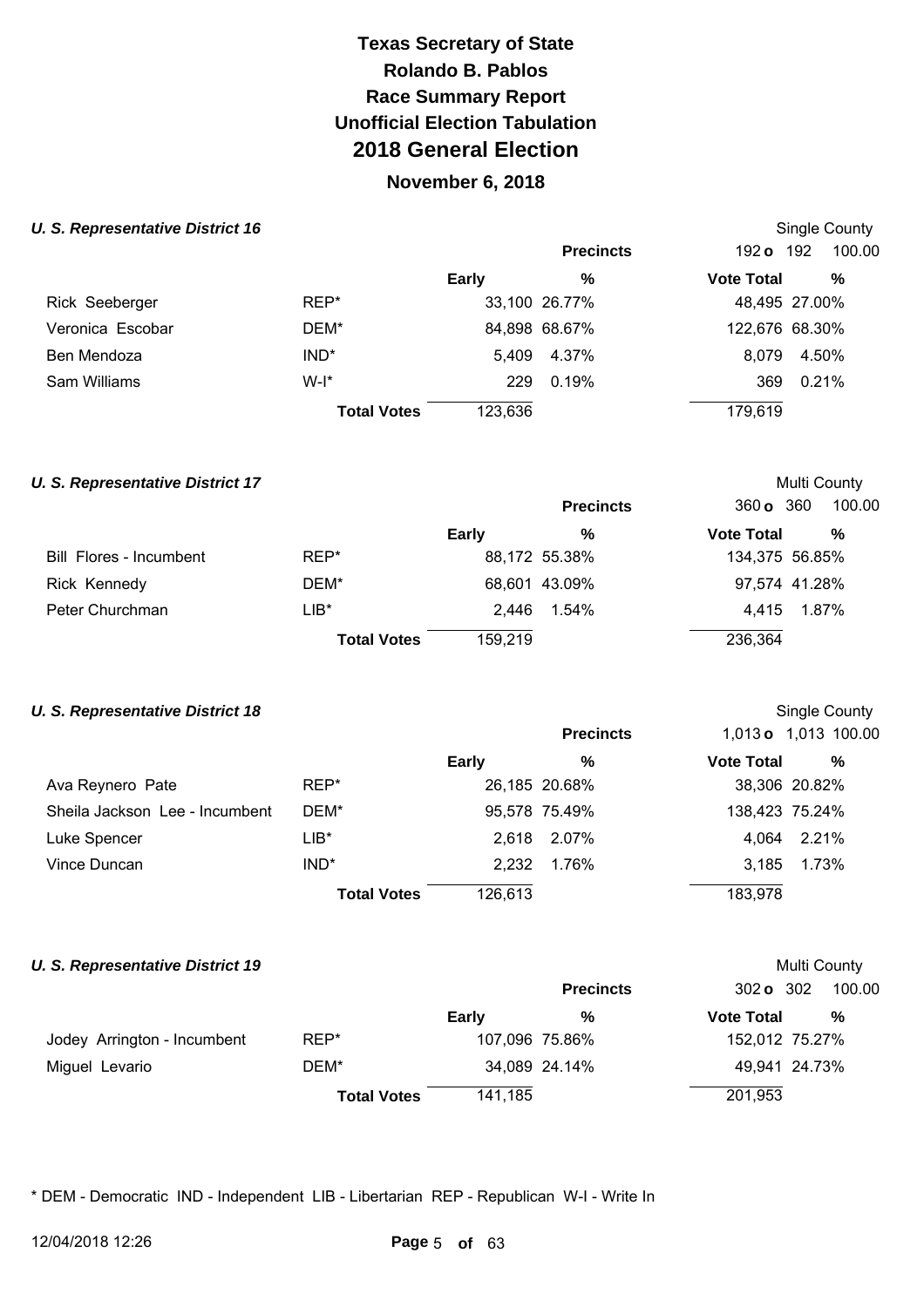# Texas Secretary of State
# Rolando B. Pablos
# Race Summary Report
# Unofficial Election Tabulation
# 2018 General Election
## November 6, 2018

### *U. S. Representative District 16*

Single County

| | | Early | % | Vote Total | % |
|---|---|---|---|---|---|
| | | **Precincts** | | 192 **o** 192 | 100.00 |
| Rick Seeberger | REP* | 33,100 | 26.77% | 48,495 | 27.00% |
| Veronica Escobar | DEM* | 84,898 | 68.67% | 122,676 | 68.30% |
| Ben Mendoza | IND* | 5,409 | 4.37% | 8,079 | 4.50% |
| Sam Williams | W-I* | 229 | 0.19% | 369 | 0.21% |
| | **Total Votes** | 123,636 | | 179,619 | |

### *U. S. Representative District 17*

Multi County

| | | Early | % | Vote Total | % |
|---|---|---|---|---|---|
| | | **Precincts** | | 360 **o** 360 | 100.00 |
| Bill Flores - Incumbent | REP* | 88,172 | 55.38% | 134,375 | 56.85% |
| Rick Kennedy | DEM* | 68,601 | 43.09% | 97,574 | 41.28% |
| Peter Churchman | LIB* | 2,446 | 1.54% | 4,415 | 1.87% |
| | **Total Votes** | 159,219 | | 236,364 | |

### *U. S. Representative District 18*

Single County

| | | Early | % | Vote Total | % |
|---|---|---|---|---|---|
| | | **Precincts** | | 1,013 **o** 1,013 | 100.00 |
| Ava Reynero Pate | REP* | 26,185 | 20.68% | 38,306 | 20.82% |
| Sheila Jackson Lee - Incumbent | DEM* | 95,578 | 75.49% | 138,423 | 75.24% |
| Luke Spencer | LIB* | 2,618 | 2.07% | 4,064 | 2.21% |
| Vince Duncan | IND* | 2,232 | 1.76% | 3,185 | 1.73% |
| | **Total Votes** | 126,613 | | 183,978 | |

### *U. S. Representative District 19*

Multi County

| | | Early | % | Vote Total | % |
|---|---|---|---|---|---|
| | | **Precincts** | | 302 **o** 302 | 100.00 |
| Jodey Arrington - Incumbent | REP* | 107,096 | 75.86% | 152,012 | 75.27% |
| Miguel Levario | DEM* | 34,089 | 24.14% | 49,941 | 24.73% |
| | **Total Votes** | 141,185 | | 201,953 | |

\* DEM - Democratic IND - Independent LIB - Libertarian REP - Republican W-I - Write In

12/04/2018 12:26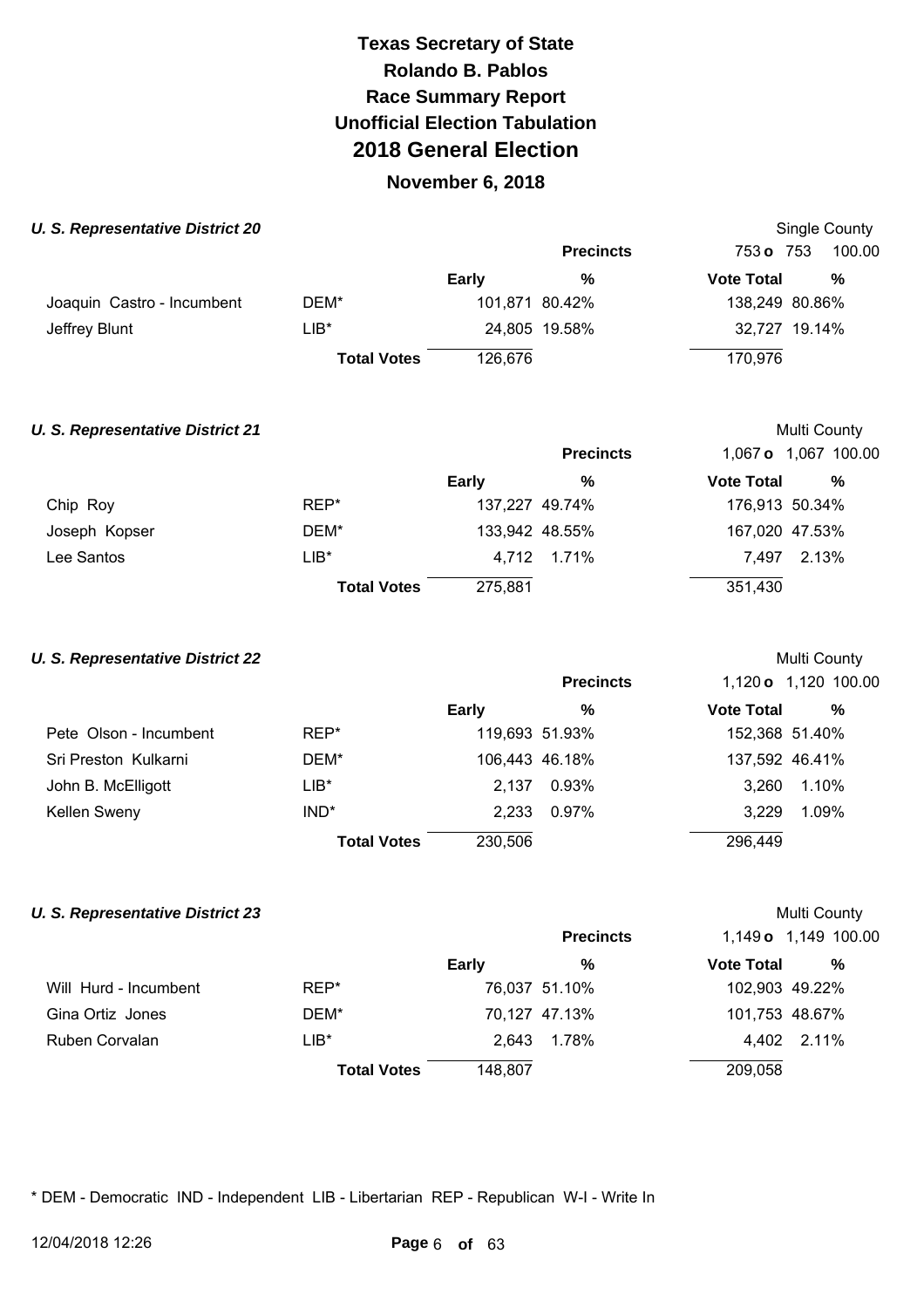# Texas Secretary of State
# Rolando B. Pablos
## Race Summary Report
## Unofficial Election Tabulation
## 2018 General Election
### November 6, 2018

***U. S. Representative District 20*** — Single County

Precincts: 753 o 753 100.00

| | | Early | % | Vote Total | % |
|---|---|---|---|---|---|
| Joaquin Castro - Incumbent | DEM* | 101,871 | 80.42% | 138,249 | 80.86% |
| Jeffrey Blunt | LIB* | 24,805 | 19.58% | 32,727 | 19.14% |
| | **Total Votes** | 126,676 | | 170,976 | |

***U. S. Representative District 21*** — Multi County

Precincts: 1,067 o 1,067 100.00

| | | Early | % | Vote Total | % |
|---|---|---|---|---|---|
| Chip Roy | REP* | 137,227 | 49.74% | 176,913 | 50.34% |
| Joseph Kopser | DEM* | 133,942 | 48.55% | 167,020 | 47.53% |
| Lee Santos | LIB* | 4,712 | 1.71% | 7,497 | 2.13% |
| | **Total Votes** | 275,881 | | 351,430 | |

***U. S. Representative District 22*** — Multi County

Precincts: 1,120 o 1,120 100.00

| | | Early | % | Vote Total | % |
|---|---|---|---|---|---|
| Pete Olson - Incumbent | REP* | 119,693 | 51.93% | 152,368 | 51.40% |
| Sri Preston Kulkarni | DEM* | 106,443 | 46.18% | 137,592 | 46.41% |
| John B. McElligott | LIB* | 2,137 | 0.93% | 3,260 | 1.10% |
| Kellen Sweny | IND* | 2,233 | 0.97% | 3,229 | 1.09% |
| | **Total Votes** | 230,506 | | 296,449 | |

***U. S. Representative District 23*** — Multi County

Precincts: 1,149 o 1,149 100.00

| | | Early | % | Vote Total | % |
|---|---|---|---|---|---|
| Will Hurd - Incumbent | REP* | 76,037 | 51.10% | 102,903 | 49.22% |
| Gina Ortiz Jones | DEM* | 70,127 | 47.13% | 101,753 | 48.67% |
| Ruben Corvalan | LIB* | 2,643 | 1.78% | 4,402 | 2.11% |
| | **Total Votes** | 148,807 | | 209,058 | |

* DEM - Democratic IND - Independent LIB - Libertarian REP - Republican W-I - Write In

12/04/2018 12:26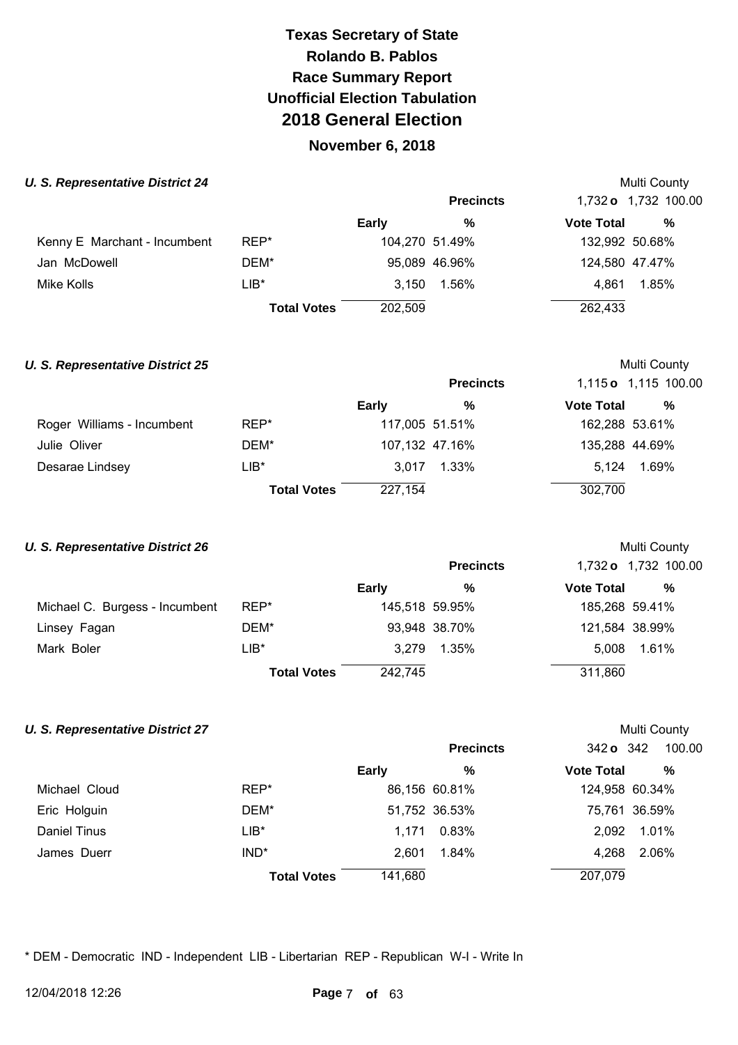# Texas Secretary of State
# Rolando B. Pablos
# Race Summary Report
# Unofficial Election Tabulation
# 2018 General Election
## November 6, 2018

### U. S. Representative District 24

Multi County

| | | Precincts | | 1,732 **o** 1,732 100.00 | |
|---|---|---|---|---|---|
| | | **Early** | **%** | **Vote Total** | **%** |
| Kenny E Marchant - Incumbent | REP* | 104,270 | 51.49% | 132,992 | 50.68% |
| Jan McDowell | DEM* | 95,089 | 46.96% | 124,580 | 47.47% |
| Mike Kolls | LIB* | 3,150 | 1.56% | 4,861 | 1.85% |
| | **Total Votes** | 202,509 | | 262,433 | |

### U. S. Representative District 25

Multi County

| | | Precincts | | 1,115 **o** 1,115 100.00 | |
|---|---|---|---|---|---|
| | | **Early** | **%** | **Vote Total** | **%** |
| Roger Williams - Incumbent | REP* | 117,005 | 51.51% | 162,288 | 53.61% |
| Julie Oliver | DEM* | 107,132 | 47.16% | 135,288 | 44.69% |
| Desarae Lindsey | LIB* | 3,017 | 1.33% | 5,124 | 1.69% |
| | **Total Votes** | 227,154 | | 302,700 | |

### U. S. Representative District 26

Multi County

| | | Precincts | | 1,732 **o** 1,732 100.00 | |
|---|---|---|---|---|---|
| | | **Early** | **%** | **Vote Total** | **%** |
| Michael C. Burgess - Incumbent | REP* | 145,518 | 59.95% | 185,268 | 59.41% |
| Linsey Fagan | DEM* | 93,948 | 38.70% | 121,584 | 38.99% |
| Mark Boler | LIB* | 3,279 | 1.35% | 5,008 | 1.61% |
| | **Total Votes** | 242,745 | | 311,860 | |

### U. S. Representative District 27

Multi County

| | | Precincts | | 342 **o** 342 100.00 | |
|---|---|---|---|---|---|
| | | **Early** | **%** | **Vote Total** | **%** |
| Michael Cloud | REP* | 86,156 | 60.81% | 124,958 | 60.34% |
| Eric Holguin | DEM* | 51,752 | 36.53% | 75,761 | 36.59% |
| Daniel Tinus | LIB* | 1,171 | 0.83% | 2,092 | 1.01% |
| James Duerr | IND* | 2,601 | 1.84% | 4,268 | 2.06% |
| | **Total Votes** | 141,680 | | 207,079 | |

* DEM - Democratic IND - Independent LIB - Libertarian REP - Republican W-I - Write In

12/04/2018 12:26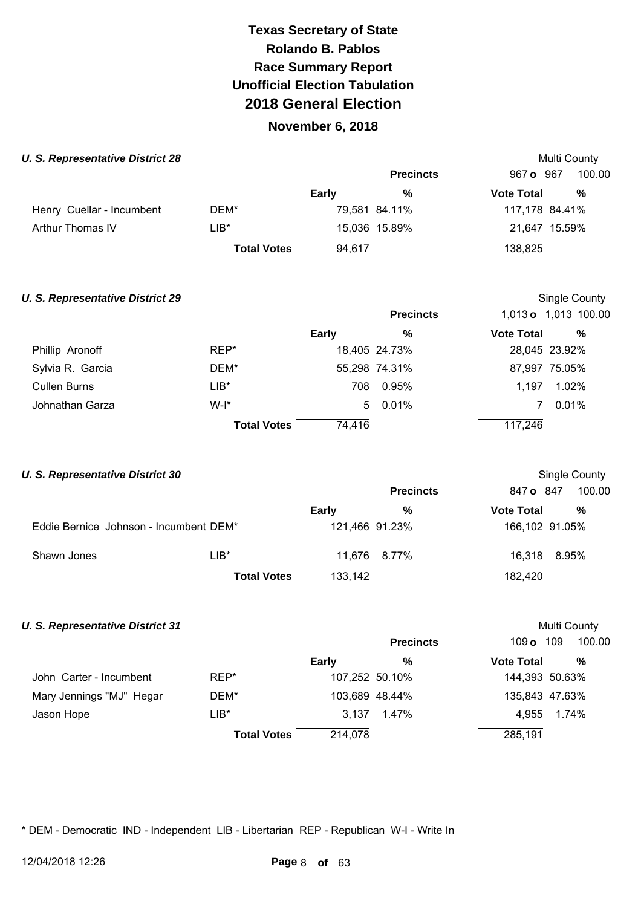# Texas Secretary of State
# Rolando B. Pablos
# Race Summary Report
# Unofficial Election Tabulation
# 2018 General Election
## November 6, 2018

### *U. S. Representative District 28*

Multi County

| | | Early | % | Vote Total | % |
|---|---|---|---|---|---|
| | | | **Precincts** | 967 **o** 967 | 100.00 |
| Henry Cuellar - Incumbent | DEM* | 79,581 | 84.11% | 117,178 | 84.41% |
| Arthur Thomas IV | LIB* | 15,036 | 15.89% | 21,647 | 15.59% |
| | **Total Votes** | 94,617 | | 138,825 | |

### *U. S. Representative District 29*

Single County

| | | Early | % | Vote Total | % |
|---|---|---|---|---|---|
| | | | **Precincts** | 1,013 **o** 1,013 | 100.00 |
| Phillip Aronoff | REP* | 18,405 | 24.73% | 28,045 | 23.92% |
| Sylvia R. Garcia | DEM* | 55,298 | 74.31% | 87,997 | 75.05% |
| Cullen Burns | LIB* | 708 | 0.95% | 1,197 | 1.02% |
| Johnathan Garza | W-I* | 5 | 0.01% | 7 | 0.01% |
| | **Total Votes** | 74,416 | | 117,246 | |

### *U. S. Representative District 30*

Single County

| | | Early | % | Vote Total | % |
|---|---|---|---|---|---|
| | | | **Precincts** | 847 **o** 847 | 100.00 |
| Eddie Bernice Johnson - Incumbent | DEM* | 121,466 | 91.23% | 166,102 | 91.05% |
| Shawn Jones | LIB* | 11,676 | 8.77% | 16,318 | 8.95% |
| | **Total Votes** | 133,142 | | 182,420 | |

### *U. S. Representative District 31*

Multi County

| | | Early | % | Vote Total | % |
|---|---|---|---|---|---|
| | | | **Precincts** | 109 **o** 109 | 100.00 |
| John Carter - Incumbent | REP* | 107,252 | 50.10% | 144,393 | 50.63% |
| Mary Jennings "MJ" Hegar | DEM* | 103,689 | 48.44% | 135,843 | 47.63% |
| Jason Hope | LIB* | 3,137 | 1.47% | 4,955 | 1.74% |
| | **Total Votes** | 214,078 | | 285,191 | |

* DEM - Democratic IND - Independent LIB - Libertarian REP - Republican W-I - Write In

12/04/2018 12:26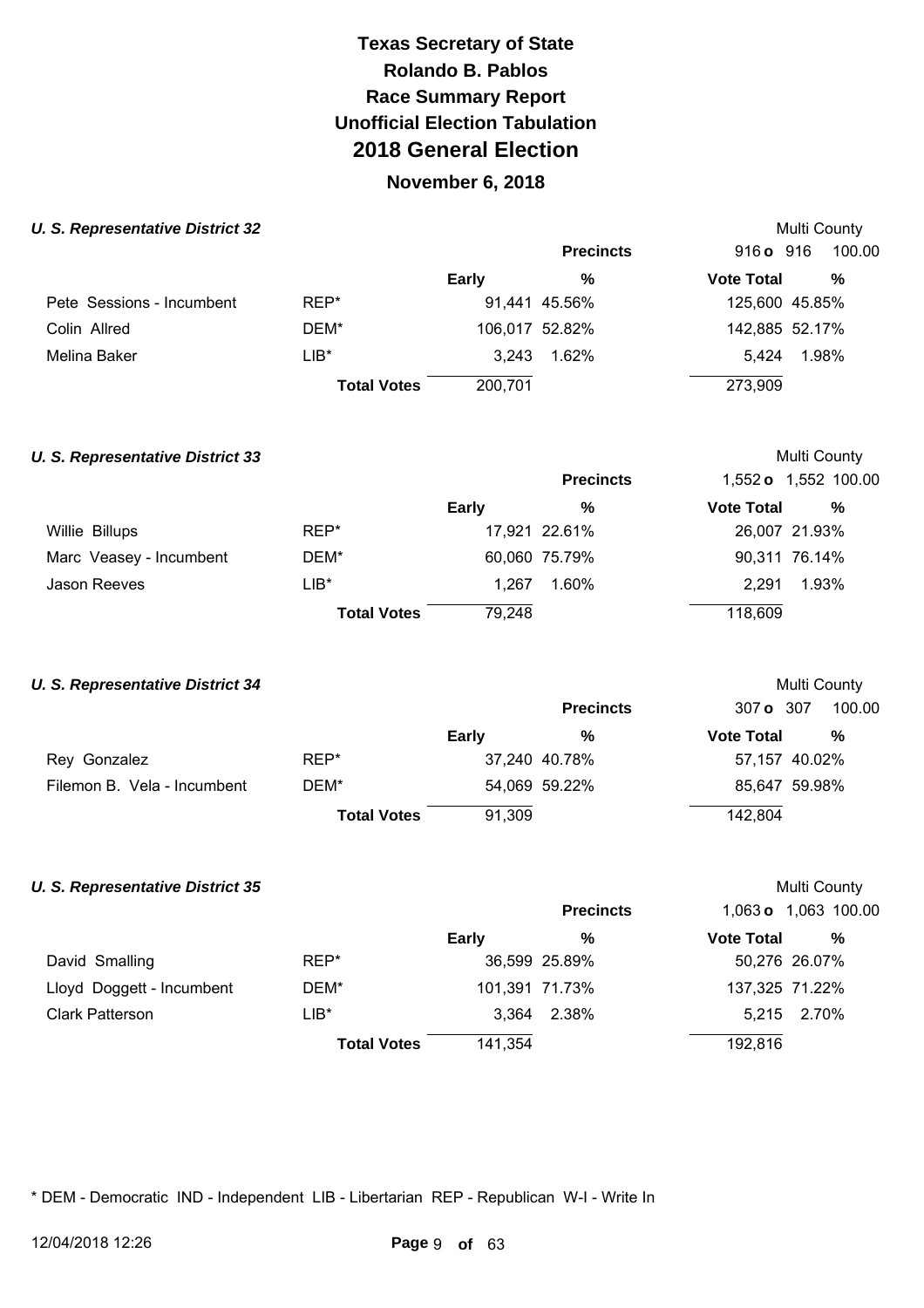# Texas Secretary of State
# Rolando B. Pablos
# Race Summary Report
# Unofficial Election Tabulation
# 2018 General Election
## November 6, 2018

### *U. S. Representative District 32*

Multi County

| | | Early | % | Vote Total | % |
|---|---|---|---|---|---|
| | | **Precincts** | | 916 o 916 | 100.00 |
| Pete Sessions - Incumbent | REP* | 91,441 | 45.56% | 125,600 | 45.85% |
| Colin Allred | DEM* | 106,017 | 52.82% | 142,885 | 52.17% |
| Melina Baker | LIB* | 3,243 | 1.62% | 5,424 | 1.98% |
| | **Total Votes** | 200,701 | | 273,909 | |

### *U. S. Representative District 33*

Multi County

| | | Early | % | Vote Total | % |
|---|---|---|---|---|---|
| | | **Precincts** | | 1,552 o 1,552 | 100.00 |
| Willie Billups | REP* | 17,921 | 22.61% | 26,007 | 21.93% |
| Marc Veasey - Incumbent | DEM* | 60,060 | 75.79% | 90,311 | 76.14% |
| Jason Reeves | LIB* | 1,267 | 1.60% | 2,291 | 1.93% |
| | **Total Votes** | 79,248 | | 118,609 | |

### *U. S. Representative District 34*

Multi County

| | | Early | % | Vote Total | % |
|---|---|---|---|---|---|
| | | **Precincts** | | 307 o 307 | 100.00 |
| Rey Gonzalez | REP* | 37,240 | 40.78% | 57,157 | 40.02% |
| Filemon B. Vela - Incumbent | DEM* | 54,069 | 59.22% | 85,647 | 59.98% |
| | **Total Votes** | 91,309 | | 142,804 | |

### *U. S. Representative District 35*

Multi County

| | | Early | % | Vote Total | % |
|---|---|---|---|---|---|
| | | **Precincts** | | 1,063 o 1,063 | 100.00 |
| David Smalling | REP* | 36,599 | 25.89% | 50,276 | 26.07% |
| Lloyd Doggett - Incumbent | DEM* | 101,391 | 71.73% | 137,325 | 71.22% |
| Clark Patterson | LIB* | 3,364 | 2.38% | 5,215 | 2.70% |
| | **Total Votes** | 141,354 | | 192,816 | |

* DEM - Democratic IND - Independent LIB - Libertarian REP - Republican W-I - Write In

12/04/2018 12:26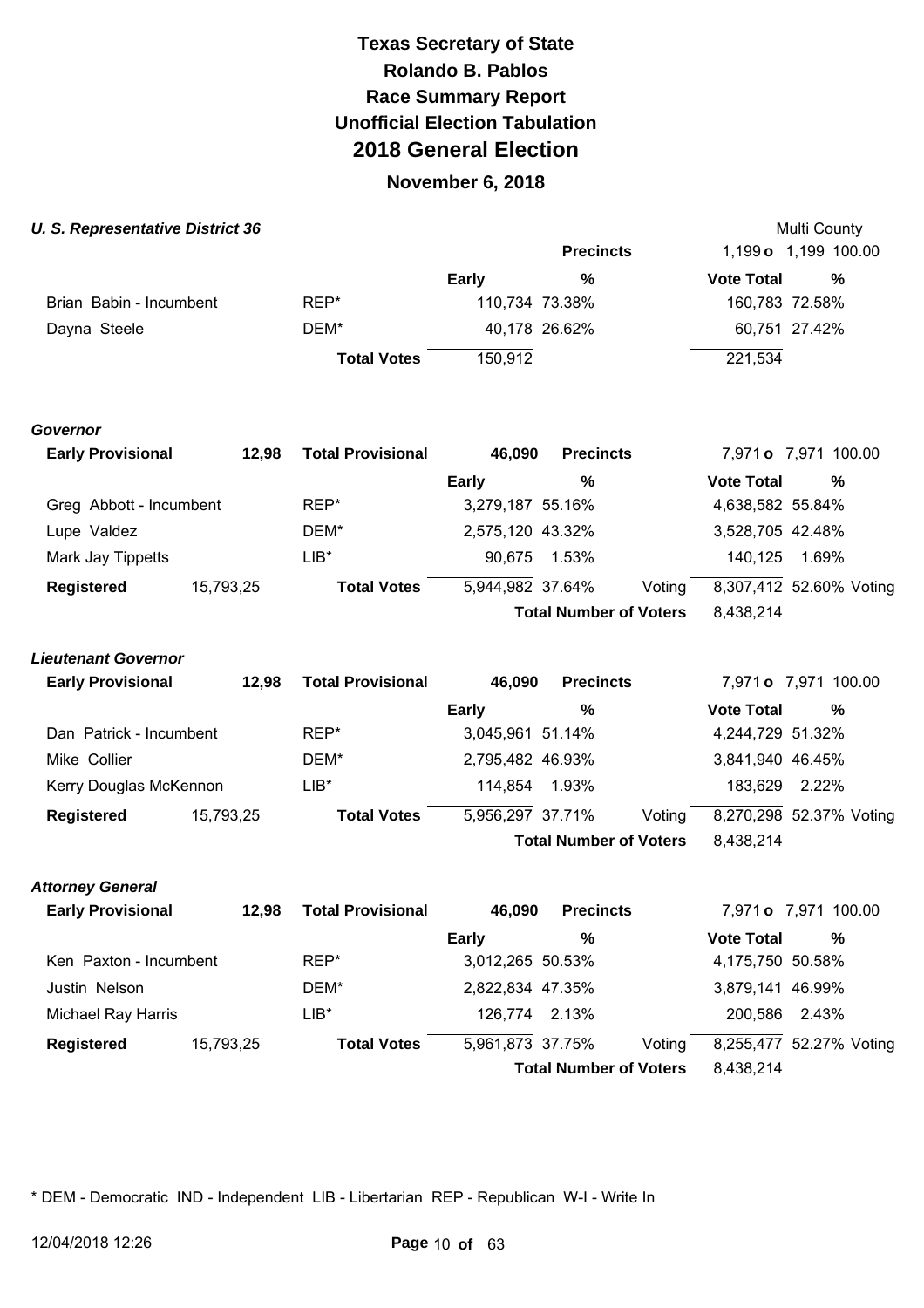# Texas Secretary of State
# Rolando B. Pablos
# Race Summary Report
# Unofficial Election Tabulation
# 2018 General Election
## November 6, 2018

### *U. S. Representative District 36*

Multi County

| | | | | | | |
|---|---|---|---|---|---|---|
| | | | **Precincts** | | 1,199 **o** 1,199 | 100.00 |
| | | **Early** | **%** | | **Vote Total** | **%** |
| Brian Babin - Incumbent | REP* | 110,734 | 73.38% | | 160,783 | 72.58% |
| Dayna Steele | DEM* | 40,178 | 26.62% | | 60,751 | 27.42% |
| | **Total Votes** | 150,912 | | | 221,534 | |

### *Governor*

| | | | | | | | | |
|---|---|---|---|---|---|---|---|---|
| **Early Provisional** | **12,98** | **Total Provisional** | **46,090** | **Precincts** | | 7,971 **o** 7,971 | 100.00 | |
| | | | **Early** | **%** | | **Vote Total** | **%** | |
| Greg Abbott - Incumbent | | REP* | 3,279,187 | 55.16% | | 4,638,582 | 55.84% | |
| Lupe Valdez | | DEM* | 2,575,120 | 43.32% | | 3,528,705 | 42.48% | |
| Mark Jay Tippetts | | LIB* | 90,675 | 1.53% | | 140,125 | 1.69% | |
| **Registered** | 15,793,25 | **Total Votes** | 5,944,982 | 37.64% | Voting | 8,307,412 | 52.60% | Voting |
| | | | | **Total Number of Voters** | | 8,438,214 | | |

### *Lieutenant Governor*

| | | | | | | | | |
|---|---|---|---|---|---|---|---|---|
| **Early Provisional** | **12,98** | **Total Provisional** | **46,090** | **Precincts** | | 7,971 **o** 7,971 | 100.00 | |
| | | | **Early** | **%** | | **Vote Total** | **%** | |
| Dan Patrick - Incumbent | | REP* | 3,045,961 | 51.14% | | 4,244,729 | 51.32% | |
| Mike Collier | | DEM* | 2,795,482 | 46.93% | | 3,841,940 | 46.45% | |
| Kerry Douglas McKennon | | LIB* | 114,854 | 1.93% | | 183,629 | 2.22% | |
| **Registered** | 15,793,25 | **Total Votes** | 5,956,297 | 37.71% | Voting | 8,270,298 | 52.37% | Voting |
| | | | | **Total Number of Voters** | | 8,438,214 | | |

### *Attorney General*

| | | | | | | | | |
|---|---|---|---|---|---|---|---|---|
| **Early Provisional** | **12,98** | **Total Provisional** | **46,090** | **Precincts** | | 7,971 **o** 7,971 | 100.00 | |
| | | | **Early** | **%** | | **Vote Total** | **%** | |
| Ken Paxton - Incumbent | | REP* | 3,012,265 | 50.53% | | 4,175,750 | 50.58% | |
| Justin Nelson | | DEM* | 2,822,834 | 47.35% | | 3,879,141 | 46.99% | |
| Michael Ray Harris | | LIB* | 126,774 | 2.13% | | 200,586 | 2.43% | |
| **Registered** | 15,793,25 | **Total Votes** | 5,961,873 | 37.75% | Voting | 8,255,477 | 52.27% | Voting |
| | | | | **Total Number of Voters** | | 8,438,214 | | |

* DEM - Democratic IND - Independent LIB - Libertarian REP - Republican W-I - Write In

12/04/2018 12:26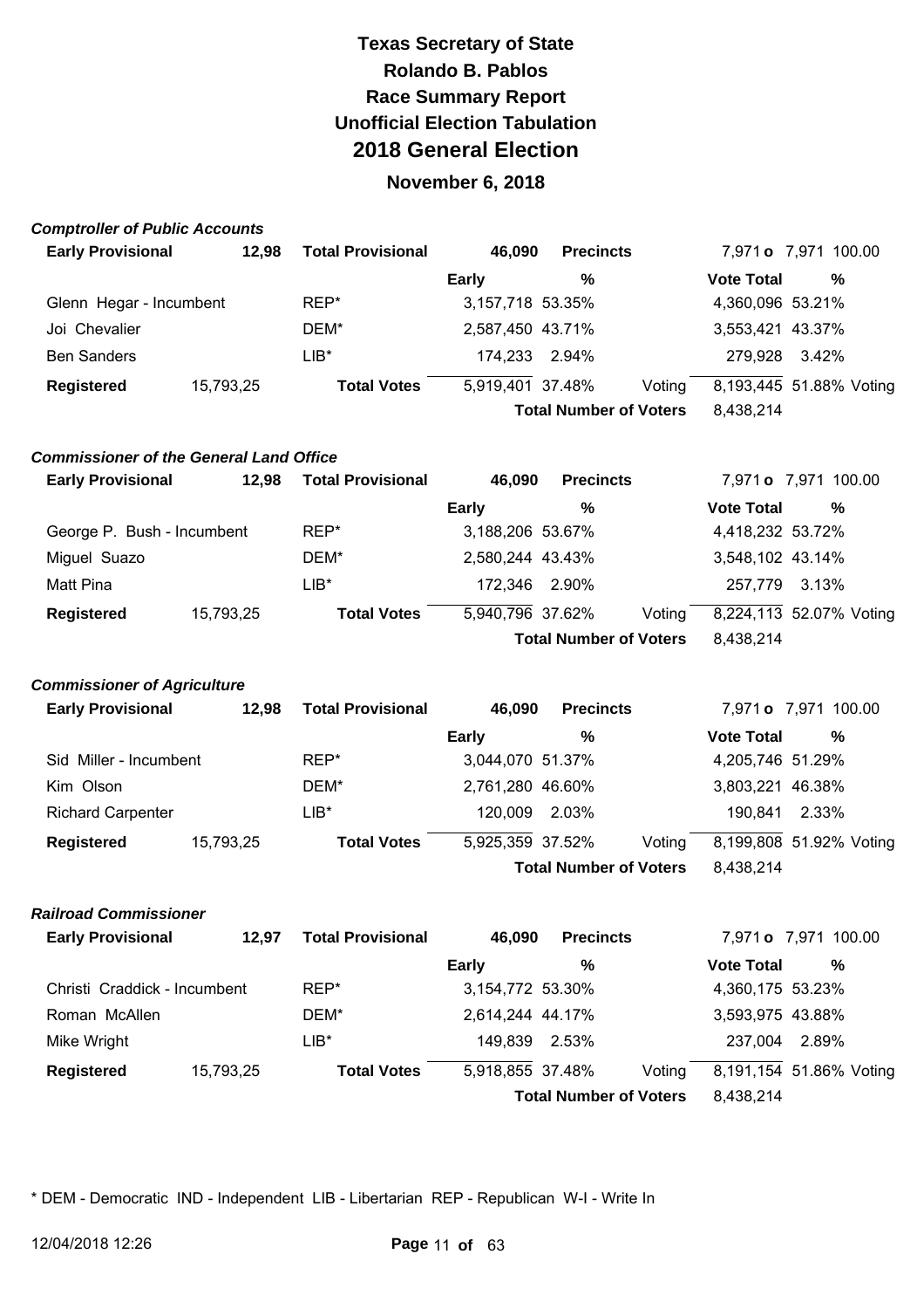# Texas Secretary of State
## Rolando B. Pablos
## Race Summary Report
## Unofficial Election Tabulation
## 2018 General Election
### November 6, 2018

***Comptroller of Public Accounts***

| Early Provisional | 12,98 | Total Provisional | 46,090 | Precincts | | 7,971 o 7,971 | 100.00 |
|---|---|---|---|---|---|---|---|
| | | | **Early** | **%** | | **Vote Total** | **%** |
| Glenn Hegar - Incumbent | | REP* | 3,157,718 | 53.35% | | 4,360,096 | 53.21% |
| Joi Chevalier | | DEM* | 2,587,450 | 43.71% | | 3,553,421 | 43.37% |
| Ben Sanders | | LIB* | 174,233 | 2.94% | | 279,928 | 3.42% |
| **Registered** | 15,793,25 | **Total Votes** | 5,919,401 | 37.48% | Voting | 8,193,445 | 51.88% Voting |
| | | | | **Total Number of Voters** | | 8,438,214 | |

***Commissioner of the General Land Office***

| Early Provisional | 12,98 | Total Provisional | 46,090 | Precincts | | 7,971 o 7,971 | 100.00 |
|---|---|---|---|---|---|---|---|
| | | | **Early** | **%** | | **Vote Total** | **%** |
| George P. Bush - Incumbent | | REP* | 3,188,206 | 53.67% | | 4,418,232 | 53.72% |
| Miguel Suazo | | DEM* | 2,580,244 | 43.43% | | 3,548,102 | 43.14% |
| Matt Pina | | LIB* | 172,346 | 2.90% | | 257,779 | 3.13% |
| **Registered** | 15,793,25 | **Total Votes** | 5,940,796 | 37.62% | Voting | 8,224,113 | 52.07% Voting |
| | | | | **Total Number of Voters** | | 8,438,214 | |

***Commissioner of Agriculture***

| Early Provisional | 12,98 | Total Provisional | 46,090 | Precincts | | 7,971 o 7,971 | 100.00 |
|---|---|---|---|---|---|---|---|
| | | | **Early** | **%** | | **Vote Total** | **%** |
| Sid Miller - Incumbent | | REP* | 3,044,070 | 51.37% | | 4,205,746 | 51.29% |
| Kim Olson | | DEM* | 2,761,280 | 46.60% | | 3,803,221 | 46.38% |
| Richard Carpenter | | LIB* | 120,009 | 2.03% | | 190,841 | 2.33% |
| **Registered** | 15,793,25 | **Total Votes** | 5,925,359 | 37.52% | Voting | 8,199,808 | 51.92% Voting |
| | | | | **Total Number of Voters** | | 8,438,214 | |

***Railroad Commissioner***

| Early Provisional | 12,97 | Total Provisional | 46,090 | Precincts | | 7,971 o 7,971 | 100.00 |
|---|---|---|---|---|---|---|---|
| | | | **Early** | **%** | | **Vote Total** | **%** |
| Christi Craddick - Incumbent | | REP* | 3,154,772 | 53.30% | | 4,360,175 | 53.23% |
| Roman McAllen | | DEM* | 2,614,244 | 44.17% | | 3,593,975 | 43.88% |
| Mike Wright | | LIB* | 149,839 | 2.53% | | 237,004 | 2.89% |
| **Registered** | 15,793,25 | **Total Votes** | 5,918,855 | 37.48% | Voting | 8,191,154 | 51.86% Voting |
| | | | | **Total Number of Voters** | | 8,438,214 | |

* DEM - Democratic IND - Independent LIB - Libertarian REP - Republican W-I - Write In

12/04/2018 12:26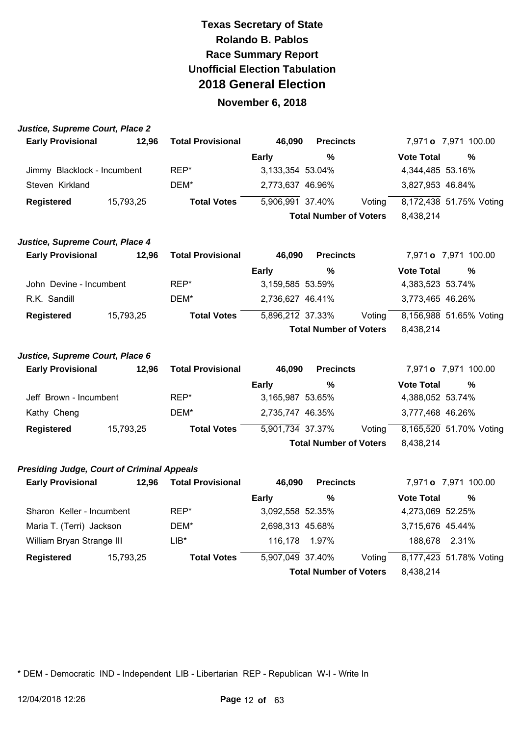# Texas Secretary of State
# Rolando B. Pablos
# Race Summary Report
# Unofficial Election Tabulation
# 2018 General Election
## November 6, 2018

### *Justice, Supreme Court, Place 2*

| **Early Provisional** | **12,96** | **Total Provisional** | **46,090** | **Precincts** | | 7,971 **o** 7,971 100.00 | |
|---|---|---|---|---|---|---|---|
| | | | **Early** | **%** | | **Vote Total** | **%** |
| Jimmy Blacklock - Incumbent | | REP* | 3,133,354 | 53.04% | | 4,344,485 | 53.16% |
| Steven Kirkland | | DEM* | 2,773,637 | 46.96% | | 3,827,953 | 46.84% |
| **Registered** | 15,793,25 | **Total Votes** | 5,906,991 | 37.40% | Voting | 8,172,438 | 51.75% Voting |
| | | | | **Total Number of Voters** | | 8,438,214 | |

### *Justice, Supreme Court, Place 4*

| **Early Provisional** | **12,96** | **Total Provisional** | **46,090** | **Precincts** | | 7,971 **o** 7,971 100.00 | |
|---|---|---|---|---|---|---|---|
| | | | **Early** | **%** | | **Vote Total** | **%** |
| John Devine - Incumbent | | REP* | 3,159,585 | 53.59% | | 4,383,523 | 53.74% |
| R.K. Sandill | | DEM* | 2,736,627 | 46.41% | | 3,773,465 | 46.26% |
| **Registered** | 15,793,25 | **Total Votes** | 5,896,212 | 37.33% | Voting | 8,156,988 | 51.65% Voting |
| | | | | **Total Number of Voters** | | 8,438,214 | |

### *Justice, Supreme Court, Place 6*

| **Early Provisional** | **12,96** | **Total Provisional** | **46,090** | **Precincts** | | 7,971 **o** 7,971 100.00 | |
|---|---|---|---|---|---|---|---|
| | | | **Early** | **%** | | **Vote Total** | **%** |
| Jeff Brown - Incumbent | | REP* | 3,165,987 | 53.65% | | 4,388,052 | 53.74% |
| Kathy Cheng | | DEM* | 2,735,747 | 46.35% | | 3,777,468 | 46.26% |
| **Registered** | 15,793,25 | **Total Votes** | 5,901,734 | 37.37% | Voting | 8,165,520 | 51.70% Voting |
| | | | | **Total Number of Voters** | | 8,438,214 | |

### *Presiding Judge, Court of Criminal Appeals*

| **Early Provisional** | **12,96** | **Total Provisional** | **46,090** | **Precincts** | | 7,971 **o** 7,971 100.00 | |
|---|---|---|---|---|---|---|---|
| | | | **Early** | **%** | | **Vote Total** | **%** |
| Sharon Keller - Incumbent | | REP* | 3,092,558 | 52.35% | | 4,273,069 | 52.25% |
| Maria T. (Terri) Jackson | | DEM* | 2,698,313 | 45.68% | | 3,715,676 | 45.44% |
| William Bryan Strange III | | LIB* | 116,178 | 1.97% | | 188,678 | 2.31% |
| **Registered** | 15,793,25 | **Total Votes** | 5,907,049 | 37.40% | Voting | 8,177,423 | 51.78% Voting |
| | | | | **Total Number of Voters** | | 8,438,214 | |

* DEM - Democratic IND - Independent LIB - Libertarian REP - Republican W-I - Write In

12/04/2018 12:26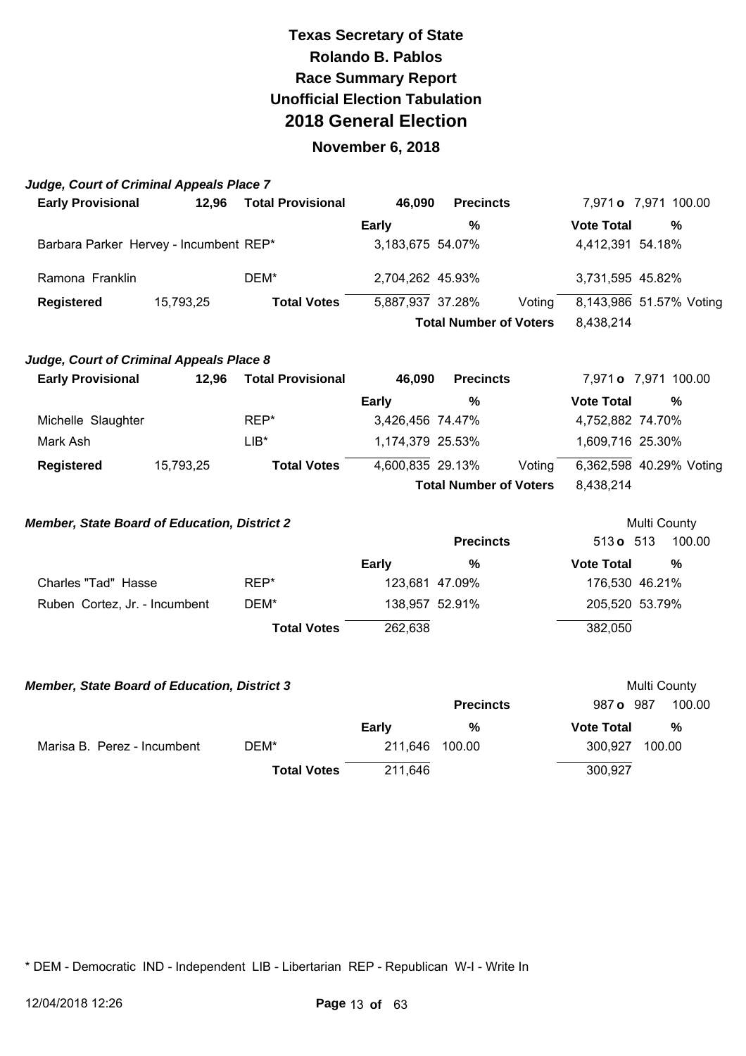# Texas Secretary of State
## Rolando B. Pablos
## Race Summary Report
## Unofficial Election Tabulation
## 2018 General Election
### November 6, 2018

***Judge, Court of Criminal Appeals Place 7***

| **Early Provisional** | **12,96** | **Total Provisional** | **46,090** | **Precincts** | | 7,971 **o** 7,971 100.00 | |
|---|---|---|---|---|---|---|---|
| | | | **Early** | **%** | | **Vote Total** | **%** |
| Barbara Parker Hervey - Incumbent | | REP* | 3,183,675 | 54.07% | | 4,412,391 | 54.18% |
| Ramona Franklin | | DEM* | 2,704,262 | 45.93% | | 3,731,595 | 45.82% |
| **Registered** | 15,793,25 | **Total Votes** | 5,887,937 | 37.28% | Voting | 8,143,986 | 51.57% Voting |
| | | | | **Total Number of Voters** | | 8,438,214 | |

***Judge, Court of Criminal Appeals Place 8***

| **Early Provisional** | **12,96** | **Total Provisional** | **46,090** | **Precincts** | | 7,971 **o** 7,971 100.00 | |
|---|---|---|---|---|---|---|---|
| | | | **Early** | **%** | | **Vote Total** | **%** |
| Michelle Slaughter | | REP* | 3,426,456 | 74.47% | | 4,752,882 | 74.70% |
| Mark Ash | | LIB* | 1,174,379 | 25.53% | | 1,609,716 | 25.30% |
| **Registered** | 15,793,25 | **Total Votes** | 4,600,835 | 29.13% | Voting | 6,362,598 | 40.29% Voting |
| | | | | **Total Number of Voters** | | 8,438,214 | |

***Member, State Board of Education, District 2***

| | | | **Precincts** | Multi County<br>513 **o** 513 100.00 | |
|---|---|---|---|---|---|
| | | **Early** | **%** | **Vote Total** | **%** |
| Charles "Tad" Hasse | REP* | 123,681 | 47.09% | 176,530 | 46.21% |
| Ruben Cortez, Jr. - Incumbent | DEM* | 138,957 | 52.91% | 205,520 | 53.79% |
| | **Total Votes** | 262,638 | | 382,050 | |

***Member, State Board of Education, District 3***

| | | | **Precincts** | Multi County<br>987 **o** 987 100.00 | |
|---|---|---|---|---|---|
| | | **Early** | **%** | **Vote Total** | **%** |
| Marisa B. Perez - Incumbent | DEM* | 211,646 | 100.00 | 300,927 | 100.00 |
| | **Total Votes** | 211,646 | | 300,927 | |

* DEM - Democratic IND - Independent LIB - Libertarian REP - Republican W-I - Write In

12/04/2018 12:26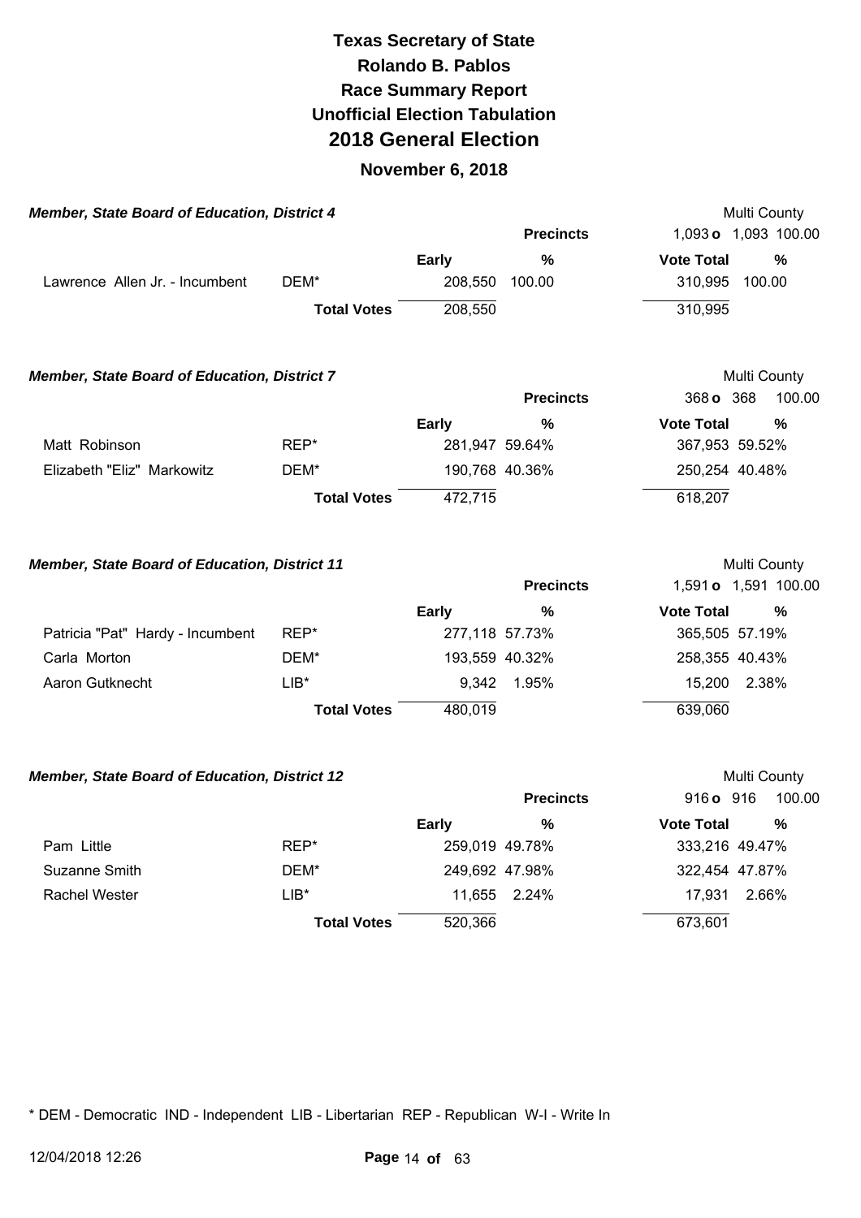# Texas Secretary of State
## Rolando B. Pablos
## Race Summary Report
## Unofficial Election Tabulation
## 2018 General Election
### November 6, 2018

***Member, State Board of Education, District 4*** — Multi County

Precincts: 1,093 o 1,093 100.00

| Candidate | Party | Early | % | Vote Total | % |
|---|---|---|---|---|---|
| Lawrence Allen Jr. - Incumbent | DEM* | 208,550 | 100.00 | 310,995 | 100.00 |
| | **Total Votes** | 208,550 | | 310,995 | |

***Member, State Board of Education, District 7*** — Multi County

Precincts: 368 o 368 100.00

| Candidate | Party | Early | % | Vote Total | % |
|---|---|---|---|---|---|
| Matt Robinson | REP* | 281,947 | 59.64% | 367,953 | 59.52% |
| Elizabeth "Eliz" Markowitz | DEM* | 190,768 | 40.36% | 250,254 | 40.48% |
| | **Total Votes** | 472,715 | | 618,207 | |

***Member, State Board of Education, District 11*** — Multi County

Precincts: 1,591 o 1,591 100.00

| Candidate | Party | Early | % | Vote Total | % |
|---|---|---|---|---|---|
| Patricia "Pat" Hardy - Incumbent | REP* | 277,118 | 57.73% | 365,505 | 57.19% |
| Carla Morton | DEM* | 193,559 | 40.32% | 258,355 | 40.43% |
| Aaron Gutknecht | LIB* | 9,342 | 1.95% | 15,200 | 2.38% |
| | **Total Votes** | 480,019 | | 639,060 | |

***Member, State Board of Education, District 12*** — Multi County

Precincts: 916 o 916 100.00

| Candidate | Party | Early | % | Vote Total | % |
|---|---|---|---|---|---|
| Pam Little | REP* | 259,019 | 49.78% | 333,216 | 49.47% |
| Suzanne Smith | DEM* | 249,692 | 47.98% | 322,454 | 47.87% |
| Rachel Wester | LIB* | 11,655 | 2.24% | 17,931 | 2.66% |
| | **Total Votes** | 520,366 | | 673,601 | |

* DEM - Democratic IND - Independent LIB - Libertarian REP - Republican W-I - Write In

12/04/2018 12:26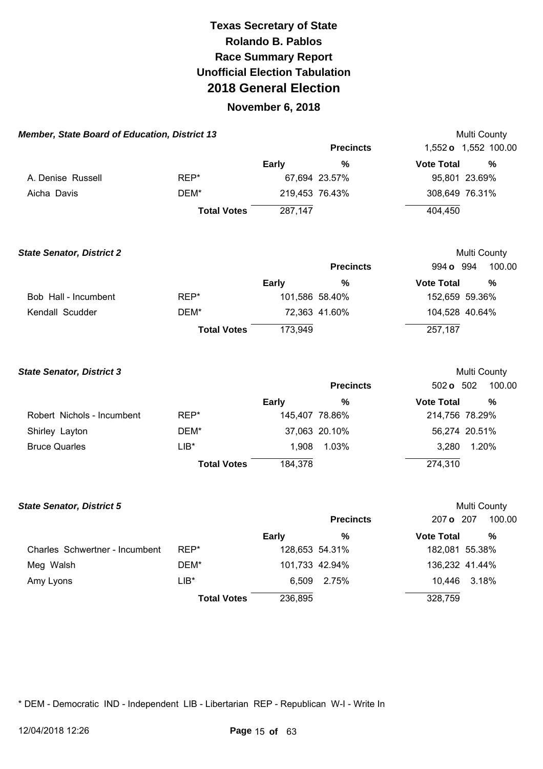# Texas Secretary of State
## Rolando B. Pablos
## Race Summary Report
## Unofficial Election Tabulation
## 2018 General Election
## November 6, 2018

### Member, State Board of Education, District 13

Multi County

| | | | Precincts | 1,552 **o** 1,552 | 100.00 |
|---|---|---|---|---|---|
| | | **Early** | **%** | **Vote Total** | **%** |
| A. Denise Russell | REP* | 67,694 | 23.57% | 95,801 | 23.69% |
| Aicha Davis | DEM* | 219,453 | 76.43% | 308,649 | 76.31% |
| | **Total Votes** | 287,147 | | 404,450 | |

### State Senator, District 2

Multi County

| | | | Precincts | 994 **o** 994 | 100.00 |
|---|---|---|---|---|---|
| | | **Early** | **%** | **Vote Total** | **%** |
| Bob Hall - Incumbent | REP* | 101,586 | 58.40% | 152,659 | 59.36% |
| Kendall Scudder | DEM* | 72,363 | 41.60% | 104,528 | 40.64% |
| | **Total Votes** | 173,949 | | 257,187 | |

### State Senator, District 3

Multi County

| | | | Precincts | 502 **o** 502 | 100.00 |
|---|---|---|---|---|---|
| | | **Early** | **%** | **Vote Total** | **%** |
| Robert Nichols - Incumbent | REP* | 145,407 | 78.86% | 214,756 | 78.29% |
| Shirley Layton | DEM* | 37,063 | 20.10% | 56,274 | 20.51% |
| Bruce Quarles | LIB* | 1,908 | 1.03% | 3,280 | 1.20% |
| | **Total Votes** | 184,378 | | 274,310 | |

### State Senator, District 5

Multi County

| | | | Precincts | 207 **o** 207 | 100.00 |
|---|---|---|---|---|---|
| | | **Early** | **%** | **Vote Total** | **%** |
| Charles Schwertner - Incumbent | REP* | 128,653 | 54.31% | 182,081 | 55.38% |
| Meg Walsh | DEM* | 101,733 | 42.94% | 136,232 | 41.44% |
| Amy Lyons | LIB* | 6,509 | 2.75% | 10,446 | 3.18% |
| | **Total Votes** | 236,895 | | 328,759 | |

* DEM - Democratic IND - Independent LIB - Libertarian REP - Republican W-I - Write In

12/04/2018 12:26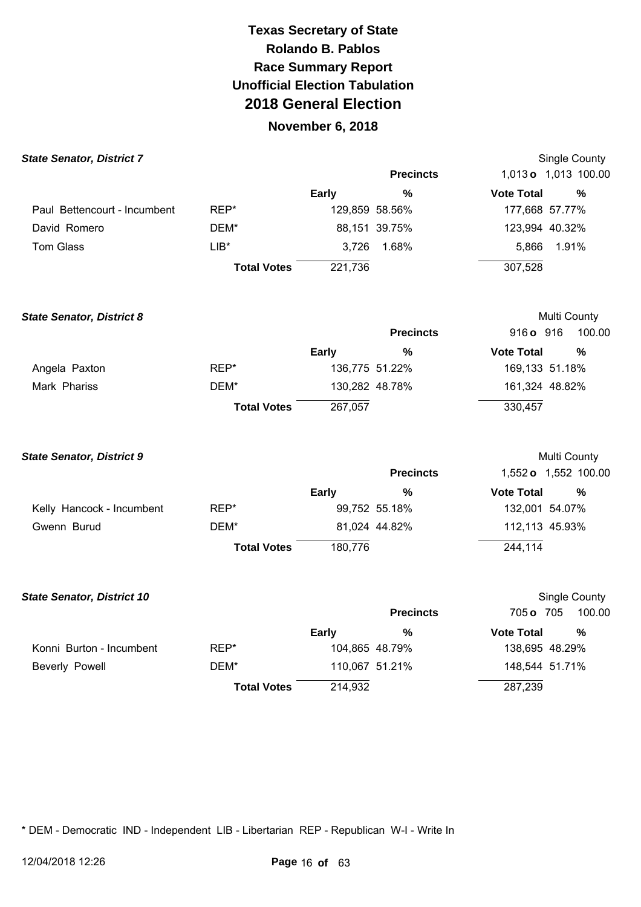# Texas Secretary of State
# Rolando B. Pablos
# Race Summary Report
# Unofficial Election Tabulation
# 2018 General Election

## November 6, 2018

### State Senator, District 7

Single County

| | | Early | % | Vote Total | % |
|---|---|---|---|---|---|
| | | **Precincts** | | 1,013 **o** 1,013 | 100.00 |
| Paul Bettencourt - Incumbent | REP* | 129,859 | 58.56% | 177,668 | 57.77% |
| David Romero | DEM* | 88,151 | 39.75% | 123,994 | 40.32% |
| Tom Glass | LIB* | 3,726 | 1.68% | 5,866 | 1.91% |
| | **Total Votes** | 221,736 | | 307,528 | |

### State Senator, District 8

Multi County

| | | Early | % | Vote Total | % |
|---|---|---|---|---|---|
| | | **Precincts** | | 916 **o** 916 | 100.00 |
| Angela Paxton | REP* | 136,775 | 51.22% | 169,133 | 51.18% |
| Mark Phariss | DEM* | 130,282 | 48.78% | 161,324 | 48.82% |
| | **Total Votes** | 267,057 | | 330,457 | |

### State Senator, District 9

Multi County

| | | Early | % | Vote Total | % |
|---|---|---|---|---|---|
| | | **Precincts** | | 1,552 **o** 1,552 | 100.00 |
| Kelly Hancock - Incumbent | REP* | 99,752 | 55.18% | 132,001 | 54.07% |
| Gwenn Burud | DEM* | 81,024 | 44.82% | 112,113 | 45.93% |
| | **Total Votes** | 180,776 | | 244,114 | |

### State Senator, District 10

Single County

| | | Early | % | Vote Total | % |
|---|---|---|---|---|---|
| | | **Precincts** | | 705 **o** 705 | 100.00 |
| Konni Burton - Incumbent | REP* | 104,865 | 48.79% | 138,695 | 48.29% |
| Beverly Powell | DEM* | 110,067 | 51.21% | 148,544 | 51.71% |
| | **Total Votes** | 214,932 | | 287,239 | |

* DEM - Democratic IND - Independent LIB - Libertarian REP - Republican W-I - Write In

12/04/2018 12:26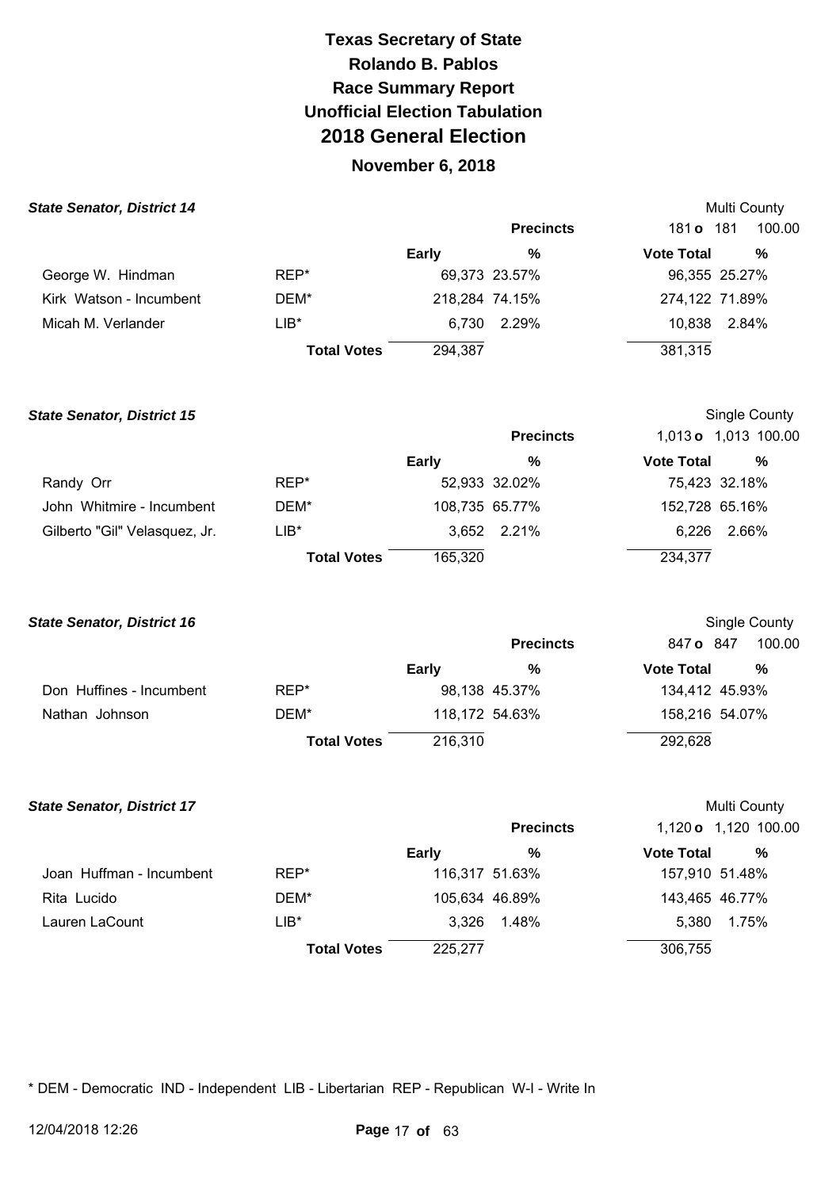# Texas Secretary of State
# Rolando B. Pablos
# Race Summary Report
# Unofficial Election Tabulation
# 2018 General Election
## November 6, 2018

### State Senator, District 14

Multi County

Precincts: 181 o 181 100.00

| | | Early | % | Vote Total | % |
|---|---|---|---|---|---|
| George W. Hindman | REP* | 69,373 | 23.57% | 96,355 | 25.27% |
| Kirk Watson - Incumbent | DEM* | 218,284 | 74.15% | 274,122 | 71.89% |
| Micah M. Verlander | LIB* | 6,730 | 2.29% | 10,838 | 2.84% |
| | Total Votes | 294,387 | | 381,315 | |

### State Senator, District 15

Single County

Precincts: 1,013 o 1,013 100.00

| | | Early | % | Vote Total | % |
|---|---|---|---|---|---|
| Randy Orr | REP* | 52,933 | 32.02% | 75,423 | 32.18% |
| John Whitmire - Incumbent | DEM* | 108,735 | 65.77% | 152,728 | 65.16% |
| Gilberto "Gil" Velasquez, Jr. | LIB* | 3,652 | 2.21% | 6,226 | 2.66% |
| | Total Votes | 165,320 | | 234,377 | |

### State Senator, District 16

Single County

Precincts: 847 o 847 100.00

| | | Early | % | Vote Total | % |
|---|---|---|---|---|---|
| Don Huffines - Incumbent | REP* | 98,138 | 45.37% | 134,412 | 45.93% |
| Nathan Johnson | DEM* | 118,172 | 54.63% | 158,216 | 54.07% |
| | Total Votes | 216,310 | | 292,628 | |

### State Senator, District 17

Multi County

Precincts: 1,120 o 1,120 100.00

| | | Early | % | Vote Total | % |
|---|---|---|---|---|---|
| Joan Huffman - Incumbent | REP* | 116,317 | 51.63% | 157,910 | 51.48% |
| Rita Lucido | DEM* | 105,634 | 46.89% | 143,465 | 46.77% |
| Lauren LaCount | LIB* | 3,326 | 1.48% | 5,380 | 1.75% |
| | Total Votes | 225,277 | | 306,755 | |

* DEM - Democratic IND - Independent LIB - Libertarian REP - Republican W-I - Write In

12/04/2018 12:26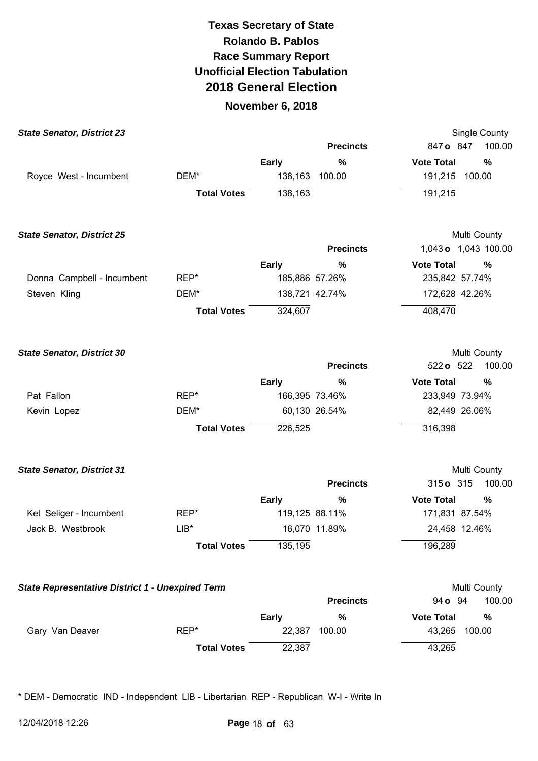# Texas Secretary of State
## Rolando B. Pablos
## Race Summary Report
## Unofficial Election Tabulation
## 2018 General Election
### November 6, 2018

**State Senator, District 23** — Single County

Precincts: 847 o 847 100.00

| Candidate | Party | Early | % | Vote Total | % |
|---|---|---|---|---|---|
| Royce West - Incumbent | DEM* | 138,163 | 100.00 | 191,215 | 100.00 |
| | **Total Votes** | 138,163 | | 191,215 | |

**State Senator, District 25** — Multi County

Precincts: 1,043 o 1,043 100.00

| Candidate | Party | Early | % | Vote Total | % |
|---|---|---|---|---|---|
| Donna Campbell - Incumbent | REP* | 185,886 | 57.26% | 235,842 | 57.74% |
| Steven Kling | DEM* | 138,721 | 42.74% | 172,628 | 42.26% |
| | **Total Votes** | 324,607 | | 408,470 | |

**State Senator, District 30** — Multi County

Precincts: 522 o 522 100.00

| Candidate | Party | Early | % | Vote Total | % |
|---|---|---|---|---|---|
| Pat Fallon | REP* | 166,395 | 73.46% | 233,949 | 73.94% |
| Kevin Lopez | DEM* | 60,130 | 26.54% | 82,449 | 26.06% |
| | **Total Votes** | 226,525 | | 316,398 | |

**State Senator, District 31** — Multi County

Precincts: 315 o 315 100.00

| Candidate | Party | Early | % | Vote Total | % |
|---|---|---|---|---|---|
| Kel Seliger - Incumbent | REP* | 119,125 | 88.11% | 171,831 | 87.54% |
| Jack B. Westbrook | LIB* | 16,070 | 11.89% | 24,458 | 12.46% |
| | **Total Votes** | 135,195 | | 196,289 | |

**State Representative District 1 - Unexpired Term** — Multi County

Precincts: 94 o 94 100.00

| Candidate | Party | Early | % | Vote Total | % |
|---|---|---|---|---|---|
| Gary Van Deaver | REP* | 22,387 | 100.00 | 43,265 | 100.00 |
| | **Total Votes** | 22,387 | | 43,265 | |

* DEM - Democratic IND - Independent LIB - Libertarian REP - Republican W-I - Write In

12/04/2018 12:26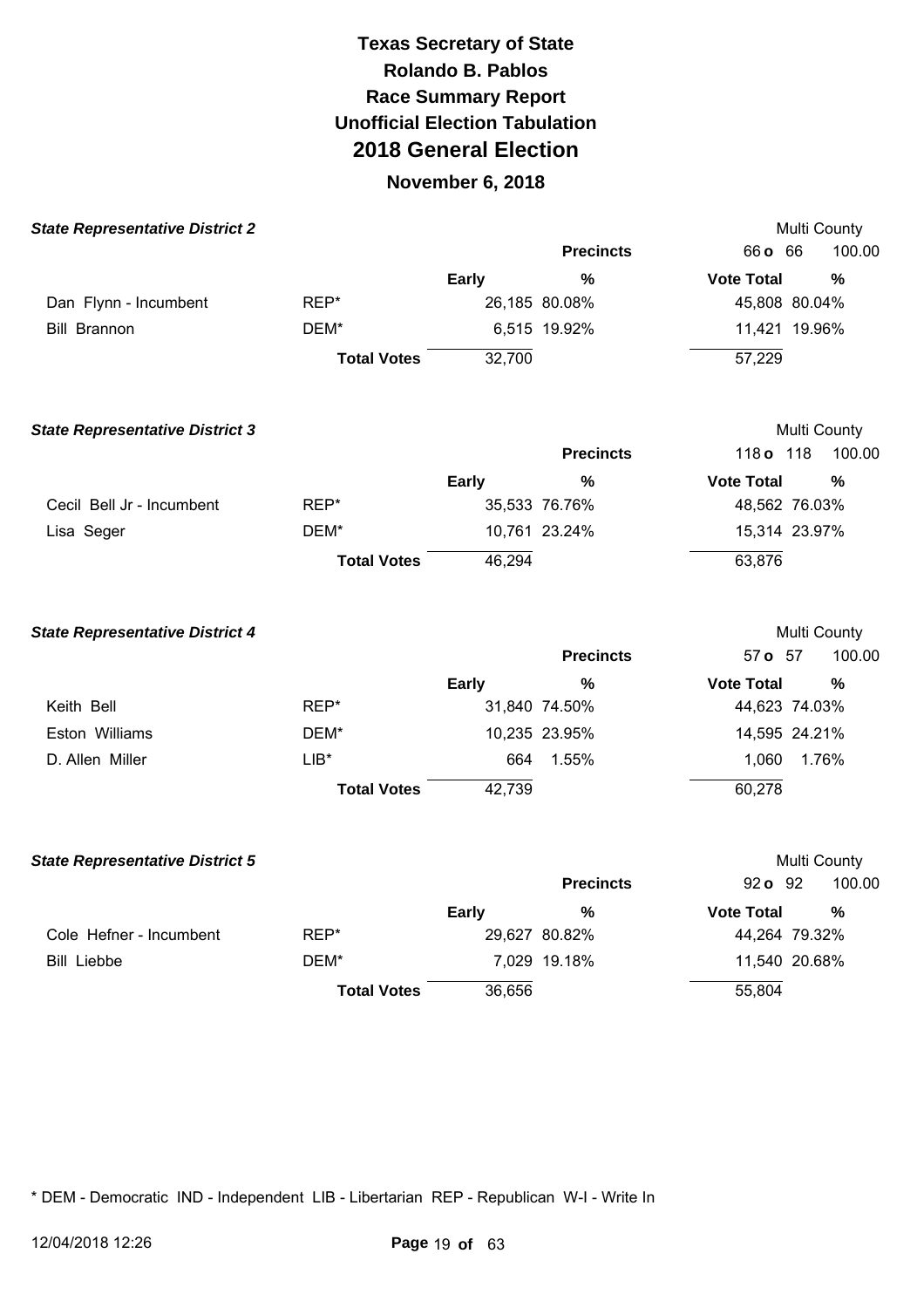# Texas Secretary of State
## Rolando B. Pablos
## Race Summary Report
## Unofficial Election Tabulation
## 2018 General Election
### November 6, 2018

**State Representative District 2** — Multi County

Precincts: 66 o 66 — 100.00

| Candidate | Party | Early | % | Vote Total | % |
|---|---|---|---|---|---|
| Dan Flynn - Incumbent | REP* | 26,185 | 80.08% | 45,808 | 80.04% |
| Bill Brannon | DEM* | 6,515 | 19.92% | 11,421 | 19.96% |
| | **Total Votes** | 32,700 | | 57,229 | |

**State Representative District 3** — Multi County

Precincts: 118 o 118 — 100.00

| Candidate | Party | Early | % | Vote Total | % |
|---|---|---|---|---|---|
| Cecil Bell Jr - Incumbent | REP* | 35,533 | 76.76% | 48,562 | 76.03% |
| Lisa Seger | DEM* | 10,761 | 23.24% | 15,314 | 23.97% |
| | **Total Votes** | 46,294 | | 63,876 | |

**State Representative District 4** — Multi County

Precincts: 57 o 57 — 100.00

| Candidate | Party | Early | % | Vote Total | % |
|---|---|---|---|---|---|
| Keith Bell | REP* | 31,840 | 74.50% | 44,623 | 74.03% |
| Eston Williams | DEM* | 10,235 | 23.95% | 14,595 | 24.21% |
| D. Allen Miller | LIB* | 664 | 1.55% | 1,060 | 1.76% |
| | **Total Votes** | 42,739 | | 60,278 | |

**State Representative District 5** — Multi County

Precincts: 92 o 92 — 100.00

| Candidate | Party | Early | % | Vote Total | % |
|---|---|---|---|---|---|
| Cole Hefner - Incumbent | REP* | 29,627 | 80.82% | 44,264 | 79.32% |
| Bill Liebbe | DEM* | 7,029 | 19.18% | 11,540 | 20.68% |
| | **Total Votes** | 36,656 | | 55,804 | |

* DEM - Democratic IND - Independent LIB - Libertarian REP - Republican W-I - Write In

12/04/2018 12:26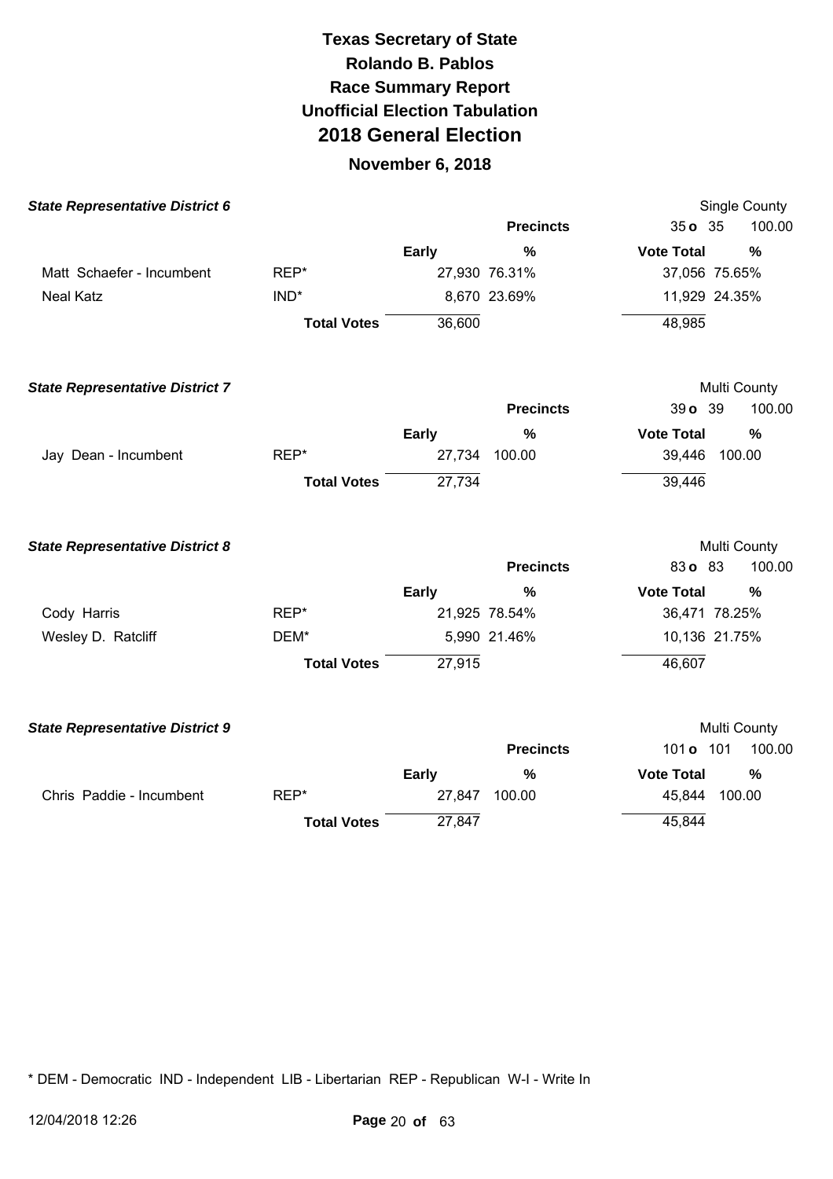# Texas Secretary of State
# Rolando B. Pablos
# Race Summary Report
# Unofficial Election Tabulation
# 2018 General Election
## November 6, 2018

### State Representative District 6

Single County

| | | | Precincts | 35 o 35 | 100.00 |
|---|---|---|---|---|---|
| | | Early | % | Vote Total | % |
| Matt Schaefer - Incumbent | REP* | 27,930 | 76.31% | 37,056 | 75.65% |
| Neal Katz | IND* | 8,670 | 23.69% | 11,929 | 24.35% |
| | Total Votes | 36,600 | | 48,985 | |

### State Representative District 7

Multi County

| | | | Precincts | 39 o 39 | 100.00 |
|---|---|---|---|---|---|
| | | Early | % | Vote Total | % |
| Jay Dean - Incumbent | REP* | 27,734 | 100.00 | 39,446 | 100.00 |
| | Total Votes | 27,734 | | 39,446 | |

### State Representative District 8

Multi County

| | | | Precincts | 83 o 83 | 100.00 |
|---|---|---|---|---|---|
| | | Early | % | Vote Total | % |
| Cody Harris | REP* | 21,925 | 78.54% | 36,471 | 78.25% |
| Wesley D. Ratcliff | DEM* | 5,990 | 21.46% | 10,136 | 21.75% |
| | Total Votes | 27,915 | | 46,607 | |

### State Representative District 9

Multi County

| | | | Precincts | 101 o 101 | 100.00 |
|---|---|---|---|---|---|
| | | Early | % | Vote Total | % |
| Chris Paddie - Incumbent | REP* | 27,847 | 100.00 | 45,844 | 100.00 |
| | Total Votes | 27,847 | | 45,844 | |

* DEM - Democratic IND - Independent LIB - Libertarian REP - Republican W-I - Write In

12/04/2018 12:26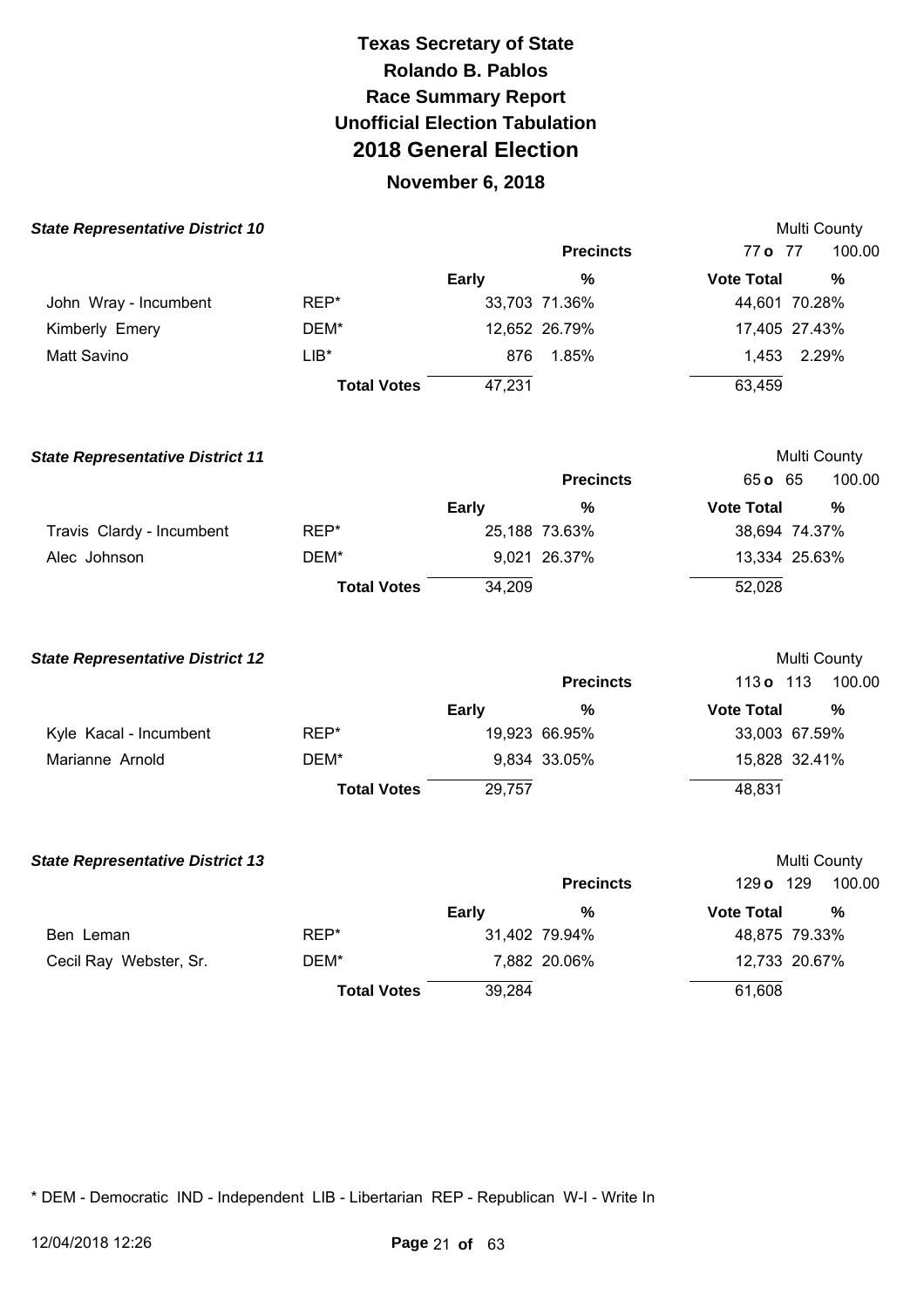# Texas Secretary of State
# Rolando B. Pablos
# Race Summary Report
# Unofficial Election Tabulation
# 2018 General Election

## November 6, 2018

### State Representative District 10

Multi County

| | | | Precincts | 77 o 77 | 100.00 |
|---|---|---|---|---|---|
| | | **Early** | **%** | **Vote Total** | **%** |
| John Wray - Incumbent | REP* | 33,703 | 71.36% | 44,601 | 70.28% |
| Kimberly Emery | DEM* | 12,652 | 26.79% | 17,405 | 27.43% |
| Matt Savino | LIB* | 876 | 1.85% | 1,453 | 2.29% |
| | **Total Votes** | 47,231 | | 63,459 | |

### State Representative District 11

Multi County

| | | | Precincts | 65 o 65 | 100.00 |
|---|---|---|---|---|---|
| | | **Early** | **%** | **Vote Total** | **%** |
| Travis Clardy - Incumbent | REP* | 25,188 | 73.63% | 38,694 | 74.37% |
| Alec Johnson | DEM* | 9,021 | 26.37% | 13,334 | 25.63% |
| | **Total Votes** | 34,209 | | 52,028 | |

### State Representative District 12

Multi County

| | | | Precincts | 113 o 113 | 100.00 |
|---|---|---|---|---|---|
| | | **Early** | **%** | **Vote Total** | **%** |
| Kyle Kacal - Incumbent | REP* | 19,923 | 66.95% | 33,003 | 67.59% |
| Marianne Arnold | DEM* | 9,834 | 33.05% | 15,828 | 32.41% |
| | **Total Votes** | 29,757 | | 48,831 | |

### State Representative District 13

Multi County

| | | | Precincts | 129 o 129 | 100.00 |
|---|---|---|---|---|---|
| | | **Early** | **%** | **Vote Total** | **%** |
| Ben Leman | REP* | 31,402 | 79.94% | 48,875 | 79.33% |
| Cecil Ray Webster, Sr. | DEM* | 7,882 | 20.06% | 12,733 | 20.67% |
| | **Total Votes** | 39,284 | | 61,608 | |

* DEM - Democratic IND - Independent LIB - Libertarian REP - Republican W-I - Write In

12/04/2018 12:26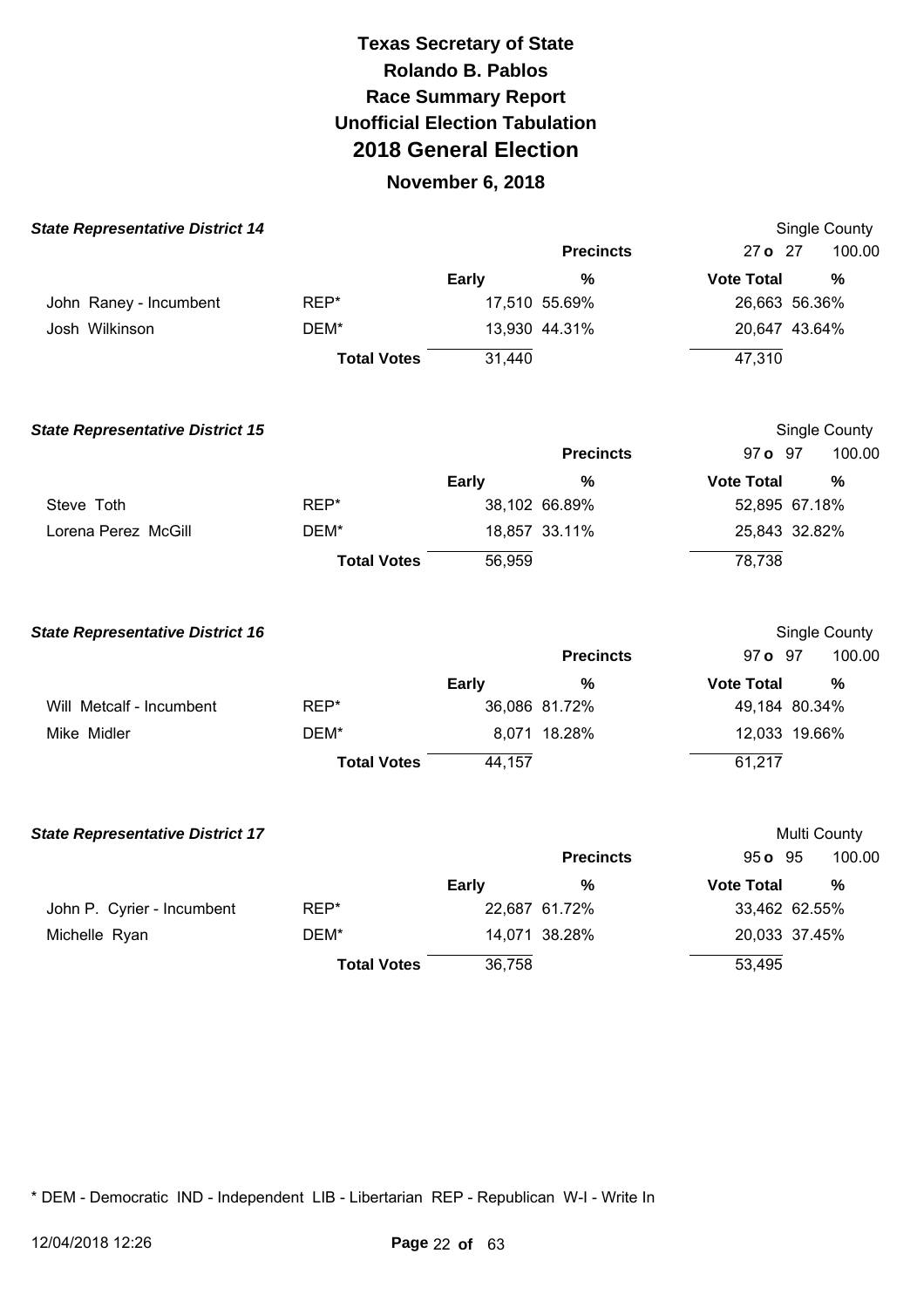# Texas Secretary of State
## Rolando B. Pablos
## Race Summary Report
## Unofficial Election Tabulation
## 2018 General Election
### November 6, 2018

**State Representative District 14**

Single County

| | | Early | % | Vote Total | % |
|---|---|---|---|---|---|
| | | | **Precincts** | 27 **o** 27 | 100.00 |
| John Raney - Incumbent | REP* | 17,510 | 55.69% | 26,663 | 56.36% |
| Josh Wilkinson | DEM* | 13,930 | 44.31% | 20,647 | 43.64% |
| | **Total Votes** | 31,440 | | 47,310 | |

**State Representative District 15**

Single County

| | | Early | % | Vote Total | % |
|---|---|---|---|---|---|
| | | | **Precincts** | 97 **o** 97 | 100.00 |
| Steve Toth | REP* | 38,102 | 66.89% | 52,895 | 67.18% |
| Lorena Perez McGill | DEM* | 18,857 | 33.11% | 25,843 | 32.82% |
| | **Total Votes** | 56,959 | | 78,738 | |

**State Representative District 16**

Single County

| | | Early | % | Vote Total | % |
|---|---|---|---|---|---|
| | | | **Precincts** | 97 **o** 97 | 100.00 |
| Will Metcalf - Incumbent | REP* | 36,086 | 81.72% | 49,184 | 80.34% |
| Mike Midler | DEM* | 8,071 | 18.28% | 12,033 | 19.66% |
| | **Total Votes** | 44,157 | | 61,217 | |

**State Representative District 17**

Multi County

| | | Early | % | Vote Total | % |
|---|---|---|---|---|---|
| | | | **Precincts** | 95 **o** 95 | 100.00 |
| John P. Cyrier - Incumbent | REP* | 22,687 | 61.72% | 33,462 | 62.55% |
| Michelle Ryan | DEM* | 14,071 | 38.28% | 20,033 | 37.45% |
| | **Total Votes** | 36,758 | | 53,495 | |

* DEM - Democratic IND - Independent LIB - Libertarian REP - Republican W-I - Write In

12/04/2018 12:26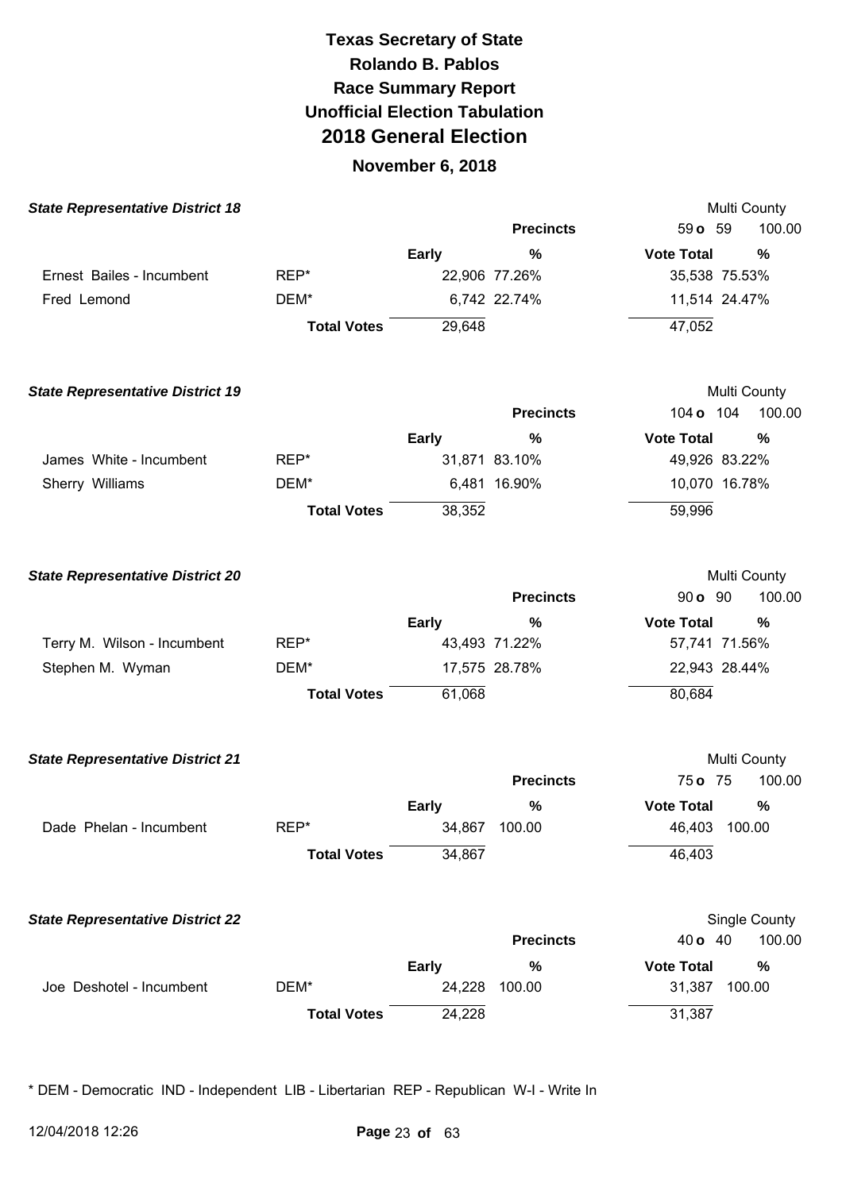# Texas Secretary of State
## Rolando B. Pablos
## Race Summary Report
## Unofficial Election Tabulation
## 2018 General Election
### November 6, 2018

**State Representative District 18** — Multi County

Precincts: 59 o 59 — 100.00

| Candidate | Party | Early | % | Vote Total | % |
|---|---|---|---|---|---|
| Ernest Bailes - Incumbent | REP* | 22,906 | 77.26% | 35,538 | 75.53% |
| Fred Lemond | DEM* | 6,742 | 22.74% | 11,514 | 24.47% |
| | **Total Votes** | 29,648 | | 47,052 | |

**State Representative District 19** — Multi County

Precincts: 104 o 104 — 100.00

| Candidate | Party | Early | % | Vote Total | % |
|---|---|---|---|---|---|
| James White - Incumbent | REP* | 31,871 | 83.10% | 49,926 | 83.22% |
| Sherry Williams | DEM* | 6,481 | 16.90% | 10,070 | 16.78% |
| | **Total Votes** | 38,352 | | 59,996 | |

**State Representative District 20** — Multi County

Precincts: 90 o 90 — 100.00

| Candidate | Party | Early | % | Vote Total | % |
|---|---|---|---|---|---|
| Terry M. Wilson - Incumbent | REP* | 43,493 | 71.22% | 57,741 | 71.56% |
| Stephen M. Wyman | DEM* | 17,575 | 28.78% | 22,943 | 28.44% |
| | **Total Votes** | 61,068 | | 80,684 | |

**State Representative District 21** — Multi County

Precincts: 75 o 75 — 100.00

| Candidate | Party | Early | % | Vote Total | % |
|---|---|---|---|---|---|
| Dade Phelan - Incumbent | REP* | 34,867 | 100.00 | 46,403 | 100.00 |
| | **Total Votes** | 34,867 | | 46,403 | |

**State Representative District 22** — Single County

Precincts: 40 o 40 — 100.00

| Candidate | Party | Early | % | Vote Total | % |
|---|---|---|---|---|---|
| Joe Deshotel - Incumbent | DEM* | 24,228 | 100.00 | 31,387 | 100.00 |
| | **Total Votes** | 24,228 | | 31,387 | |

* DEM - Democratic IND - Independent LIB - Libertarian REP - Republican W-I - Write In

12/04/2018 12:26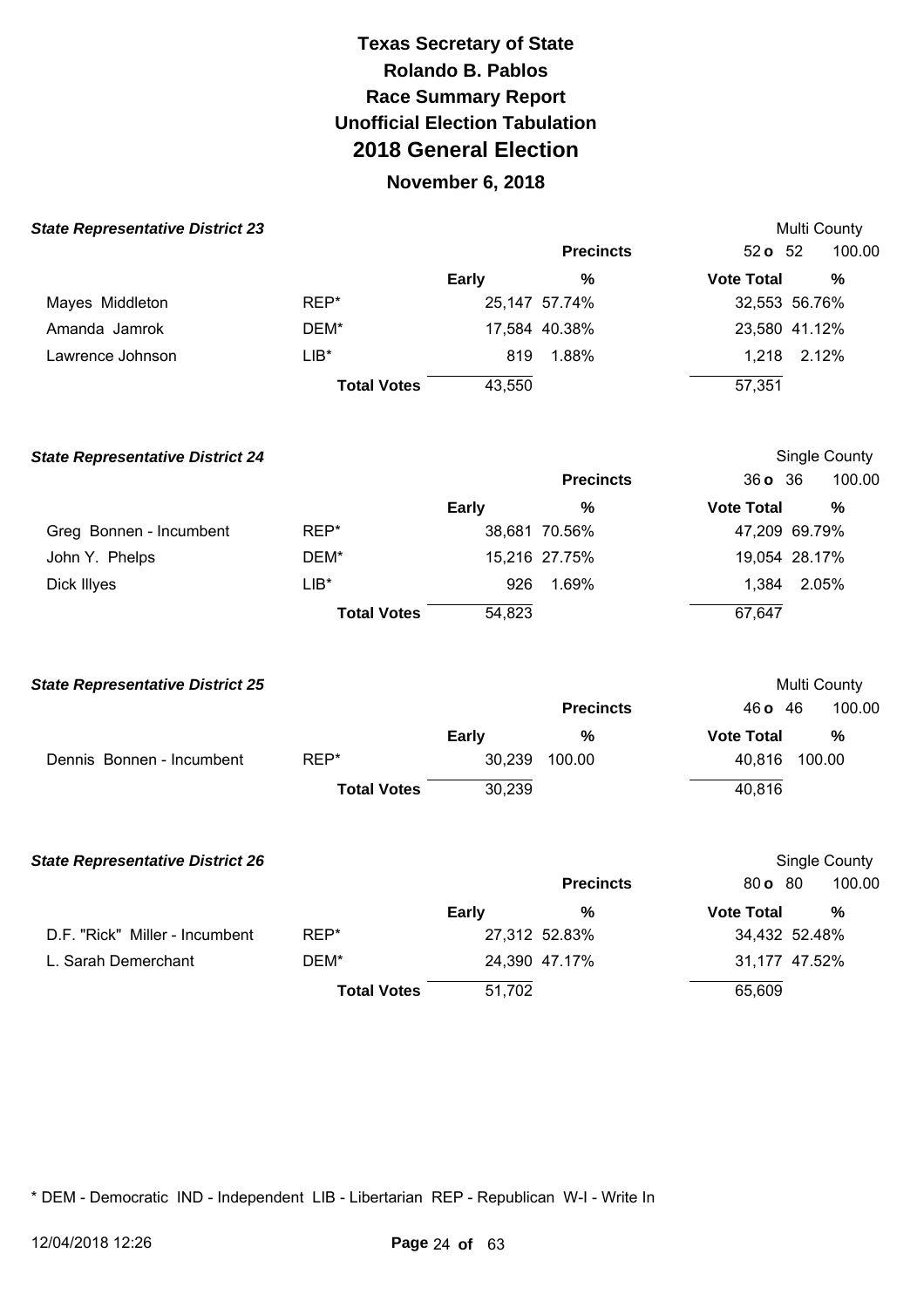# Texas Secretary of State
# Rolando B. Pablos
# Race Summary Report
# Unofficial Election Tabulation
# 2018 General Election
## November 6, 2018

### State Representative District 23

Multi County

| | | | Precincts | | 52 o 52 | 100.00 |
|---|---|---|---|---|---|---|
| | | Early | % | | Vote Total | % |
| Mayes Middleton | REP* | 25,147 | 57.74% | | 32,553 | 56.76% |
| Amanda Jamrok | DEM* | 17,584 | 40.38% | | 23,580 | 41.12% |
| Lawrence Johnson | LIB* | 819 | 1.88% | | 1,218 | 2.12% |
| | Total Votes | 43,550 | | | 57,351 | |

### State Representative District 24

Single County

| | | | Precincts | | 36 o 36 | 100.00 |
|---|---|---|---|---|---|---|
| | | Early | % | | Vote Total | % |
| Greg Bonnen - Incumbent | REP* | 38,681 | 70.56% | | 47,209 | 69.79% |
| John Y. Phelps | DEM* | 15,216 | 27.75% | | 19,054 | 28.17% |
| Dick Illyes | LIB* | 926 | 1.69% | | 1,384 | 2.05% |
| | Total Votes | 54,823 | | | 67,647 | |

### State Representative District 25

Multi County

| | | | Precincts | | 46 o 46 | 100.00 |
|---|---|---|---|---|---|---|
| | | Early | % | | Vote Total | % |
| Dennis Bonnen - Incumbent | REP* | 30,239 | 100.00 | | 40,816 | 100.00 |
| | Total Votes | 30,239 | | | 40,816 | |

### State Representative District 26

Single County

| | | | Precincts | | 80 o 80 | 100.00 |
|---|---|---|---|---|---|---|
| | | Early | % | | Vote Total | % |
| D.F. "Rick" Miller - Incumbent | REP* | 27,312 | 52.83% | | 34,432 | 52.48% |
| L. Sarah Demerchant | DEM* | 24,390 | 47.17% | | 31,177 | 47.52% |
| | Total Votes | 51,702 | | | 65,609 | |

* DEM - Democratic IND - Independent LIB - Libertarian REP - Republican W-I - Write In

12/04/2018 12:26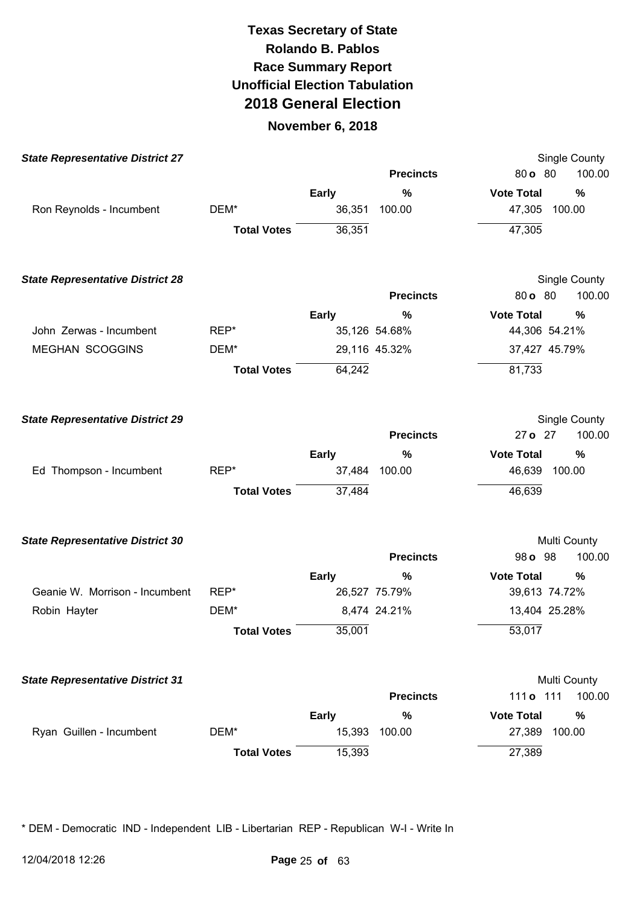# Texas Secretary of State
## Rolando B. Pablos
## Race Summary Report
## Unofficial Election Tabulation
## 2018 General Election
### November 6, 2018

**State Representative District 27** — Single County

| | | Early | % | Vote Total | % |
|---|---|---|---|---|---|
| | | **Precincts** | | 80 o 80 | 100.00 |
| Ron Reynolds - Incumbent | DEM* | 36,351 | 100.00 | 47,305 | 100.00 |
| | **Total Votes** | 36,351 | | 47,305 | |

**State Representative District 28** — Single County

| | | Early | % | Vote Total | % |
|---|---|---|---|---|---|
| | | **Precincts** | | 80 o 80 | 100.00 |
| John Zerwas - Incumbent | REP* | 35,126 | 54.68% | 44,306 | 54.21% |
| MEGHAN SCOGGINS | DEM* | 29,116 | 45.32% | 37,427 | 45.79% |
| | **Total Votes** | 64,242 | | 81,733 | |

**State Representative District 29** — Single County

| | | Early | % | Vote Total | % |
|---|---|---|---|---|---|
| | | **Precincts** | | 27 o 27 | 100.00 |
| Ed Thompson - Incumbent | REP* | 37,484 | 100.00 | 46,639 | 100.00 |
| | **Total Votes** | 37,484 | | 46,639 | |

**State Representative District 30** — Multi County

| | | Early | % | Vote Total | % |
|---|---|---|---|---|---|
| | | **Precincts** | | 98 o 98 | 100.00 |
| Geanie W. Morrison - Incumbent | REP* | 26,527 | 75.79% | 39,613 | 74.72% |
| Robin Hayter | DEM* | 8,474 | 24.21% | 13,404 | 25.28% |
| | **Total Votes** | 35,001 | | 53,017 | |

**State Representative District 31** — Multi County

| | | Early | % | Vote Total | % |
|---|---|---|---|---|---|
| | | **Precincts** | | 111 o 111 | 100.00 |
| Ryan Guillen - Incumbent | DEM* | 15,393 | 100.00 | 27,389 | 100.00 |
| | **Total Votes** | 15,393 | | 27,389 | |

* DEM - Democratic IND - Independent LIB - Libertarian REP - Republican W-I - Write In

12/04/2018 12:26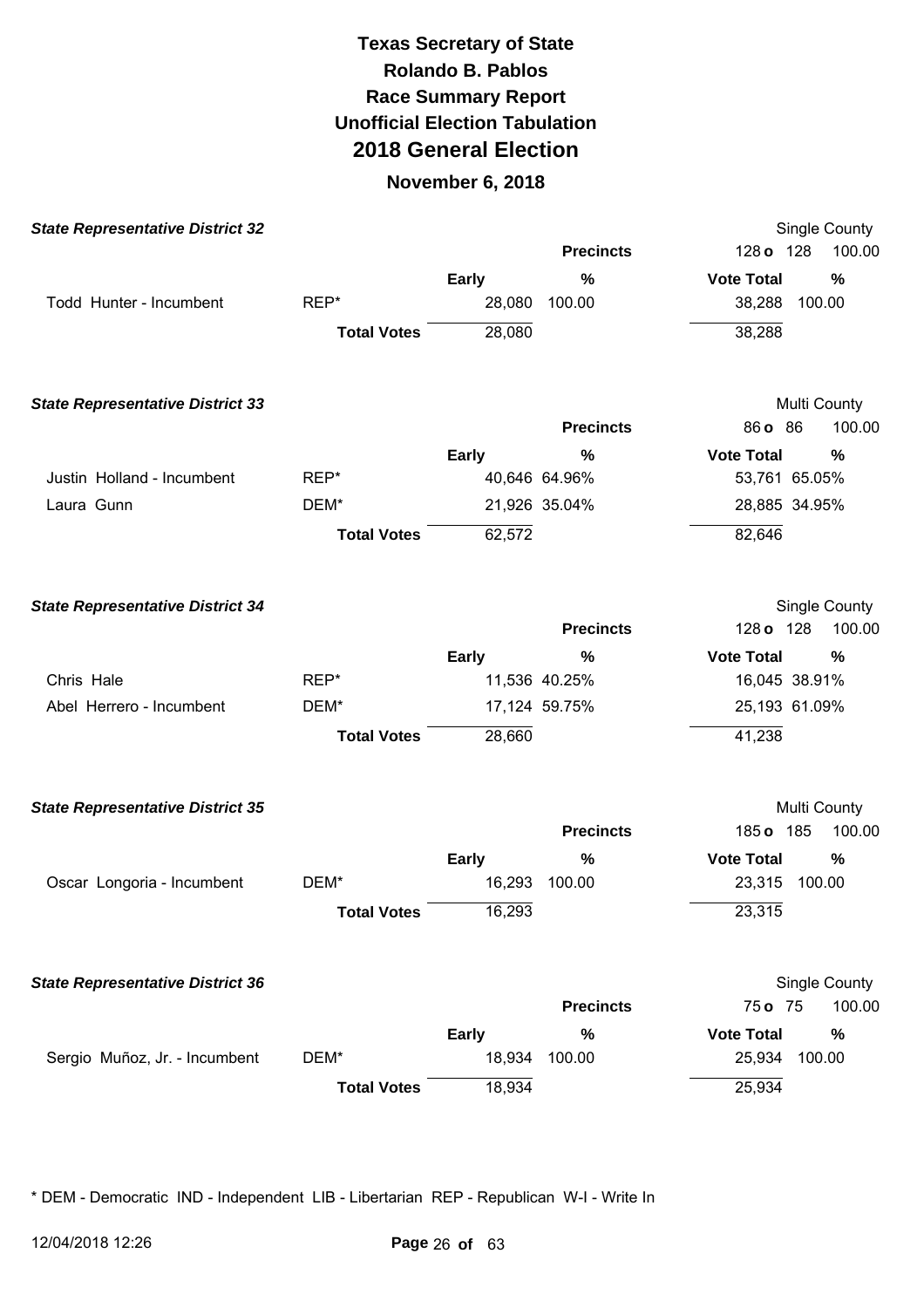# Texas Secretary of State
# Rolando B. Pablos
# Race Summary Report
# Unofficial Election Tabulation
# 2018 General Election
## November 6, 2018

### State Representative District 32

Single County

| | | | Precincts | 128 o 128 | 100.00 |
|---|---|---|---|---|---|
| | | Early | % | Vote Total | % |
| Todd Hunter - Incumbent | REP* | 28,080 | 100.00 | 38,288 | 100.00 |
| | Total Votes | 28,080 | | 38,288 | |

### State Representative District 33

Multi County

| | | | Precincts | 86 o 86 | 100.00 |
|---|---|---|---|---|---|
| | | Early | % | Vote Total | % |
| Justin Holland - Incumbent | REP* | 40,646 | 64.96% | 53,761 | 65.05% |
| Laura Gunn | DEM* | 21,926 | 35.04% | 28,885 | 34.95% |
| | Total Votes | 62,572 | | 82,646 | |

### State Representative District 34

Single County

| | | | Precincts | 128 o 128 | 100.00 |
|---|---|---|---|---|---|
| | | Early | % | Vote Total | % |
| Chris Hale | REP* | 11,536 | 40.25% | 16,045 | 38.91% |
| Abel Herrero - Incumbent | DEM* | 17,124 | 59.75% | 25,193 | 61.09% |
| | Total Votes | 28,660 | | 41,238 | |

### State Representative District 35

Multi County

| | | | Precincts | 185 o 185 | 100.00 |
|---|---|---|---|---|---|
| | | Early | % | Vote Total | % |
| Oscar Longoria - Incumbent | DEM* | 16,293 | 100.00 | 23,315 | 100.00 |
| | Total Votes | 16,293 | | 23,315 | |

### State Representative District 36

Single County

| | | | Precincts | 75 o 75 | 100.00 |
|---|---|---|---|---|---|
| | | Early | % | Vote Total | % |
| Sergio Muñoz, Jr. - Incumbent | DEM* | 18,934 | 100.00 | 25,934 | 100.00 |
| | Total Votes | 18,934 | | 25,934 | |

* DEM - Democratic IND - Independent LIB - Libertarian REP - Republican W-I - Write In

12/04/2018 12:26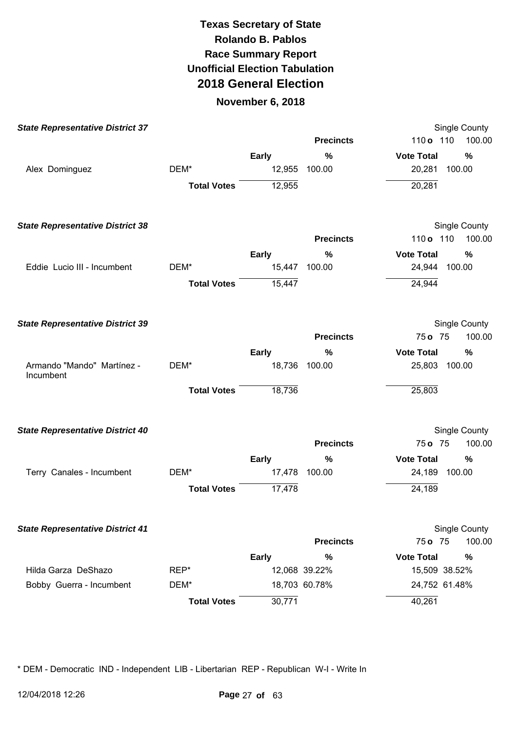# Texas Secretary of State
# Rolando B. Pablos
# Race Summary Report
# Unofficial Election Tabulation
# 2018 General Election

**November 6, 2018**

### *State Representative District 37*

Single County

| | | | Precincts | 110 o 110 | 100.00 |
|---|---|---|---|---|---|
| | | **Early** | **%** | **Vote Total** | **%** |
| Alex Dominguez | DEM* | 12,955 | 100.00 | 20,281 | 100.00 |
| | **Total Votes** | 12,955 | | 20,281 | |

### *State Representative District 38*

Single County

| | | | Precincts | 110 o 110 | 100.00 |
|---|---|---|---|---|---|
| | | **Early** | **%** | **Vote Total** | **%** |
| Eddie Lucio III - Incumbent | DEM* | 15,447 | 100.00 | 24,944 | 100.00 |
| | **Total Votes** | 15,447 | | 24,944 | |

### *State Representative District 39*

Single County

| | | | Precincts | 75 o 75 | 100.00 |
|---|---|---|---|---|---|
| | | **Early** | **%** | **Vote Total** | **%** |
| Armando "Mando" Martínez - Incumbent | DEM* | 18,736 | 100.00 | 25,803 | 100.00 |
| | **Total Votes** | 18,736 | | 25,803 | |

### *State Representative District 40*

Single County

| | | | Precincts | 75 o 75 | 100.00 |
|---|---|---|---|---|---|
| | | **Early** | **%** | **Vote Total** | **%** |
| Terry Canales - Incumbent | DEM* | 17,478 | 100.00 | 24,189 | 100.00 |
| | **Total Votes** | 17,478 | | 24,189 | |

### *State Representative District 41*

Single County

| | | | Precincts | 75 o 75 | 100.00 |
|---|---|---|---|---|---|
| | | **Early** | **%** | **Vote Total** | **%** |
| Hilda Garza DeShazo | REP* | 12,068 | 39.22% | 15,509 | 38.52% |
| Bobby Guerra - Incumbent | DEM* | 18,703 | 60.78% | 24,752 | 61.48% |
| | **Total Votes** | 30,771 | | 40,261 | |

\* DEM - Democratic IND - Independent LIB - Libertarian REP - Republican W-I - Write In

12/04/2018 12:26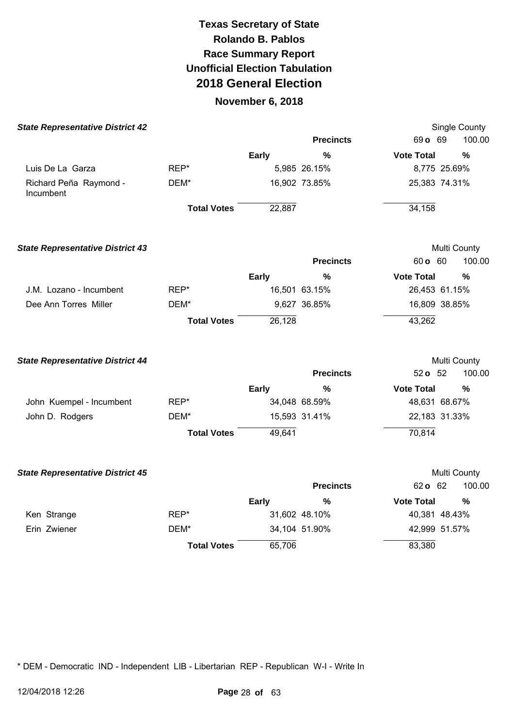# Texas Secretary of State
# Rolando B. Pablos
# Race Summary Report
# Unofficial Election Tabulation
# 2018 General Election

## November 6, 2018

### State Representative District 42

Single County

| | | Early | % | Vote Total | % |
|---|---|---|---|---|---|
| | | | **Precincts** | 69 o 69 | 100.00 |
| Luis De La Garza | REP* | 5,985 | 26.15% | 8,775 | 25.69% |
| Richard Peña Raymond - Incumbent | DEM* | 16,902 | 73.85% | 25,383 | 74.31% |
| | **Total Votes** | 22,887 | | 34,158 | |

### State Representative District 43

Multi County

| | | Early | % | Vote Total | % |
|---|---|---|---|---|---|
| | | | **Precincts** | 60 o 60 | 100.00 |
| J.M. Lozano - Incumbent | REP* | 16,501 | 63.15% | 26,453 | 61.15% |
| Dee Ann Torres Miller | DEM* | 9,627 | 36.85% | 16,809 | 38.85% |
| | **Total Votes** | 26,128 | | 43,262 | |

### State Representative District 44

Multi County

| | | Early | % | Vote Total | % |
|---|---|---|---|---|---|
| | | | **Precincts** | 52 o 52 | 100.00 |
| John Kuempel - Incumbent | REP* | 34,048 | 68.59% | 48,631 | 68.67% |
| John D. Rodgers | DEM* | 15,593 | 31.41% | 22,183 | 31.33% |
| | **Total Votes** | 49,641 | | 70,814 | |

### State Representative District 45

Multi County

| | | Early | % | Vote Total | % |
|---|---|---|---|---|---|
| | | | **Precincts** | 62 o 62 | 100.00 |
| Ken Strange | REP* | 31,602 | 48.10% | 40,381 | 48.43% |
| Erin Zwiener | DEM* | 34,104 | 51.90% | 42,999 | 51.57% |
| | **Total Votes** | 65,706 | | 83,380 | |

* DEM - Democratic IND - Independent LIB - Libertarian REP - Republican W-I - Write In

12/04/2018 12:26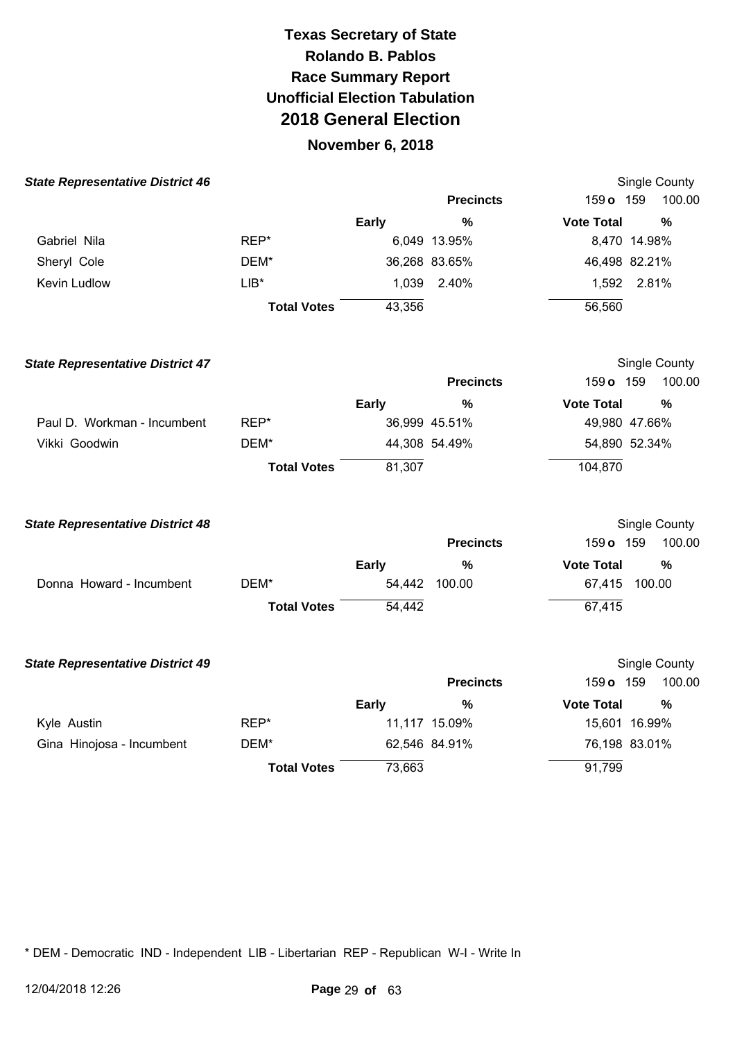# Texas Secretary of State
## Rolando B. Pablos
## Race Summary Report
## Unofficial Election Tabulation
# 2018 General Election
## November 6, 2018

### *State Representative District 46*

Single County

| | | | Precincts | 159 o 159 | 100.00 |
|---|---|---|---|---|---|
| | | Early | % | Vote Total | % |
| Gabriel Nila | REP* | 6,049 | 13.95% | 8,470 | 14.98% |
| Sheryl Cole | DEM* | 36,268 | 83.65% | 46,498 | 82.21% |
| Kevin Ludlow | LIB* | 1,039 | 2.40% | 1,592 | 2.81% |
| | Total Votes | 43,356 | | 56,560 | |

### *State Representative District 47*

Single County

| | | | Precincts | 159 o 159 | 100.00 |
|---|---|---|---|---|---|
| | | Early | % | Vote Total | % |
| Paul D. Workman - Incumbent | REP* | 36,999 | 45.51% | 49,980 | 47.66% |
| Vikki Goodwin | DEM* | 44,308 | 54.49% | 54,890 | 52.34% |
| | Total Votes | 81,307 | | 104,870 | |

### *State Representative District 48*

Single County

| | | | Precincts | 159 o 159 | 100.00 |
|---|---|---|---|---|---|
| | | Early | % | Vote Total | % |
| Donna Howard - Incumbent | DEM* | 54,442 | 100.00 | 67,415 | 100.00 |
| | Total Votes | 54,442 | | 67,415 | |

### *State Representative District 49*

Single County

| | | | Precincts | 159 o 159 | 100.00 |
|---|---|---|---|---|---|
| | | Early | % | Vote Total | % |
| Kyle Austin | REP* | 11,117 | 15.09% | 15,601 | 16.99% |
| Gina Hinojosa - Incumbent | DEM* | 62,546 | 84.91% | 76,198 | 83.01% |
| | Total Votes | 73,663 | | 91,799 | |

* DEM - Democratic IND - Independent LIB - Libertarian REP - Republican W-I - Write In

12/04/2018 12:26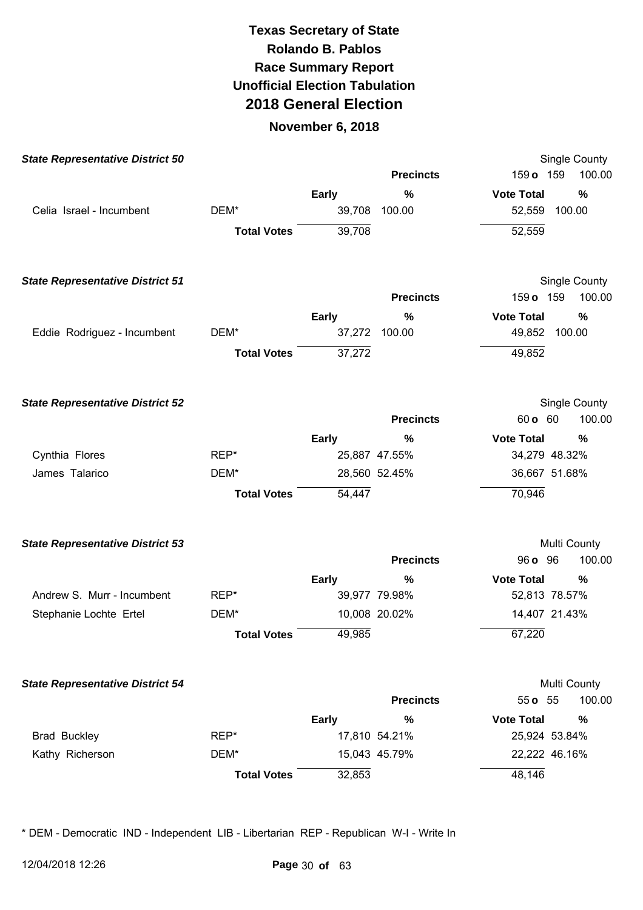# Texas Secretary of State
## Rolando B. Pablos
## Race Summary Report
## Unofficial Election Tabulation
## 2018 General Election
### November 6, 2018

**State Representative District 50** — Single County

| | | Early | % | Vote Total | % |
|---|---|---|---|---|---|
| | | | **Precincts** | 159 **o** 159 | 100.00 |
| Celia Israel - Incumbent | DEM* | 39,708 | 100.00 | 52,559 | 100.00 |
| | **Total Votes** | 39,708 | | 52,559 | |

**State Representative District 51** — Single County

| | | Early | % | Vote Total | % |
|---|---|---|---|---|---|
| | | | **Precincts** | 159 **o** 159 | 100.00 |
| Eddie Rodriguez - Incumbent | DEM* | 37,272 | 100.00 | 49,852 | 100.00 |
| | **Total Votes** | 37,272 | | 49,852 | |

**State Representative District 52** — Single County

| | | Early | % | Vote Total | % |
|---|---|---|---|---|---|
| | | | **Precincts** | 60 **o** 60 | 100.00 |
| Cynthia Flores | REP* | 25,887 | 47.55% | 34,279 | 48.32% |
| James Talarico | DEM* | 28,560 | 52.45% | 36,667 | 51.68% |
| | **Total Votes** | 54,447 | | 70,946 | |

**State Representative District 53** — Multi County

| | | Early | % | Vote Total | % |
|---|---|---|---|---|---|
| | | | **Precincts** | 96 **o** 96 | 100.00 |
| Andrew S. Murr - Incumbent | REP* | 39,977 | 79.98% | 52,813 | 78.57% |
| Stephanie Lochte Ertel | DEM* | 10,008 | 20.02% | 14,407 | 21.43% |
| | **Total Votes** | 49,985 | | 67,220 | |

**State Representative District 54** — Multi County

| | | Early | % | Vote Total | % |
|---|---|---|---|---|---|
| | | | **Precincts** | 55 **o** 55 | 100.00 |
| Brad Buckley | REP* | 17,810 | 54.21% | 25,924 | 53.84% |
| Kathy Richerson | DEM* | 15,043 | 45.79% | 22,222 | 46.16% |
| | **Total Votes** | 32,853 | | 48,146 | |

* DEM - Democratic IND - Independent LIB - Libertarian REP - Republican W-I - Write In

12/04/2018 12:26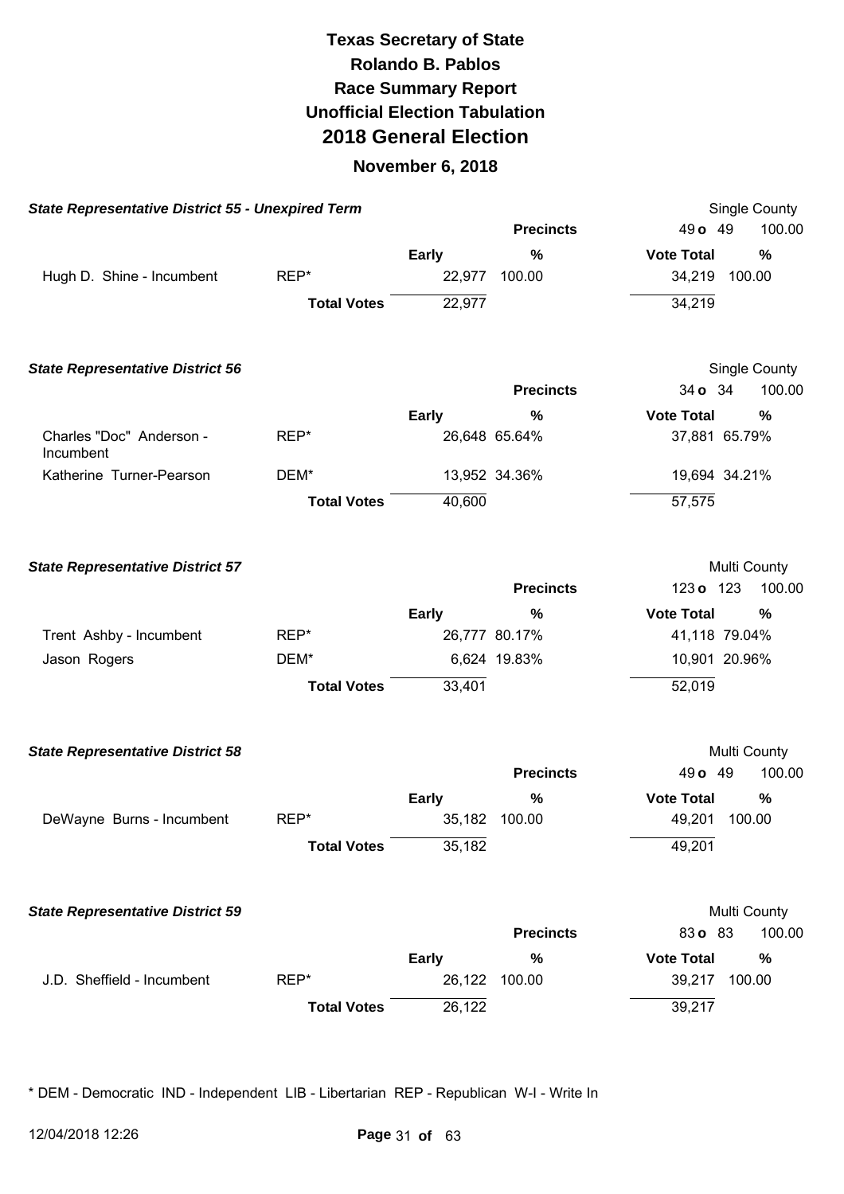# Texas Secretary of State
## Rolando B. Pablos
## Race Summary Report
## Unofficial Election Tabulation
## 2018 General Election
### November 6, 2018

***State Representative District 55 - Unexpired Term*** — Single County

| | | | Precincts | 49 o 49 | 100.00 |
|---|---|---|---|---|---|
| | | **Early** | **%** | **Vote Total** | **%** |
| Hugh D. Shine - Incumbent | REP* | 22,977 | 100.00 | 34,219 | 100.00 |
| | **Total Votes** | 22,977 | | 34,219 | |

***State Representative District 56*** — Single County

| | | | Precincts | 34 o 34 | 100.00 |
|---|---|---|---|---|---|
| | | **Early** | **%** | **Vote Total** | **%** |
| Charles "Doc" Anderson - Incumbent | REP* | 26,648 | 65.64% | 37,881 | 65.79% |
| Katherine Turner-Pearson | DEM* | 13,952 | 34.36% | 19,694 | 34.21% |
| | **Total Votes** | 40,600 | | 57,575 | |

***State Representative District 57*** — Multi County

| | | | Precincts | 123 o 123 | 100.00 |
|---|---|---|---|---|---|
| | | **Early** | **%** | **Vote Total** | **%** |
| Trent Ashby - Incumbent | REP* | 26,777 | 80.17% | 41,118 | 79.04% |
| Jason Rogers | DEM* | 6,624 | 19.83% | 10,901 | 20.96% |
| | **Total Votes** | 33,401 | | 52,019 | |

***State Representative District 58*** — Multi County

| | | | Precincts | 49 o 49 | 100.00 |
|---|---|---|---|---|---|
| | | **Early** | **%** | **Vote Total** | **%** |
| DeWayne Burns - Incumbent | REP* | 35,182 | 100.00 | 49,201 | 100.00 |
| | **Total Votes** | 35,182 | | 49,201 | |

***State Representative District 59*** — Multi County

| | | | Precincts | 83 o 83 | 100.00 |
|---|---|---|---|---|---|
| | | **Early** | **%** | **Vote Total** | **%** |
| J.D. Sheffield - Incumbent | REP* | 26,122 | 100.00 | 39,217 | 100.00 |
| | **Total Votes** | 26,122 | | 39,217 | |

* DEM - Democratic IND - Independent LIB - Libertarian REP - Republican W-I - Write In

12/04/2018 12:26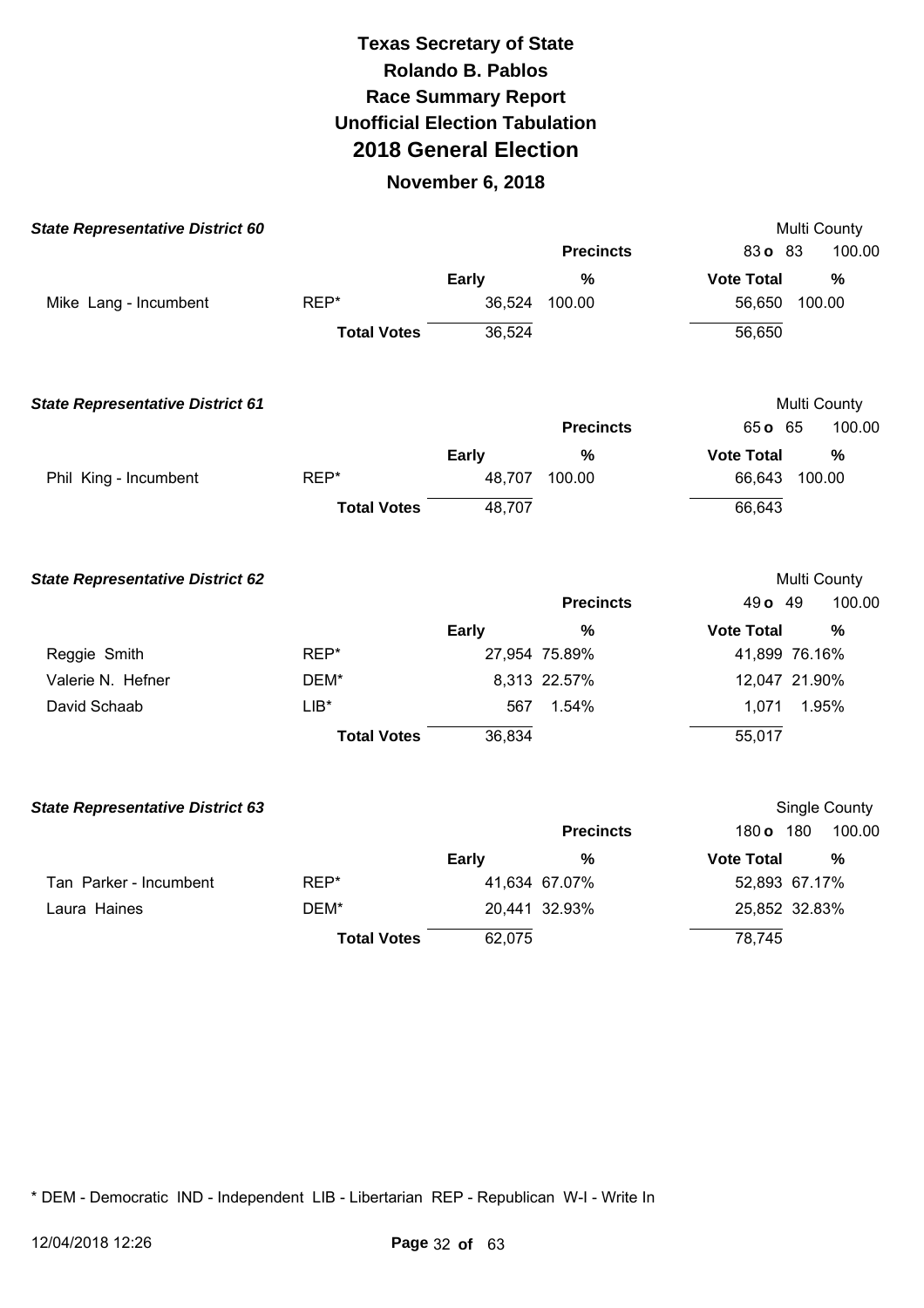# Texas Secretary of State
# Rolando B. Pablos
# Race Summary Report
# Unofficial Election Tabulation
# 2018 General Election
## November 6, 2018

### State Representative District 60

Multi County

| | | | Precincts | 83 **o** 83 | 100.00 |
|---|---|---|---|---|---|
| | | **Early** | **%** | **Vote Total** | **%** |
| Mike Lang - Incumbent | REP* | 36,524 | 100.00 | 56,650 | 100.00 |
| | **Total Votes** | 36,524 | | 56,650 | |

### State Representative District 61

Multi County

| | | | Precincts | 65 **o** 65 | 100.00 |
|---|---|---|---|---|---|
| | | **Early** | **%** | **Vote Total** | **%** |
| Phil King - Incumbent | REP* | 48,707 | 100.00 | 66,643 | 100.00 |
| | **Total Votes** | 48,707 | | 66,643 | |

### State Representative District 62

Multi County

| | | | Precincts | 49 **o** 49 | 100.00 |
|---|---|---|---|---|---|
| | | **Early** | **%** | **Vote Total** | **%** |
| Reggie Smith | REP* | 27,954 | 75.89% | 41,899 | 76.16% |
| Valerie N. Hefner | DEM* | 8,313 | 22.57% | 12,047 | 21.90% |
| David Schaab | LIB* | 567 | 1.54% | 1,071 | 1.95% |
| | **Total Votes** | 36,834 | | 55,017 | |

### State Representative District 63

Single County

| | | | Precincts | 180 **o** 180 | 100.00 |
|---|---|---|---|---|---|
| | | **Early** | **%** | **Vote Total** | **%** |
| Tan Parker - Incumbent | REP* | 41,634 | 67.07% | 52,893 | 67.17% |
| Laura Haines | DEM* | 20,441 | 32.93% | 25,852 | 32.83% |
| | **Total Votes** | 62,075 | | 78,745 | |

* DEM - Democratic IND - Independent LIB - Libertarian REP - Republican W-I - Write In

12/04/2018 12:26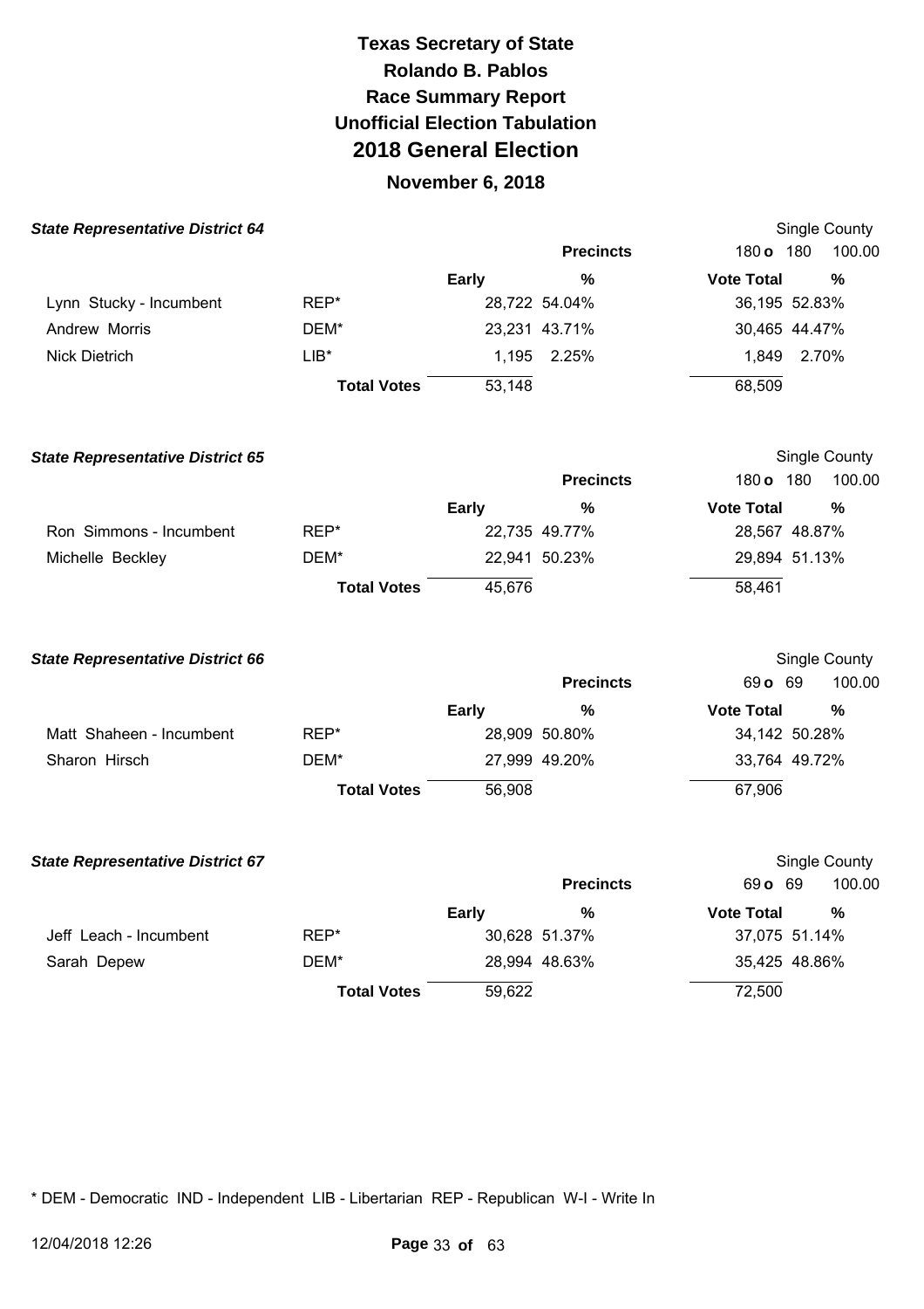# Texas Secretary of State
# Rolando B. Pablos
# Race Summary Report
# Unofficial Election Tabulation
# 2018 General Election
## November 6, 2018

### State Representative District 64

Single County

| | | Early | % | Vote Total | % |
|---|---|---|---|---|---|
| | | | **Precincts** | 180 **o** 180 | 100.00 |
| Lynn Stucky - Incumbent | REP* | 28,722 | 54.04% | 36,195 | 52.83% |
| Andrew Morris | DEM* | 23,231 | 43.71% | 30,465 | 44.47% |
| Nick Dietrich | LIB* | 1,195 | 2.25% | 1,849 | 2.70% |
| | **Total Votes** | 53,148 | | 68,509 | |

### State Representative District 65

Single County

| | | Early | % | Vote Total | % |
|---|---|---|---|---|---|
| | | | **Precincts** | 180 **o** 180 | 100.00 |
| Ron Simmons - Incumbent | REP* | 22,735 | 49.77% | 28,567 | 48.87% |
| Michelle Beckley | DEM* | 22,941 | 50.23% | 29,894 | 51.13% |
| | **Total Votes** | 45,676 | | 58,461 | |

### State Representative District 66

Single County

| | | Early | % | Vote Total | % |
|---|---|---|---|---|---|
| | | | **Precincts** | 69 **o** 69 | 100.00 |
| Matt Shaheen - Incumbent | REP* | 28,909 | 50.80% | 34,142 | 50.28% |
| Sharon Hirsch | DEM* | 27,999 | 49.20% | 33,764 | 49.72% |
| | **Total Votes** | 56,908 | | 67,906 | |

### State Representative District 67

Single County

| | | Early | % | Vote Total | % |
|---|---|---|---|---|---|
| | | | **Precincts** | 69 **o** 69 | 100.00 |
| Jeff Leach - Incumbent | REP* | 30,628 | 51.37% | 37,075 | 51.14% |
| Sarah Depew | DEM* | 28,994 | 48.63% | 35,425 | 48.86% |
| | **Total Votes** | 59,622 | | 72,500 | |

* DEM - Democratic IND - Independent LIB - Libertarian REP - Republican W-I - Write In

12/04/2018 12:26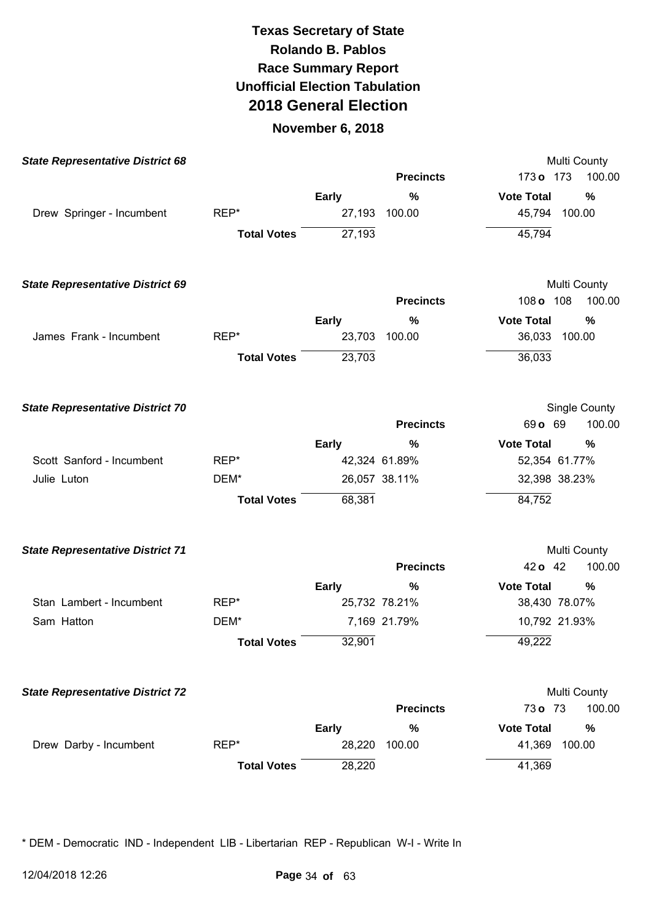# Texas Secretary of State
## Rolando B. Pablos
## Race Summary Report
## Unofficial Election Tabulation
## 2018 General Election
### November 6, 2018

**State Representative District 68** — Multi County

| | | Early | % | Vote Total | % |
|---|---|---|---|---|---|
| | | | **Precincts** | 173 o 173 | 100.00 |
| Drew Springer - Incumbent | REP* | 27,193 | 100.00 | 45,794 | 100.00 |
| | **Total Votes** | 27,193 | | 45,794 | |

**State Representative District 69** — Multi County

| | | Early | % | Vote Total | % |
|---|---|---|---|---|---|
| | | | **Precincts** | 108 o 108 | 100.00 |
| James Frank - Incumbent | REP* | 23,703 | 100.00 | 36,033 | 100.00 |
| | **Total Votes** | 23,703 | | 36,033 | |

**State Representative District 70** — Single County

| | | Early | % | Vote Total | % |
|---|---|---|---|---|---|
| | | | **Precincts** | 69 o 69 | 100.00 |
| Scott Sanford - Incumbent | REP* | 42,324 | 61.89% | 52,354 | 61.77% |
| Julie Luton | DEM* | 26,057 | 38.11% | 32,398 | 38.23% |
| | **Total Votes** | 68,381 | | 84,752 | |

**State Representative District 71** — Multi County

| | | Early | % | Vote Total | % |
|---|---|---|---|---|---|
| | | | **Precincts** | 42 o 42 | 100.00 |
| Stan Lambert - Incumbent | REP* | 25,732 | 78.21% | 38,430 | 78.07% |
| Sam Hatton | DEM* | 7,169 | 21.79% | 10,792 | 21.93% |
| | **Total Votes** | 32,901 | | 49,222 | |

**State Representative District 72** — Multi County

| | | Early | % | Vote Total | % |
|---|---|---|---|---|---|
| | | | **Precincts** | 73 o 73 | 100.00 |
| Drew Darby - Incumbent | REP* | 28,220 | 100.00 | 41,369 | 100.00 |
| | **Total Votes** | 28,220 | | 41,369 | |

* DEM - Democratic IND - Independent LIB - Libertarian REP - Republican W-I - Write In

12/04/2018 12:26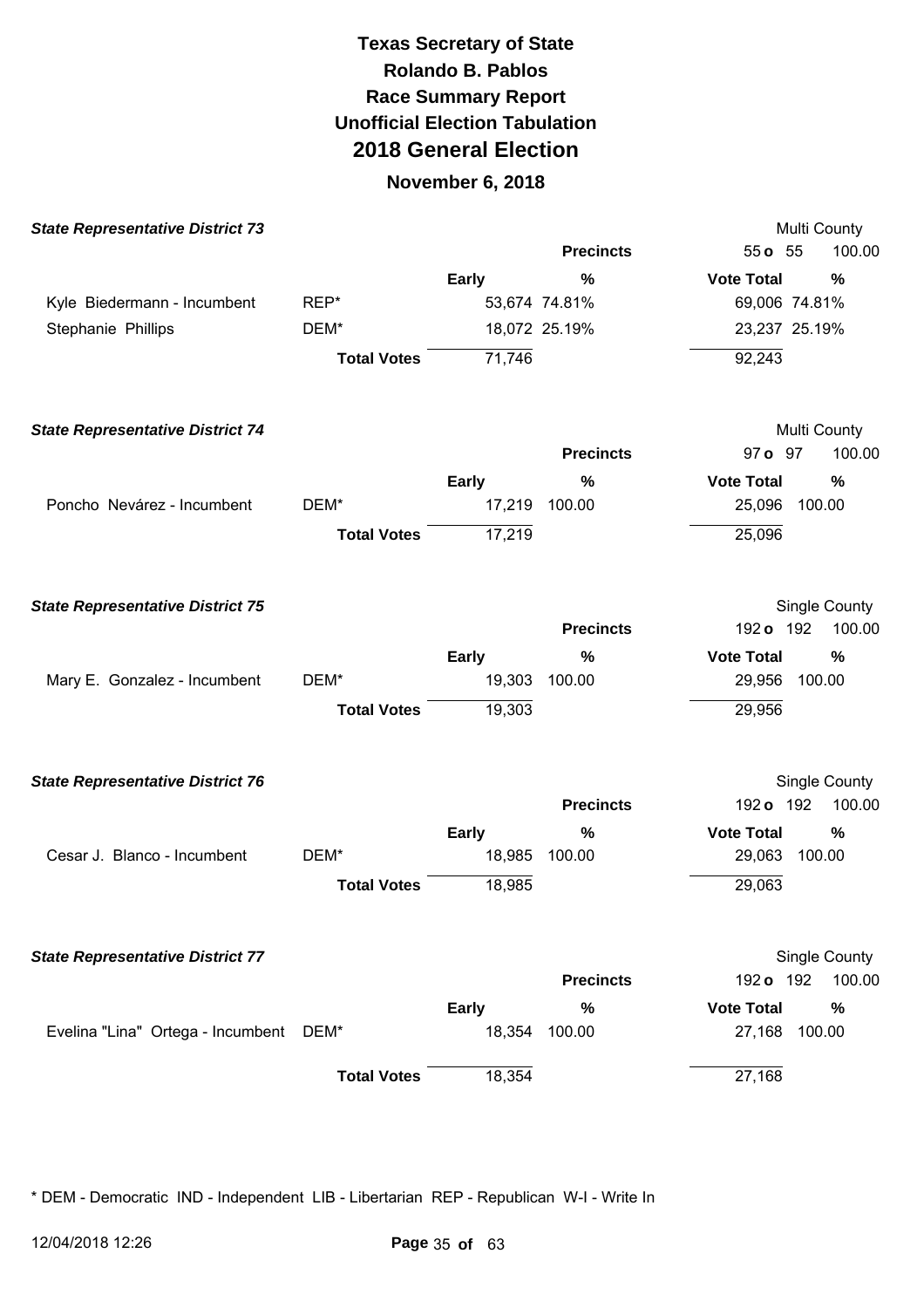# Texas Secretary of State
# Rolando B. Pablos
## Race Summary Report
## Unofficial Election Tabulation
## 2018 General Election
### November 6, 2018

### State Representative District 73

Multi County

| | | Early | % | Vote Total | % |
|---|---|---|---|---|---|
| | | | **Precincts** | 55 o 55 | 100.00 |
| Kyle Biedermann - Incumbent | REP* | 53,674 | 74.81% | 69,006 | 74.81% |
| Stephanie Phillips | DEM* | 18,072 | 25.19% | 23,237 | 25.19% |
| | **Total Votes** | 71,746 | | 92,243 | |

### State Representative District 74

Multi County

| | | Early | % | Vote Total | % |
|---|---|---|---|---|---|
| | | | **Precincts** | 97 o 97 | 100.00 |
| Poncho Nevárez - Incumbent | DEM* | 17,219 | 100.00 | 25,096 | 100.00 |
| | **Total Votes** | 17,219 | | 25,096 | |

### State Representative District 75

Single County

| | | Early | % | Vote Total | % |
|---|---|---|---|---|---|
| | | | **Precincts** | 192 o 192 | 100.00 |
| Mary E. Gonzalez - Incumbent | DEM* | 19,303 | 100.00 | 29,956 | 100.00 |
| | **Total Votes** | 19,303 | | 29,956 | |

### State Representative District 76

Single County

| | | Early | % | Vote Total | % |
|---|---|---|---|---|---|
| | | | **Precincts** | 192 o 192 | 100.00 |
| Cesar J. Blanco - Incumbent | DEM* | 18,985 | 100.00 | 29,063 | 100.00 |
| | **Total Votes** | 18,985 | | 29,063 | |

### State Representative District 77

Single County

| | | Early | % | Vote Total | % |
|---|---|---|---|---|---|
| | | | **Precincts** | 192 o 192 | 100.00 |
| Evelina "Lina" Ortega - Incumbent | DEM* | 18,354 | 100.00 | 27,168 | 100.00 |
| | **Total Votes** | 18,354 | | 27,168 | |

* DEM - Democratic IND - Independent LIB - Libertarian REP - Republican W-I - Write In

12/04/2018 12:26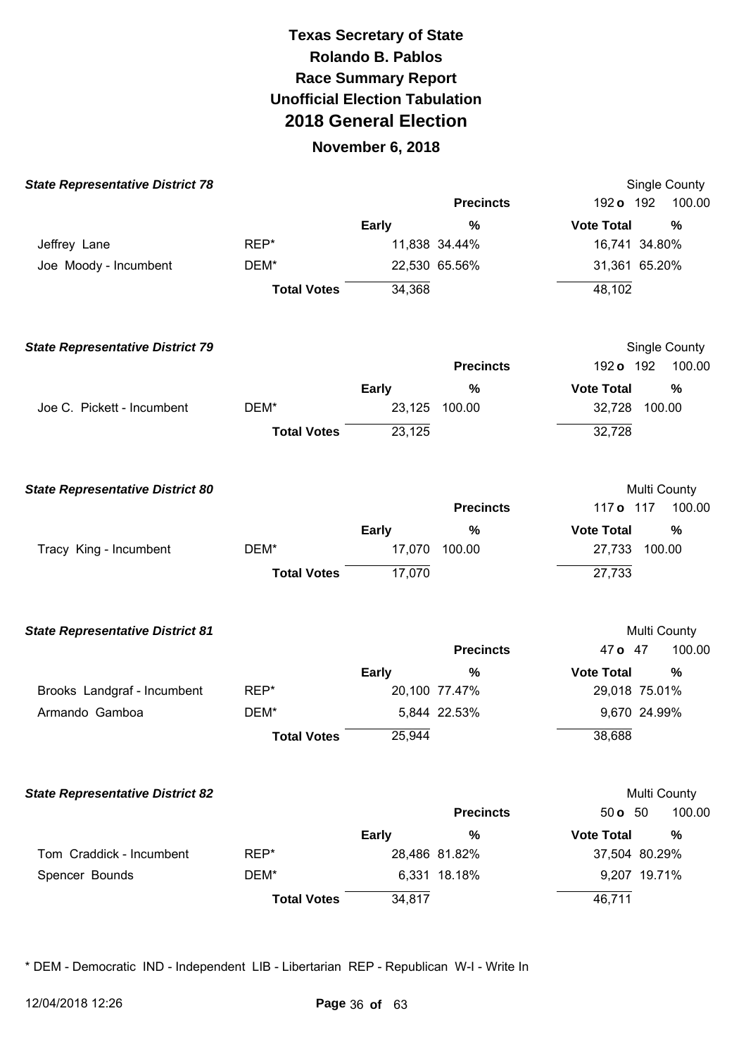# Texas Secretary of State
## Rolando B. Pablos
## Race Summary Report
## Unofficial Election Tabulation
## 2018 General Election
### November 6, 2018

**State Representative District 78** — Single County

| | | Early | % | Vote Total | % |
|---|---|---|---|---|---|
| | | | Precincts | 192 o 192 | 100.00 |
| Jeffrey Lane | REP* | 11,838 | 34.44% | 16,741 | 34.80% |
| Joe Moody - Incumbent | DEM* | 22,530 | 65.56% | 31,361 | 65.20% |
| | Total Votes | 34,368 | | 48,102 | |

**State Representative District 79** — Single County

| | | Early | % | Vote Total | % |
|---|---|---|---|---|---|
| | | | Precincts | 192 o 192 | 100.00 |
| Joe C. Pickett - Incumbent | DEM* | 23,125 | 100.00 | 32,728 | 100.00 |
| | Total Votes | 23,125 | | 32,728 | |

**State Representative District 80** — Multi County

| | | Early | % | Vote Total | % |
|---|---|---|---|---|---|
| | | | Precincts | 117 o 117 | 100.00 |
| Tracy King - Incumbent | DEM* | 17,070 | 100.00 | 27,733 | 100.00 |
| | Total Votes | 17,070 | | 27,733 | |

**State Representative District 81** — Multi County

| | | Early | % | Vote Total | % |
|---|---|---|---|---|---|
| | | | Precincts | 47 o 47 | 100.00 |
| Brooks Landgraf - Incumbent | REP* | 20,100 | 77.47% | 29,018 | 75.01% |
| Armando Gamboa | DEM* | 5,844 | 22.53% | 9,670 | 24.99% |
| | Total Votes | 25,944 | | 38,688 | |

**State Representative District 82** — Multi County

| | | Early | % | Vote Total | % |
|---|---|---|---|---|---|
| | | | Precincts | 50 o 50 | 100.00 |
| Tom Craddick - Incumbent | REP* | 28,486 | 81.82% | 37,504 | 80.29% |
| Spencer Bounds | DEM* | 6,331 | 18.18% | 9,207 | 19.71% |
| | Total Votes | 34,817 | | 46,711 | |

* DEM - Democratic IND - Independent LIB - Libertarian REP - Republican W-I - Write In

12/04/2018 12:26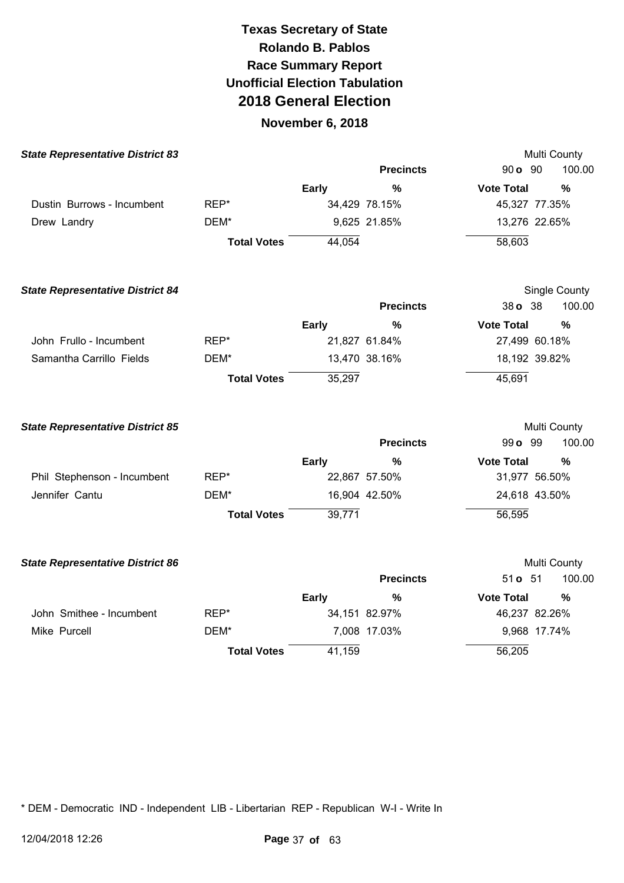# Texas Secretary of State
# Rolando B. Pablos
# Race Summary Report
# Unofficial Election Tabulation
# 2018 General Election
## November 6, 2018

### State Representative District 83

Multi County

| | | | Precincts | 90 o 90 | 100.00 |
|---|---|---|---|---|---|
| | | Early | % | Vote Total | % |
| Dustin Burrows - Incumbent | REP* | 34,429 | 78.15% | 45,327 | 77.35% |
| Drew Landry | DEM* | 9,625 | 21.85% | 13,276 | 22.65% |
| | Total Votes | 44,054 | | 58,603 | |

### State Representative District 84

Single County

| | | | Precincts | 38 o 38 | 100.00 |
|---|---|---|---|---|---|
| | | Early | % | Vote Total | % |
| John Frullo - Incumbent | REP* | 21,827 | 61.84% | 27,499 | 60.18% |
| Samantha Carrillo Fields | DEM* | 13,470 | 38.16% | 18,192 | 39.82% |
| | Total Votes | 35,297 | | 45,691 | |

### State Representative District 85

Multi County

| | | | Precincts | 99 o 99 | 100.00 |
|---|---|---|---|---|---|
| | | Early | % | Vote Total | % |
| Phil Stephenson - Incumbent | REP* | 22,867 | 57.50% | 31,977 | 56.50% |
| Jennifer Cantu | DEM* | 16,904 | 42.50% | 24,618 | 43.50% |
| | Total Votes | 39,771 | | 56,595 | |

### State Representative District 86

Multi County

| | | | Precincts | 51 o 51 | 100.00 |
|---|---|---|---|---|---|
| | | Early | % | Vote Total | % |
| John Smithee - Incumbent | REP* | 34,151 | 82.97% | 46,237 | 82.26% |
| Mike Purcell | DEM* | 7,008 | 17.03% | 9,968 | 17.74% |
| | Total Votes | 41,159 | | 56,205 | |

* DEM - Democratic IND - Independent LIB - Libertarian REP - Republican W-I - Write In

12/04/2018 12:26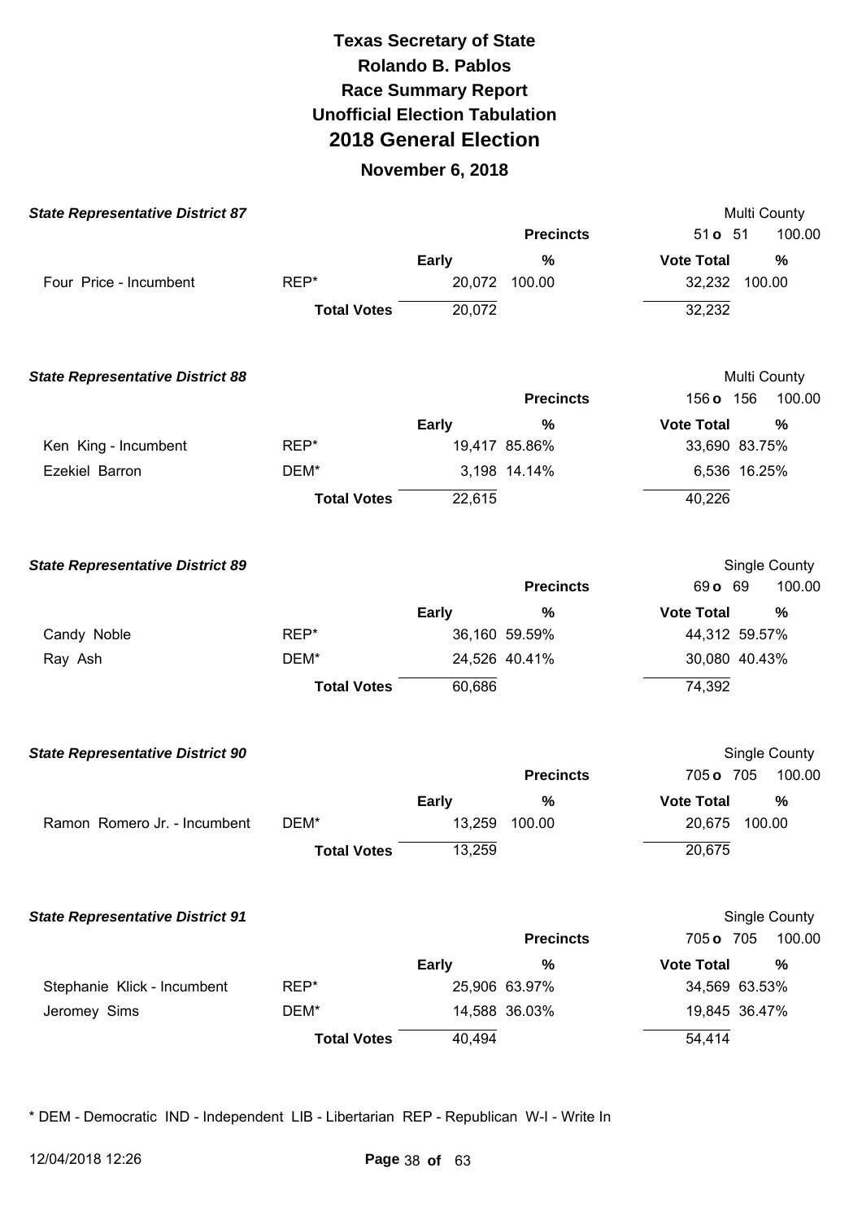# Texas Secretary of State
## Rolando B. Pablos
## Race Summary Report
## Unofficial Election Tabulation
# 2018 General Election
## November 6, 2018

**State Representative District 87** — Multi County

Precincts: 51 o 51 — 100.00

| Candidate | Party | Early | % | Vote Total | % |
|---|---|---|---|---|---|
| Four Price - Incumbent | REP* | 20,072 | 100.00 | 32,232 | 100.00 |
| | **Total Votes** | 20,072 | | 32,232 | |

**State Representative District 88** — Multi County

Precincts: 156 o 156 — 100.00

| Candidate | Party | Early | % | Vote Total | % |
|---|---|---|---|---|---|
| Ken King - Incumbent | REP* | 19,417 | 85.86% | 33,690 | 83.75% |
| Ezekiel Barron | DEM* | 3,198 | 14.14% | 6,536 | 16.25% |
| | **Total Votes** | 22,615 | | 40,226 | |

**State Representative District 89** — Single County

Precincts: 69 o 69 — 100.00

| Candidate | Party | Early | % | Vote Total | % |
|---|---|---|---|---|---|
| Candy Noble | REP* | 36,160 | 59.59% | 44,312 | 59.57% |
| Ray Ash | DEM* | 24,526 | 40.41% | 30,080 | 40.43% |
| | **Total Votes** | 60,686 | | 74,392 | |

**State Representative District 90** — Single County

Precincts: 705 o 705 — 100.00

| Candidate | Party | Early | % | Vote Total | % |
|---|---|---|---|---|---|
| Ramon Romero Jr. - Incumbent | DEM* | 13,259 | 100.00 | 20,675 | 100.00 |
| | **Total Votes** | 13,259 | | 20,675 | |

**State Representative District 91** — Single County

Precincts: 705 o 705 — 100.00

| Candidate | Party | Early | % | Vote Total | % |
|---|---|---|---|---|---|
| Stephanie Klick - Incumbent | REP* | 25,906 | 63.97% | 34,569 | 63.53% |
| Jeromey Sims | DEM* | 14,588 | 36.03% | 19,845 | 36.47% |
| | **Total Votes** | 40,494 | | 54,414 | |

* DEM - Democratic IND - Independent LIB - Libertarian REP - Republican W-I - Write In

12/04/2018 12:26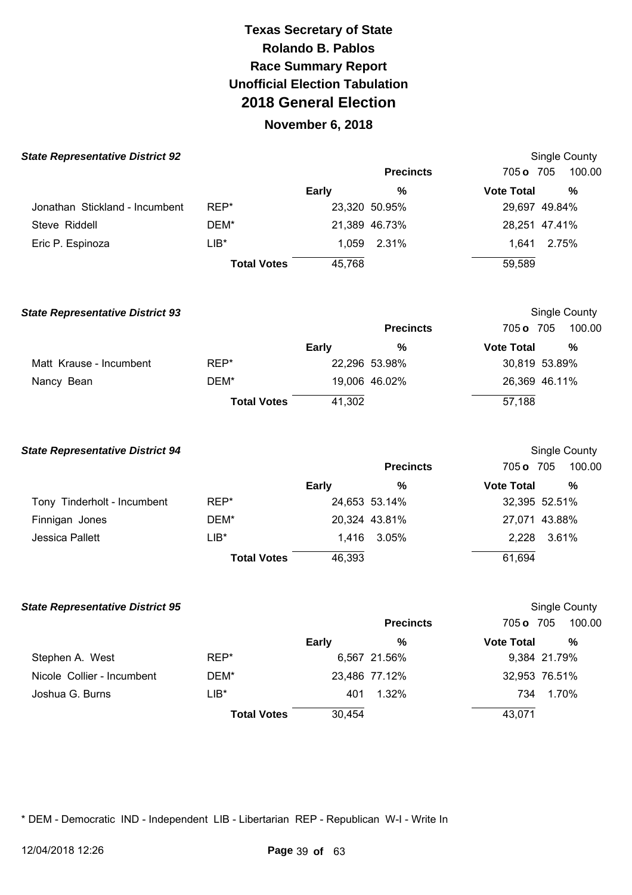# Texas Secretary of State
# Rolando B. Pablos
# Race Summary Report
# Unofficial Election Tabulation
# 2018 General Election
## November 6, 2018

### State Representative District 92

Single County

| | | Precincts | | 705 o 705 | 100.00 |
|---|---|---|---|---|---|
| | | Early | % | Vote Total | % |
| Jonathan Stickland - Incumbent | REP* | 23,320 | 50.95% | 29,697 | 49.84% |
| Steve Riddell | DEM* | 21,389 | 46.73% | 28,251 | 47.41% |
| Eric P. Espinoza | LIB* | 1,059 | 2.31% | 1,641 | 2.75% |
| | Total Votes | 45,768 | | 59,589 | |

### State Representative District 93

Single County

| | | Precincts | | 705 o 705 | 100.00 |
|---|---|---|---|---|---|
| | | Early | % | Vote Total | % |
| Matt Krause - Incumbent | REP* | 22,296 | 53.98% | 30,819 | 53.89% |
| Nancy Bean | DEM* | 19,006 | 46.02% | 26,369 | 46.11% |
| | Total Votes | 41,302 | | 57,188 | |

### State Representative District 94

Single County

| | | Precincts | | 705 o 705 | 100.00 |
|---|---|---|---|---|---|
| | | Early | % | Vote Total | % |
| Tony Tinderholt - Incumbent | REP* | 24,653 | 53.14% | 32,395 | 52.51% |
| Finnigan Jones | DEM* | 20,324 | 43.81% | 27,071 | 43.88% |
| Jessica Pallett | LIB* | 1,416 | 3.05% | 2,228 | 3.61% |
| | Total Votes | 46,393 | | 61,694 | |

### State Representative District 95

Single County

| | | Precincts | | 705 o 705 | 100.00 |
|---|---|---|---|---|---|
| | | Early | % | Vote Total | % |
| Stephen A. West | REP* | 6,567 | 21.56% | 9,384 | 21.79% |
| Nicole Collier - Incumbent | DEM* | 23,486 | 77.12% | 32,953 | 76.51% |
| Joshua G. Burns | LIB* | 401 | 1.32% | 734 | 1.70% |
| | Total Votes | 30,454 | | 43,071 | |

* DEM - Democratic IND - Independent LIB - Libertarian REP - Republican W-I - Write In

12/04/2018 12:26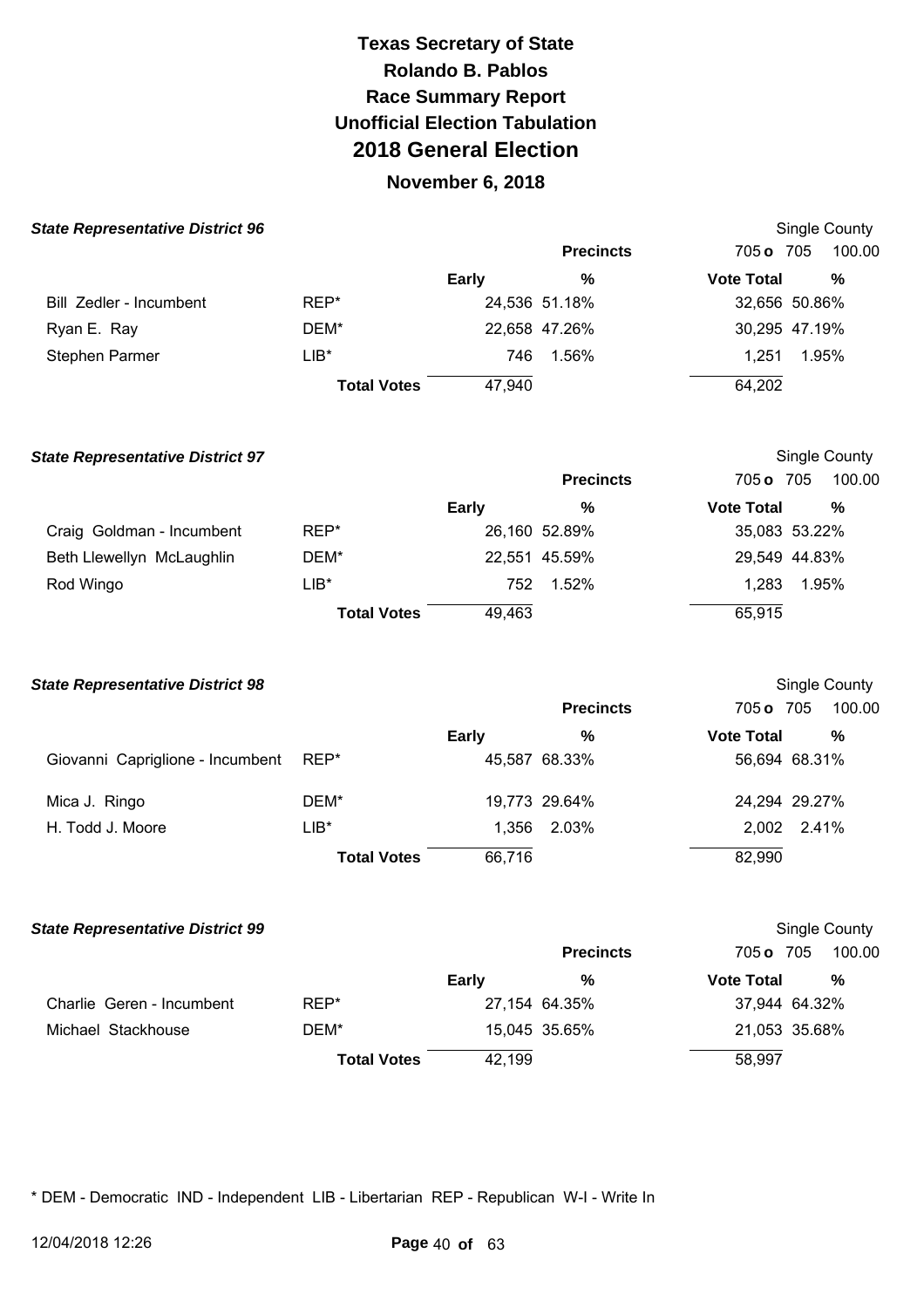# Texas Secretary of State
## Rolando B. Pablos
## Race Summary Report
## Unofficial Election Tabulation
## 2018 General Election
### November 6, 2018

**State Representative District 96**

Single County

| | | Early | % | Vote Total | % |
|---|---|---|---|---|---|
| | | | **Precincts** | 705 **o** 705 | 100.00 |
| Bill Zedler - Incumbent | REP* | 24,536 | 51.18% | 32,656 | 50.86% |
| Ryan E. Ray | DEM* | 22,658 | 47.26% | 30,295 | 47.19% |
| Stephen Parmer | LIB* | 746 | 1.56% | 1,251 | 1.95% |
| | **Total Votes** | 47,940 | | 64,202 | |

**State Representative District 97**

Single County

| | | Early | % | Vote Total | % |
|---|---|---|---|---|---|
| | | | **Precincts** | 705 **o** 705 | 100.00 |
| Craig Goldman - Incumbent | REP* | 26,160 | 52.89% | 35,083 | 53.22% |
| Beth Llewellyn McLaughlin | DEM* | 22,551 | 45.59% | 29,549 | 44.83% |
| Rod Wingo | LIB* | 752 | 1.52% | 1,283 | 1.95% |
| | **Total Votes** | 49,463 | | 65,915 | |

**State Representative District 98**

Single County

| | | Early | % | Vote Total | % |
|---|---|---|---|---|---|
| | | | **Precincts** | 705 **o** 705 | 100.00 |
| Giovanni Capriglione - Incumbent | REP* | 45,587 | 68.33% | 56,694 | 68.31% |
| Mica J. Ringo | DEM* | 19,773 | 29.64% | 24,294 | 29.27% |
| H. Todd J. Moore | LIB* | 1,356 | 2.03% | 2,002 | 2.41% |
| | **Total Votes** | 66,716 | | 82,990 | |

**State Representative District 99**

Single County

| | | Early | % | Vote Total | % |
|---|---|---|---|---|---|
| | | | **Precincts** | 705 **o** 705 | 100.00 |
| Charlie Geren - Incumbent | REP* | 27,154 | 64.35% | 37,944 | 64.32% |
| Michael Stackhouse | DEM* | 15,045 | 35.65% | 21,053 | 35.68% |
| | **Total Votes** | 42,199 | | 58,997 | |

* DEM - Democratic IND - Independent LIB - Libertarian REP - Republican W-I - Write In

12/04/2018 12:26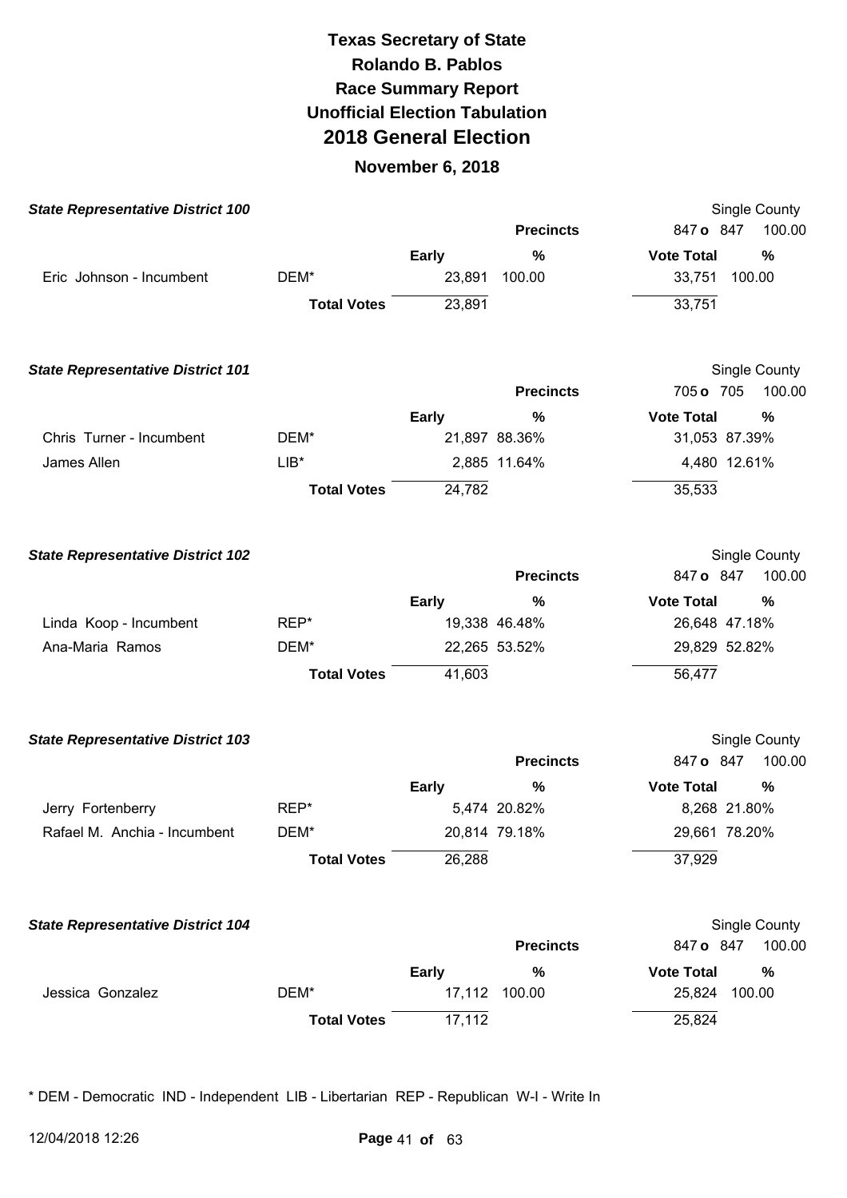# Texas Secretary of State
# Rolando B. Pablos
# Race Summary Report
# Unofficial Election Tabulation
# 2018 General Election
## November 6, 2018

### State Representative District 100

Single County

| | | | Precincts | 847 o 847 | 100.00 |
|---|---|---|---|---|---|
| | | **Early** | **%** | **Vote Total** | **%** |
| Eric Johnson - Incumbent | DEM* | 23,891 | 100.00 | 33,751 | 100.00 |
| | **Total Votes** | 23,891 | | 33,751 | |

### State Representative District 101

Single County

| | | | Precincts | 705 o 705 | 100.00 |
|---|---|---|---|---|---|
| | | **Early** | **%** | **Vote Total** | **%** |
| Chris Turner - Incumbent | DEM* | 21,897 | 88.36% | 31,053 | 87.39% |
| James Allen | LIB* | 2,885 | 11.64% | 4,480 | 12.61% |
| | **Total Votes** | 24,782 | | 35,533 | |

### State Representative District 102

Single County

| | | | Precincts | 847 o 847 | 100.00 |
|---|---|---|---|---|---|
| | | **Early** | **%** | **Vote Total** | **%** |
| Linda Koop - Incumbent | REP* | 19,338 | 46.48% | 26,648 | 47.18% |
| Ana-Maria Ramos | DEM* | 22,265 | 53.52% | 29,829 | 52.82% |
| | **Total Votes** | 41,603 | | 56,477 | |

### State Representative District 103

Single County

| | | | Precincts | 847 o 847 | 100.00 |
|---|---|---|---|---|---|
| | | **Early** | **%** | **Vote Total** | **%** |
| Jerry Fortenberry | REP* | 5,474 | 20.82% | 8,268 | 21.80% |
| Rafael M. Anchia - Incumbent | DEM* | 20,814 | 79.18% | 29,661 | 78.20% |
| | **Total Votes** | 26,288 | | 37,929 | |

### State Representative District 104

Single County

| | | | Precincts | 847 o 847 | 100.00 |
|---|---|---|---|---|---|
| | | **Early** | **%** | **Vote Total** | **%** |
| Jessica Gonzalez | DEM* | 17,112 | 100.00 | 25,824 | 100.00 |
| | **Total Votes** | 17,112 | | 25,824 | |

* DEM - Democratic IND - Independent LIB - Libertarian REP - Republican W-I - Write In

12/04/2018 12:26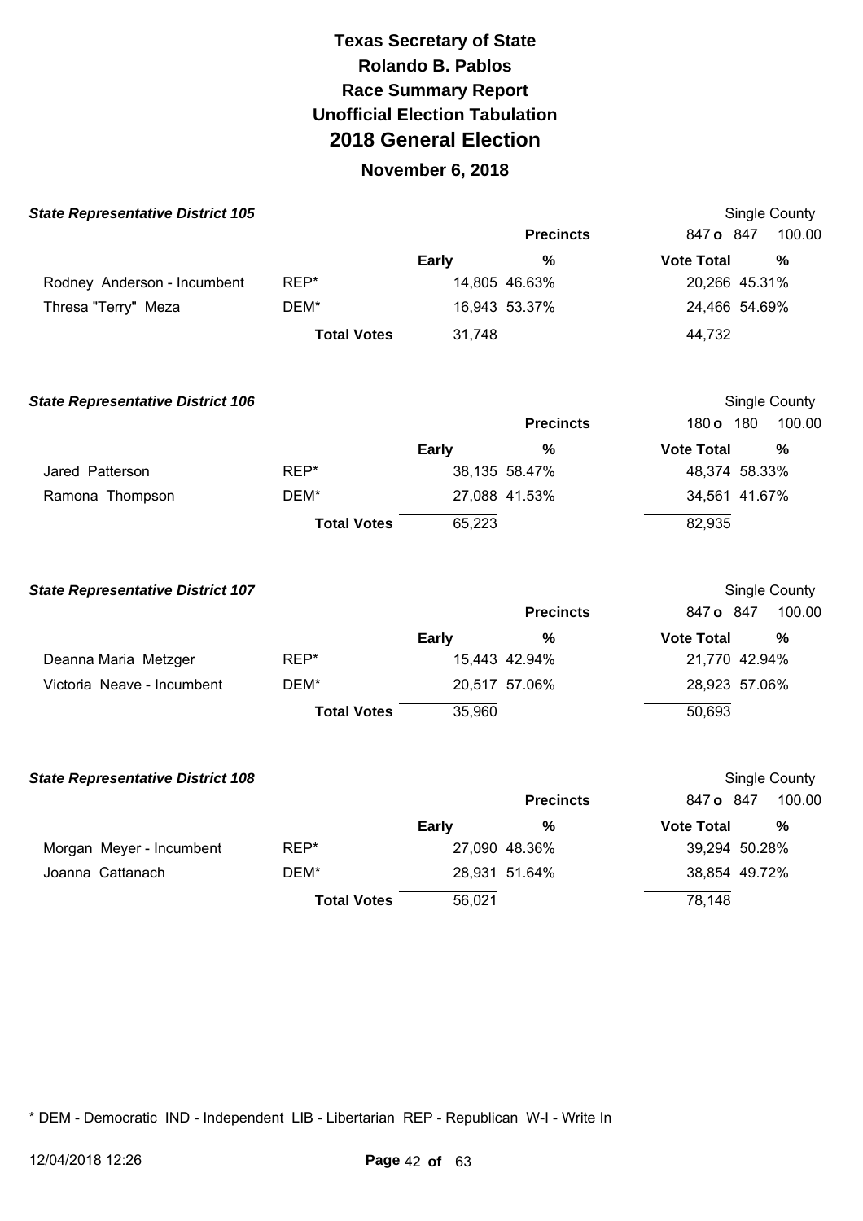# Texas Secretary of State
# Rolando B. Pablos
# Race Summary Report
# Unofficial Election Tabulation
# 2018 General Election
## November 6, 2018

### *State Representative District 105*

Single County

| | | Early | Precincts % | Vote Total | 847 o 847 100.00 % |
|---|---|---|---|---|---|
| Rodney Anderson - Incumbent | REP* | 14,805 | 46.63% | 20,266 | 45.31% |
| Thresa "Terry" Meza | DEM* | 16,943 | 53.37% | 24,466 | 54.69% |
| | **Total Votes** | 31,748 | | 44,732 | |

### *State Representative District 106*

Single County

| | | Early | Precincts % | Vote Total | 180 o 180 100.00 % |
|---|---|---|---|---|---|
| Jared Patterson | REP* | 38,135 | 58.47% | 48,374 | 58.33% |
| Ramona Thompson | DEM* | 27,088 | 41.53% | 34,561 | 41.67% |
| | **Total Votes** | 65,223 | | 82,935 | |

### *State Representative District 107*

Single County

| | | Early | Precincts % | Vote Total | 847 o 847 100.00 % |
|---|---|---|---|---|---|
| Deanna Maria Metzger | REP* | 15,443 | 42.94% | 21,770 | 42.94% |
| Victoria Neave - Incumbent | DEM* | 20,517 | 57.06% | 28,923 | 57.06% |
| | **Total Votes** | 35,960 | | 50,693 | |

### *State Representative District 108*

Single County

| | | Early | Precincts % | Vote Total | 847 o 847 100.00 % |
|---|---|---|---|---|---|
| Morgan Meyer - Incumbent | REP* | 27,090 | 48.36% | 39,294 | 50.28% |
| Joanna Cattanach | DEM* | 28,931 | 51.64% | 38,854 | 49.72% |
| | **Total Votes** | 56,021 | | 78,148 | |

\* DEM - Democratic IND - Independent LIB - Libertarian REP - Republican W-I - Write In

12/04/2018 12:26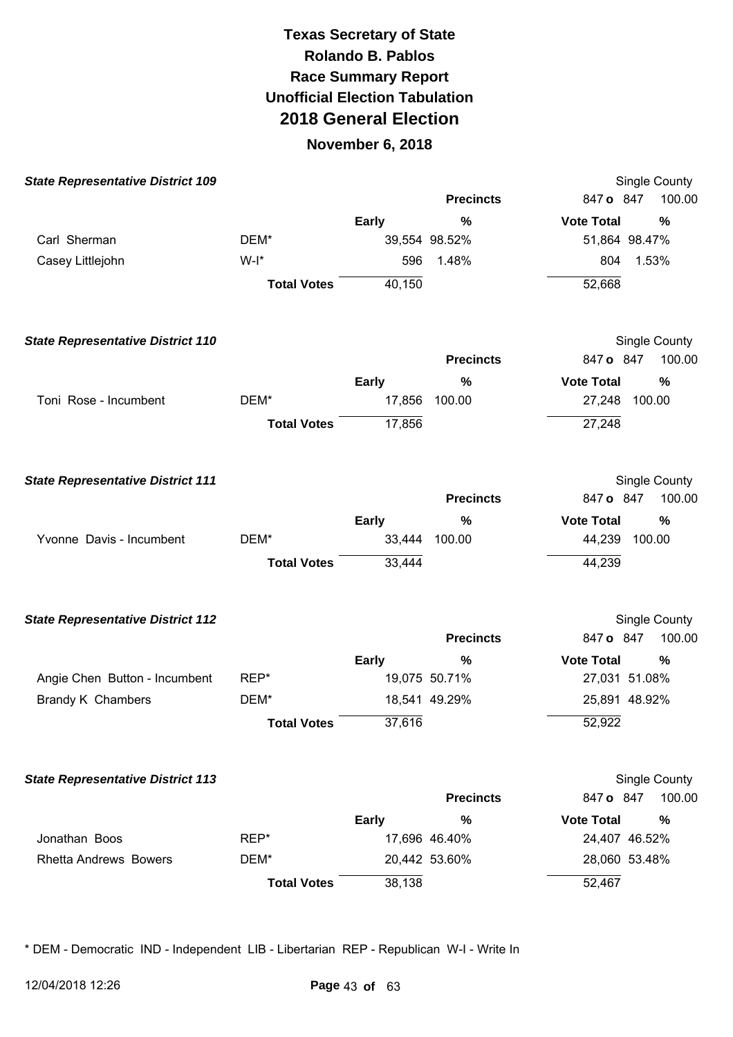# Texas Secretary of State
## Rolando B. Pablos
## Race Summary Report
## Unofficial Election Tabulation
## 2018 General Election
### November 6, 2018

**State Representative District 109** — Single County

Precincts: 847 o 847 100.00

| Candidate | Party | Early | % | Vote Total | % |
|---|---|---|---|---|---|
| Carl Sherman | DEM* | 39,554 | 98.52% | 51,864 | 98.47% |
| Casey Littlejohn | W-I* | 596 | 1.48% | 804 | 1.53% |
| | **Total Votes** | 40,150 | | 52,668 | |

**State Representative District 110** — Single County

Precincts: 847 o 847 100.00

| Candidate | Party | Early | % | Vote Total | % |
|---|---|---|---|---|---|
| Toni Rose - Incumbent | DEM* | 17,856 | 100.00 | 27,248 | 100.00 |
| | **Total Votes** | 17,856 | | 27,248 | |

**State Representative District 111** — Single County

Precincts: 847 o 847 100.00

| Candidate | Party | Early | % | Vote Total | % |
|---|---|---|---|---|---|
| Yvonne Davis - Incumbent | DEM* | 33,444 | 100.00 | 44,239 | 100.00 |
| | **Total Votes** | 33,444 | | 44,239 | |

**State Representative District 112** — Single County

Precincts: 847 o 847 100.00

| Candidate | Party | Early | % | Vote Total | % |
|---|---|---|---|---|---|
| Angie Chen Button - Incumbent | REP* | 19,075 | 50.71% | 27,031 | 51.08% |
| Brandy K Chambers | DEM* | 18,541 | 49.29% | 25,891 | 48.92% |
| | **Total Votes** | 37,616 | | 52,922 | |

**State Representative District 113** — Single County

Precincts: 847 o 847 100.00

| Candidate | Party | Early | % | Vote Total | % |
|---|---|---|---|---|---|
| Jonathan Boos | REP* | 17,696 | 46.40% | 24,407 | 46.52% |
| Rhetta Andrews Bowers | DEM* | 20,442 | 53.60% | 28,060 | 53.48% |
| | **Total Votes** | 38,138 | | 52,467 | |

* DEM - Democratic IND - Independent LIB - Libertarian REP - Republican W-I - Write In

12/04/2018 12:26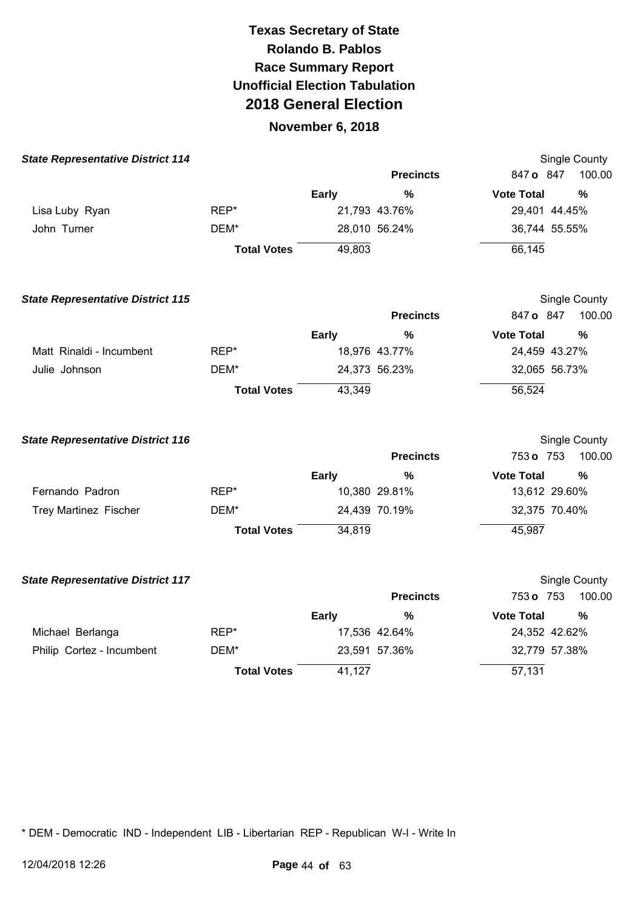# Texas Secretary of State
# Rolando B. Pablos
# Race Summary Report
# Unofficial Election Tabulation
# 2018 General Election
## November 6, 2018

### State Representative District 114

Single County

| | | Precincts | | 847 o 847 | 100.00 |
|---|---|---|---|---|---|
| | | **Early** | **%** | **Vote Total** | **%** |
| Lisa Luby Ryan | REP* | 21,793 | 43.76% | 29,401 | 44.45% |
| John Turner | DEM* | 28,010 | 56.24% | 36,744 | 55.55% |
| | **Total Votes** | 49,803 | | 66,145 | |

### State Representative District 115

Single County

| | | Precincts | | 847 o 847 | 100.00 |
|---|---|---|---|---|---|
| | | **Early** | **%** | **Vote Total** | **%** |
| Matt Rinaldi - Incumbent | REP* | 18,976 | 43.77% | 24,459 | 43.27% |
| Julie Johnson | DEM* | 24,373 | 56.23% | 32,065 | 56.73% |
| | **Total Votes** | 43,349 | | 56,524 | |

### State Representative District 116

Single County

| | | Precincts | | 753 o 753 | 100.00 |
|---|---|---|---|---|---|
| | | **Early** | **%** | **Vote Total** | **%** |
| Fernando Padron | REP* | 10,380 | 29.81% | 13,612 | 29.60% |
| Trey Martinez Fischer | DEM* | 24,439 | 70.19% | 32,375 | 70.40% |
| | **Total Votes** | 34,819 | | 45,987 | |

### State Representative District 117

Single County

| | | Precincts | | 753 o 753 | 100.00 |
|---|---|---|---|---|---|
| | | **Early** | **%** | **Vote Total** | **%** |
| Michael Berlanga | REP* | 17,536 | 42.64% | 24,352 | 42.62% |
| Philip Cortez - Incumbent | DEM* | 23,591 | 57.36% | 32,779 | 57.38% |
| | **Total Votes** | 41,127 | | 57,131 | |

* DEM - Democratic IND - Independent LIB - Libertarian REP - Republican W-I - Write In

12/04/2018 12:26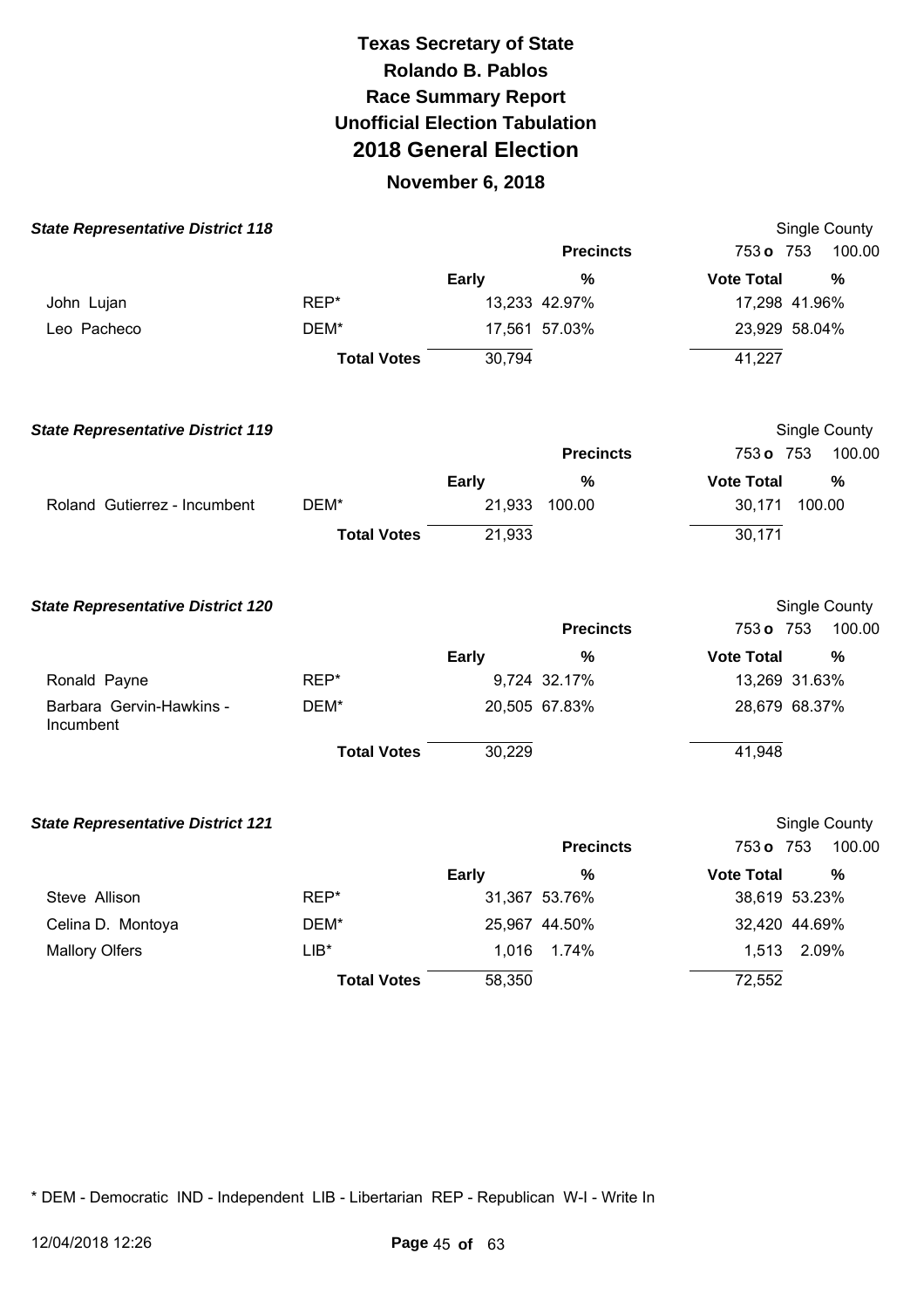# Texas Secretary of State
# Rolando B. Pablos
# Race Summary Report
# Unofficial Election Tabulation
# 2018 General Election
## November 6, 2018

### State Representative District 118

Single County

| | | Early | % | Vote Total | % |
|---|---|---|---|---|---|
| | | | **Precincts** | 753 o 753 | 100.00 |
| John Lujan | REP* | 13,233 | 42.97% | 17,298 | 41.96% |
| Leo Pacheco | DEM* | 17,561 | 57.03% | 23,929 | 58.04% |
| | **Total Votes** | 30,794 | | 41,227 | |

### State Representative District 119

Single County

| | | Early | % | Vote Total | % |
|---|---|---|---|---|---|
| | | | **Precincts** | 753 o 753 | 100.00 |
| Roland Gutierrez - Incumbent | DEM* | 21,933 | 100.00 | 30,171 | 100.00 |
| | **Total Votes** | 21,933 | | 30,171 | |

### State Representative District 120

Single County

| | | Early | % | Vote Total | % |
|---|---|---|---|---|---|
| | | | **Precincts** | 753 o 753 | 100.00 |
| Ronald Payne | REP* | 9,724 | 32.17% | 13,269 | 31.63% |
| Barbara Gervin-Hawkins - Incumbent | DEM* | 20,505 | 67.83% | 28,679 | 68.37% |
| | **Total Votes** | 30,229 | | 41,948 | |

### State Representative District 121

Single County

| | | Early | % | Vote Total | % |
|---|---|---|---|---|---|
| | | | **Precincts** | 753 o 753 | 100.00 |
| Steve Allison | REP* | 31,367 | 53.76% | 38,619 | 53.23% |
| Celina D. Montoya | DEM* | 25,967 | 44.50% | 32,420 | 44.69% |
| Mallory Olfers | LIB* | 1,016 | 1.74% | 1,513 | 2.09% |
| | **Total Votes** | 58,350 | | 72,552 | |

* DEM - Democratic IND - Independent LIB - Libertarian REP - Republican W-I - Write In

12/04/2018 12:26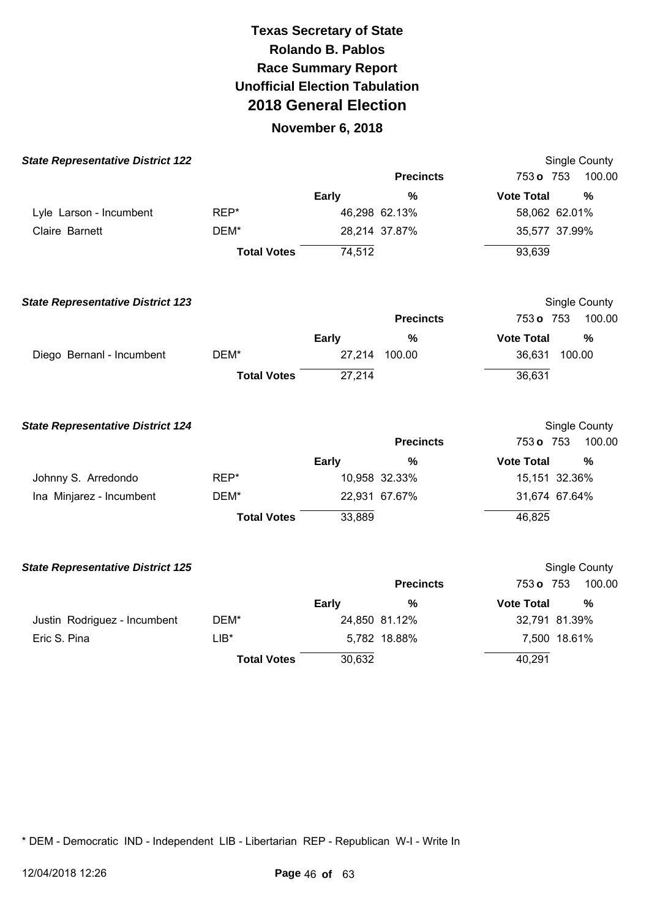# Texas Secretary of State
## Rolando B. Pablos
## Race Summary Report
## Unofficial Election Tabulation
## 2018 General Election
### November 6, 2018

**State Representative District 122** — Single County

Precincts: 753 o 753 100.00

| Candidate | Party | Early | % | Vote Total | % |
|---|---|---|---|---|---|
| Lyle Larson - Incumbent | REP* | 46,298 | 62.13% | 58,062 | 62.01% |
| Claire Barnett | DEM* | 28,214 | 37.87% | 35,577 | 37.99% |
| | **Total Votes** | 74,512 | | 93,639 | |

**State Representative District 123** — Single County

Precincts: 753 o 753 100.00

| Candidate | Party | Early | % | Vote Total | % |
|---|---|---|---|---|---|
| Diego Bernanl - Incumbent | DEM* | 27,214 | 100.00 | 36,631 | 100.00 |
| | **Total Votes** | 27,214 | | 36,631 | |

**State Representative District 124** — Single County

Precincts: 753 o 753 100.00

| Candidate | Party | Early | % | Vote Total | % |
|---|---|---|---|---|---|
| Johnny S. Arredondo | REP* | 10,958 | 32.33% | 15,151 | 32.36% |
| Ina Minjarez - Incumbent | DEM* | 22,931 | 67.67% | 31,674 | 67.64% |
| | **Total Votes** | 33,889 | | 46,825 | |

**State Representative District 125** — Single County

Precincts: 753 o 753 100.00

| Candidate | Party | Early | % | Vote Total | % |
|---|---|---|---|---|---|
| Justin Rodriguez - Incumbent | DEM* | 24,850 | 81.12% | 32,791 | 81.39% |
| Eric S. Pina | LIB* | 5,782 | 18.88% | 7,500 | 18.61% |
| | **Total Votes** | 30,632 | | 40,291 | |

* DEM - Democratic IND - Independent LIB - Libertarian REP - Republican W-I - Write In

12/04/2018 12:26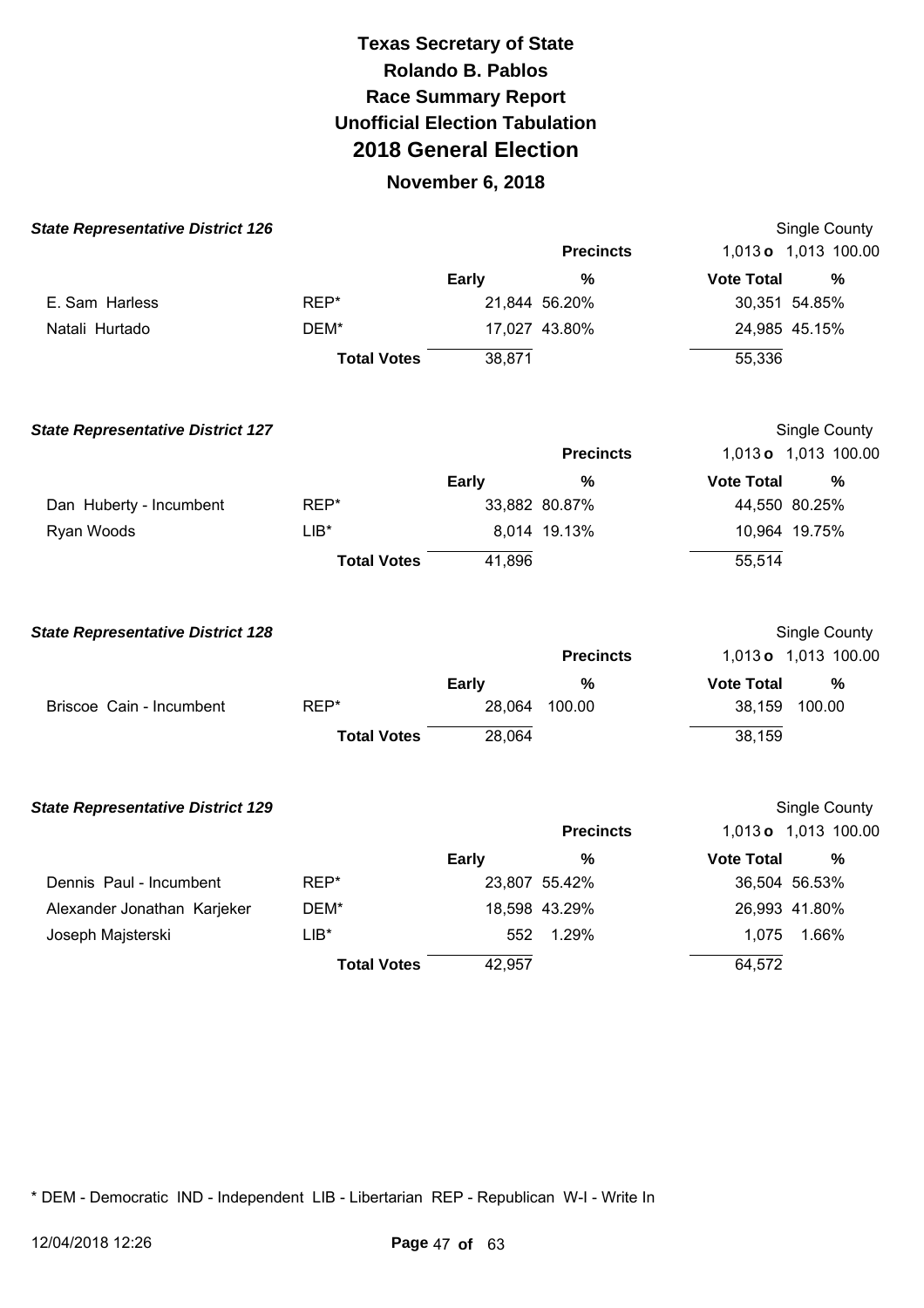# Texas Secretary of State
# Rolando B. Pablos
# Race Summary Report
# Unofficial Election Tabulation
# 2018 General Election
## November 6, 2018

### State Representative District 126

Single County

| | | Precincts | | 1,013 o 1,013 100.00 | |
|---|---|---|---|---|---|
| | | **Early** | **%** | **Vote Total** | **%** |
| E. Sam Harless | REP* | 21,844 | 56.20% | 30,351 | 54.85% |
| Natali Hurtado | DEM* | 17,027 | 43.80% | 24,985 | 45.15% |
| | **Total Votes** | 38,871 | | 55,336 | |

### State Representative District 127

Single County

| | | Precincts | | 1,013 o 1,013 100.00 | |
|---|---|---|---|---|---|
| | | **Early** | **%** | **Vote Total** | **%** |
| Dan Huberty - Incumbent | REP* | 33,882 | 80.87% | 44,550 | 80.25% |
| Ryan Woods | LIB* | 8,014 | 19.13% | 10,964 | 19.75% |
| | **Total Votes** | 41,896 | | 55,514 | |

### State Representative District 128

Single County

| | | Precincts | | 1,013 o 1,013 100.00 | |
|---|---|---|---|---|---|
| | | **Early** | **%** | **Vote Total** | **%** |
| Briscoe Cain - Incumbent | REP* | 28,064 | 100.00 | 38,159 | 100.00 |
| | **Total Votes** | 28,064 | | 38,159 | |

### State Representative District 129

Single County

| | | Precincts | | 1,013 o 1,013 100.00 | |
|---|---|---|---|---|---|
| | | **Early** | **%** | **Vote Total** | **%** |
| Dennis Paul - Incumbent | REP* | 23,807 | 55.42% | 36,504 | 56.53% |
| Alexander Jonathan Karjeker | DEM* | 18,598 | 43.29% | 26,993 | 41.80% |
| Joseph Majsterski | LIB* | 552 | 1.29% | 1,075 | 1.66% |
| | **Total Votes** | 42,957 | | 64,572 | |

* DEM - Democratic IND - Independent LIB - Libertarian REP - Republican W-I - Write In

12/04/2018 12:26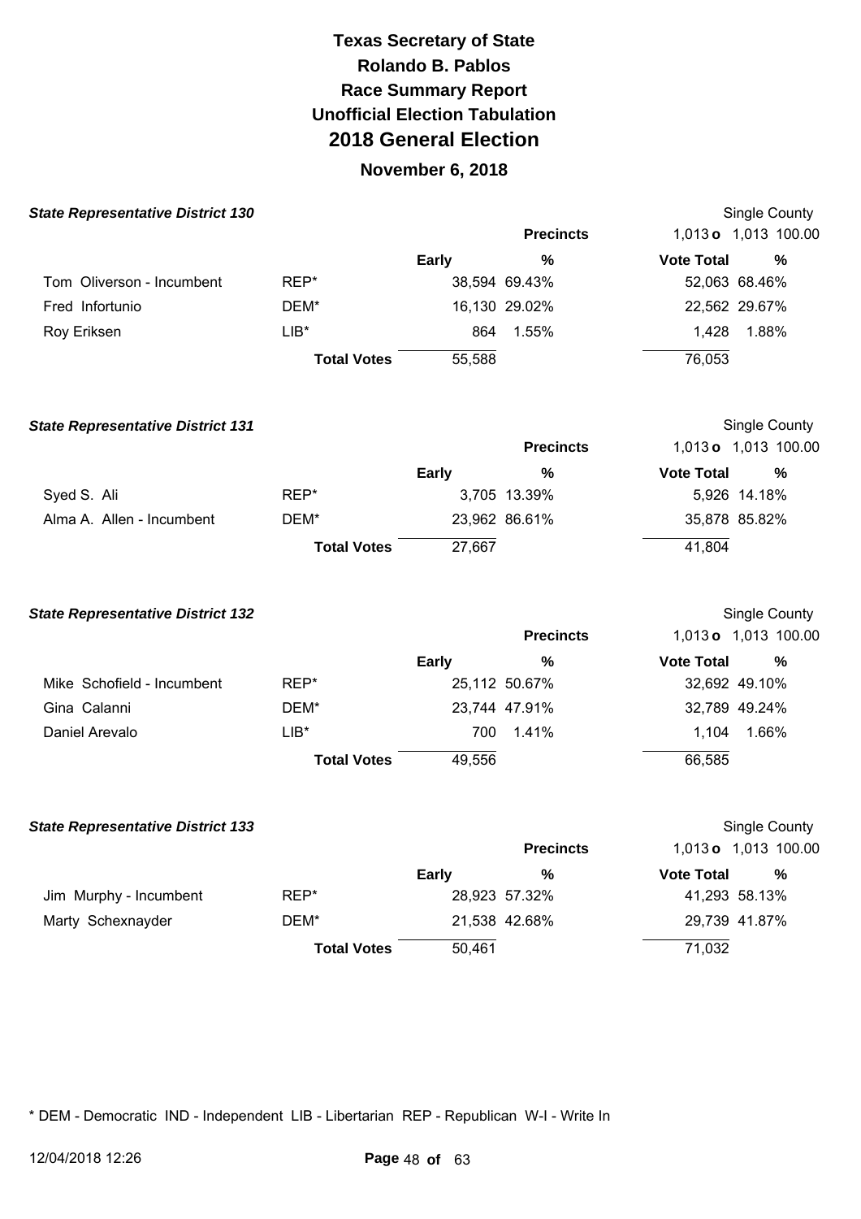# Texas Secretary of State
# Rolando B. Pablos
# Race Summary Report
# Unofficial Election Tabulation
# 2018 General Election

## November 6, 2018

### State Representative District 130

Single County

| | | Precincts | | 1,013 o 1,013 | 100.00 |
|---|---|---|---|---|---|
| | | Early | % | Vote Total | % |
| Tom Oliverson - Incumbent | REP* | 38,594 | 69.43% | 52,063 | 68.46% |
| Fred Infortunio | DEM* | 16,130 | 29.02% | 22,562 | 29.67% |
| Roy Eriksen | LIB* | 864 | 1.55% | 1,428 | 1.88% |
| | Total Votes | 55,588 | | 76,053 | |

### State Representative District 131

Single County

| | | Precincts | | 1,013 o 1,013 | 100.00 |
|---|---|---|---|---|---|
| | | Early | % | Vote Total | % |
| Syed S. Ali | REP* | 3,705 | 13.39% | 5,926 | 14.18% |
| Alma A. Allen - Incumbent | DEM* | 23,962 | 86.61% | 35,878 | 85.82% |
| | Total Votes | 27,667 | | 41,804 | |

### State Representative District 132

Single County

| | | Precincts | | 1,013 o 1,013 | 100.00 |
|---|---|---|---|---|---|
| | | Early | % | Vote Total | % |
| Mike Schofield - Incumbent | REP* | 25,112 | 50.67% | 32,692 | 49.10% |
| Gina Calanni | DEM* | 23,744 | 47.91% | 32,789 | 49.24% |
| Daniel Arevalo | LIB* | 700 | 1.41% | 1,104 | 1.66% |
| | Total Votes | 49,556 | | 66,585 | |

### State Representative District 133

Single County

| | | Precincts | | 1,013 o 1,013 | 100.00 |
|---|---|---|---|---|---|
| | | Early | % | Vote Total | % |
| Jim Murphy - Incumbent | REP* | 28,923 | 57.32% | 41,293 | 58.13% |
| Marty Schexnayder | DEM* | 21,538 | 42.68% | 29,739 | 41.87% |
| | Total Votes | 50,461 | | 71,032 | |

* DEM - Democratic IND - Independent LIB - Libertarian REP - Republican W-I - Write In

12/04/2018 12:26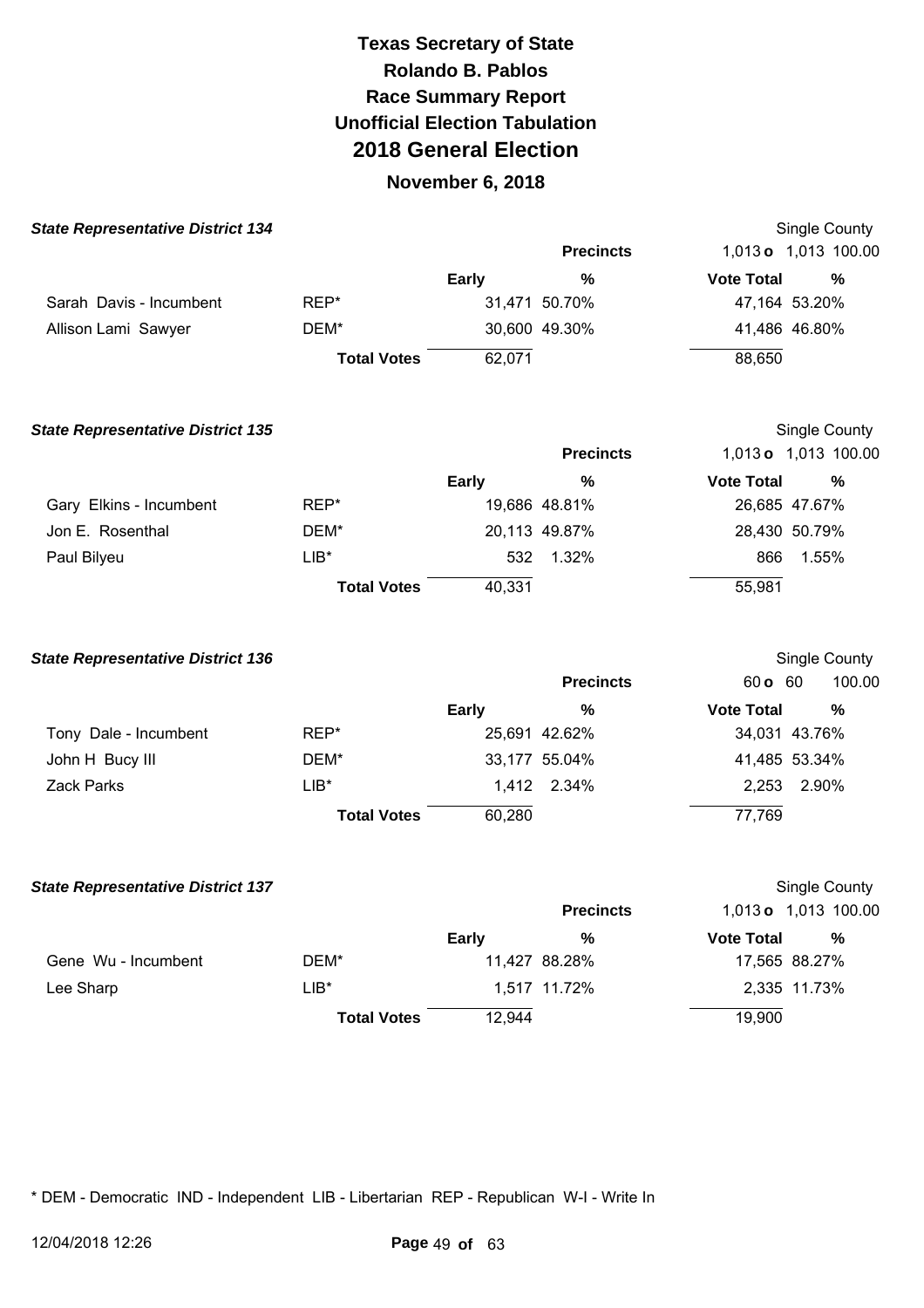# Texas Secretary of State
# Rolando B. Pablos
# Race Summary Report
# Unofficial Election Tabulation
# 2018 General Election
## November 6, 2018

### *State Representative District 134*

Single County

| | | Precincts | | 1,013 o 1,013 100.00 | |
|---|---|---|---|---|---|
| | | **Early** | **%** | **Vote Total** | **%** |
| Sarah Davis - Incumbent | REP* | 31,471 | 50.70% | 47,164 | 53.20% |
| Allison Lami Sawyer | DEM* | 30,600 | 49.30% | 41,486 | 46.80% |
| | **Total Votes** | 62,071 | | 88,650 | |

### *State Representative District 135*

Single County

| | | Precincts | | 1,013 o 1,013 100.00 | |
|---|---|---|---|---|---|
| | | **Early** | **%** | **Vote Total** | **%** |
| Gary Elkins - Incumbent | REP* | 19,686 | 48.81% | 26,685 | 47.67% |
| Jon E. Rosenthal | DEM* | 20,113 | 49.87% | 28,430 | 50.79% |
| Paul Bilyeu | LIB* | 532 | 1.32% | 866 | 1.55% |
| | **Total Votes** | 40,331 | | 55,981 | |

### *State Representative District 136*

Single County

| | | Precincts | | 60 o 60 100.00 | |
|---|---|---|---|---|---|
| | | **Early** | **%** | **Vote Total** | **%** |
| Tony Dale - Incumbent | REP* | 25,691 | 42.62% | 34,031 | 43.76% |
| John H Bucy III | DEM* | 33,177 | 55.04% | 41,485 | 53.34% |
| Zack Parks | LIB* | 1,412 | 2.34% | 2,253 | 2.90% |
| | **Total Votes** | 60,280 | | 77,769 | |

### *State Representative District 137*

Single County

| | | Precincts | | 1,013 o 1,013 100.00 | |
|---|---|---|---|---|---|
| | | **Early** | **%** | **Vote Total** | **%** |
| Gene Wu - Incumbent | DEM* | 11,427 | 88.28% | 17,565 | 88.27% |
| Lee Sharp | LIB* | 1,517 | 11.72% | 2,335 | 11.73% |
| | **Total Votes** | 12,944 | | 19,900 | |

* DEM - Democratic IND - Independent LIB - Libertarian REP - Republican W-I - Write In

12/04/2018 12:26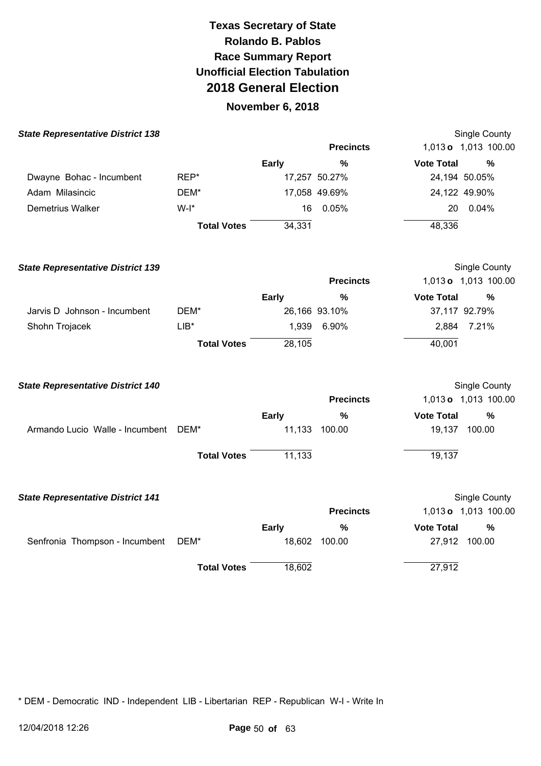# Texas Secretary of State
## Rolando B. Pablos
## Race Summary Report
## Unofficial Election Tabulation
## 2018 General Election
### November 6, 2018

***State Representative District 138***

Single County

| | | Early | % | Vote Total | % |
|---|---|---|---|---|---|
| | | **Precincts** | | 1,013 **o** 1,013 | 100.00 |
| Dwayne Bohac - Incumbent | REP* | 17,257 | 50.27% | 24,194 | 50.05% |
| Adam Milasincic | DEM* | 17,058 | 49.69% | 24,122 | 49.90% |
| Demetrius Walker | W-I* | 16 | 0.05% | 20 | 0.04% |
| | **Total Votes** | 34,331 | | 48,336 | |

***State Representative District 139***

Single County

| | | Early | % | Vote Total | % |
|---|---|---|---|---|---|
| | | **Precincts** | | 1,013 **o** 1,013 | 100.00 |
| Jarvis D Johnson - Incumbent | DEM* | 26,166 | 93.10% | 37,117 | 92.79% |
| Shohn Trojacek | LIB* | 1,939 | 6.90% | 2,884 | 7.21% |
| | **Total Votes** | 28,105 | | 40,001 | |

***State Representative District 140***

Single County

| | | Early | % | Vote Total | % |
|---|---|---|---|---|---|
| | | **Precincts** | | 1,013 **o** 1,013 | 100.00 |
| Armando Lucio Walle - Incumbent | DEM* | 11,133 | 100.00 | 19,137 | 100.00 |
| | **Total Votes** | 11,133 | | 19,137 | |

***State Representative District 141***

Single County

| | | Early | % | Vote Total | % |
|---|---|---|---|---|---|
| | | **Precincts** | | 1,013 **o** 1,013 | 100.00 |
| Senfronia Thompson - Incumbent | DEM* | 18,602 | 100.00 | 27,912 | 100.00 |
| | **Total Votes** | 18,602 | | 27,912 | |

* DEM - Democratic IND - Independent LIB - Libertarian REP - Republican W-I - Write In

12/04/2018 12:26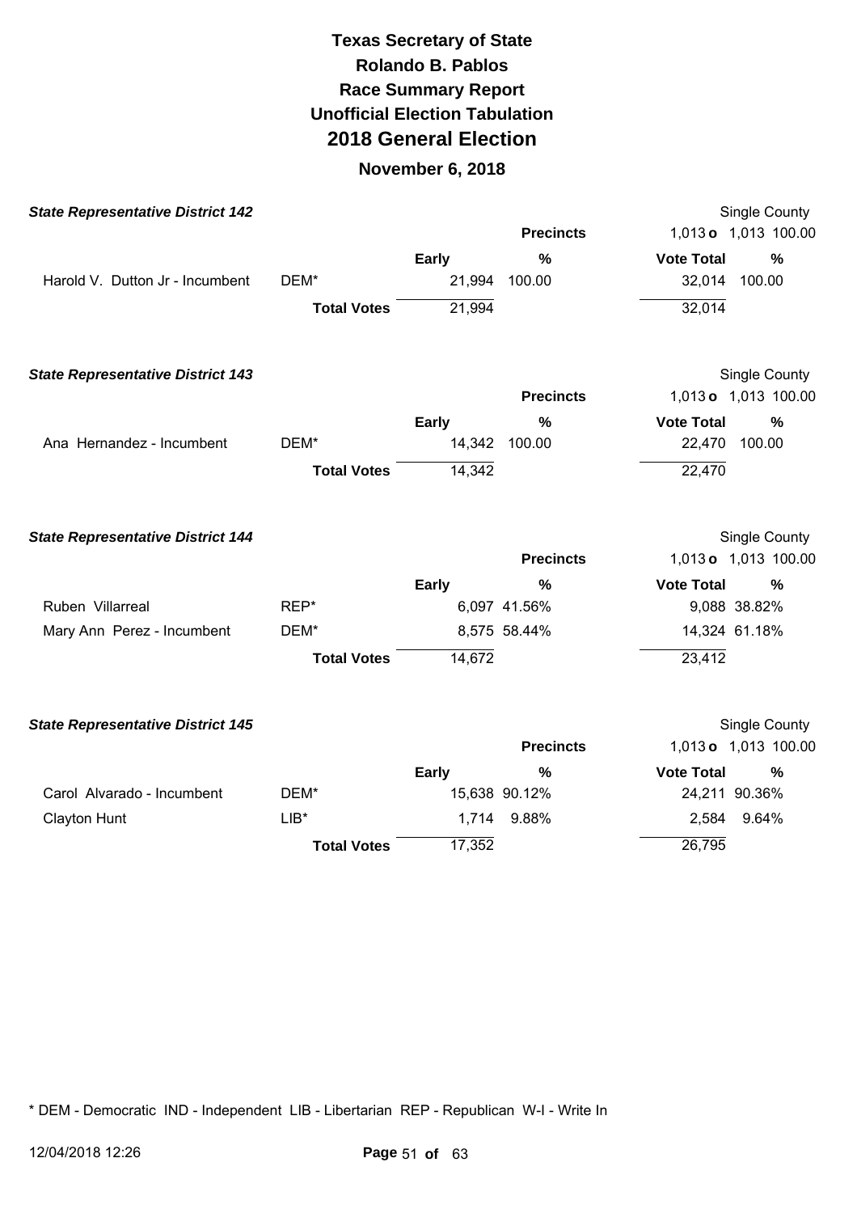# Texas Secretary of State
## Rolando B. Pablos
## Race Summary Report
## Unofficial Election Tabulation
## 2018 General Election
### November 6, 2018

**State Representative District 142** — Single County

| | | Precincts | | 1,013 o 1,013 | 100.00 |
|---|---|---|---|---|---|
| | | **Early** | **%** | **Vote Total** | **%** |
| Harold V. Dutton Jr - Incumbent | DEM* | 21,994 | 100.00 | 32,014 | 100.00 |
| | **Total Votes** | 21,994 | | 32,014 | |

**State Representative District 143** — Single County

| | | Precincts | | 1,013 o 1,013 | 100.00 |
|---|---|---|---|---|---|
| | | **Early** | **%** | **Vote Total** | **%** |
| Ana Hernandez - Incumbent | DEM* | 14,342 | 100.00 | 22,470 | 100.00 |
| | **Total Votes** | 14,342 | | 22,470 | |

**State Representative District 144** — Single County

| | | Precincts | | 1,013 o 1,013 | 100.00 |
|---|---|---|---|---|---|
| | | **Early** | **%** | **Vote Total** | **%** |
| Ruben Villarreal | REP* | 6,097 | 41.56% | 9,088 | 38.82% |
| Mary Ann Perez - Incumbent | DEM* | 8,575 | 58.44% | 14,324 | 61.18% |
| | **Total Votes** | 14,672 | | 23,412 | |

**State Representative District 145** — Single County

| | | Precincts | | 1,013 o 1,013 | 100.00 |
|---|---|---|---|---|---|
| | | **Early** | **%** | **Vote Total** | **%** |
| Carol Alvarado - Incumbent | DEM* | 15,638 | 90.12% | 24,211 | 90.36% |
| Clayton Hunt | LIB* | 1,714 | 9.88% | 2,584 | 9.64% |
| | **Total Votes** | 17,352 | | 26,795 | |

* DEM - Democratic IND - Independent LIB - Libertarian REP - Republican W-I - Write In

12/04/2018 12:26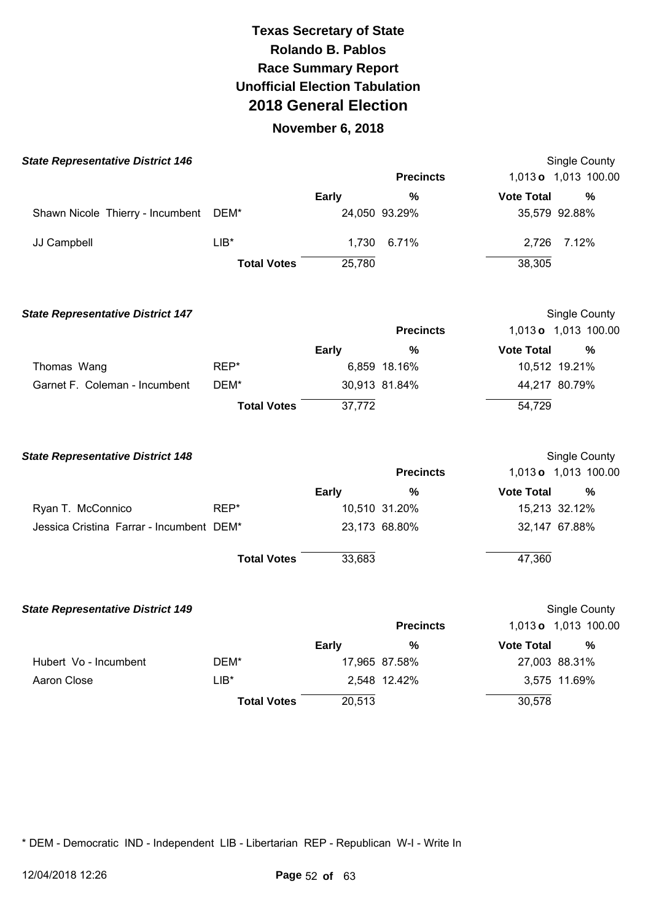# Texas Secretary of State
## Rolando B. Pablos
## Race Summary Report
## Unofficial Election Tabulation
## 2018 General Election
### November 6, 2018

**State Representative District 146** — Single County

Precincts: 1,013 o 1,013 100.00

| Candidate | Party | Early | % | Vote Total | % |
|---|---|---|---|---|---|
| Shawn Nicole Thierry - Incumbent | DEM* | 24,050 | 93.29% | 35,579 | 92.88% |
| JJ Campbell | LIB* | 1,730 | 6.71% | 2,726 | 7.12% |
| | **Total Votes** | 25,780 | | 38,305 | |

**State Representative District 147** — Single County

Precincts: 1,013 o 1,013 100.00

| Candidate | Party | Early | % | Vote Total | % |
|---|---|---|---|---|---|
| Thomas Wang | REP* | 6,859 | 18.16% | 10,512 | 19.21% |
| Garnet F. Coleman - Incumbent | DEM* | 30,913 | 81.84% | 44,217 | 80.79% |
| | **Total Votes** | 37,772 | | 54,729 | |

**State Representative District 148** — Single County

Precincts: 1,013 o 1,013 100.00

| Candidate | Party | Early | % | Vote Total | % |
|---|---|---|---|---|---|
| Ryan T. McConnico | REP* | 10,510 | 31.20% | 15,213 | 32.12% |
| Jessica Cristina Farrar - Incumbent | DEM* | 23,173 | 68.80% | 32,147 | 67.88% |
| | **Total Votes** | 33,683 | | 47,360 | |

**State Representative District 149** — Single County

Precincts: 1,013 o 1,013 100.00

| Candidate | Party | Early | % | Vote Total | % |
|---|---|---|---|---|---|
| Hubert Vo - Incumbent | DEM* | 17,965 | 87.58% | 27,003 | 88.31% |
| Aaron Close | LIB* | 2,548 | 12.42% | 3,575 | 11.69% |
| | **Total Votes** | 20,513 | | 30,578 | |

* DEM - Democratic IND - Independent LIB - Libertarian REP - Republican W-I - Write In

12/04/2018 12:26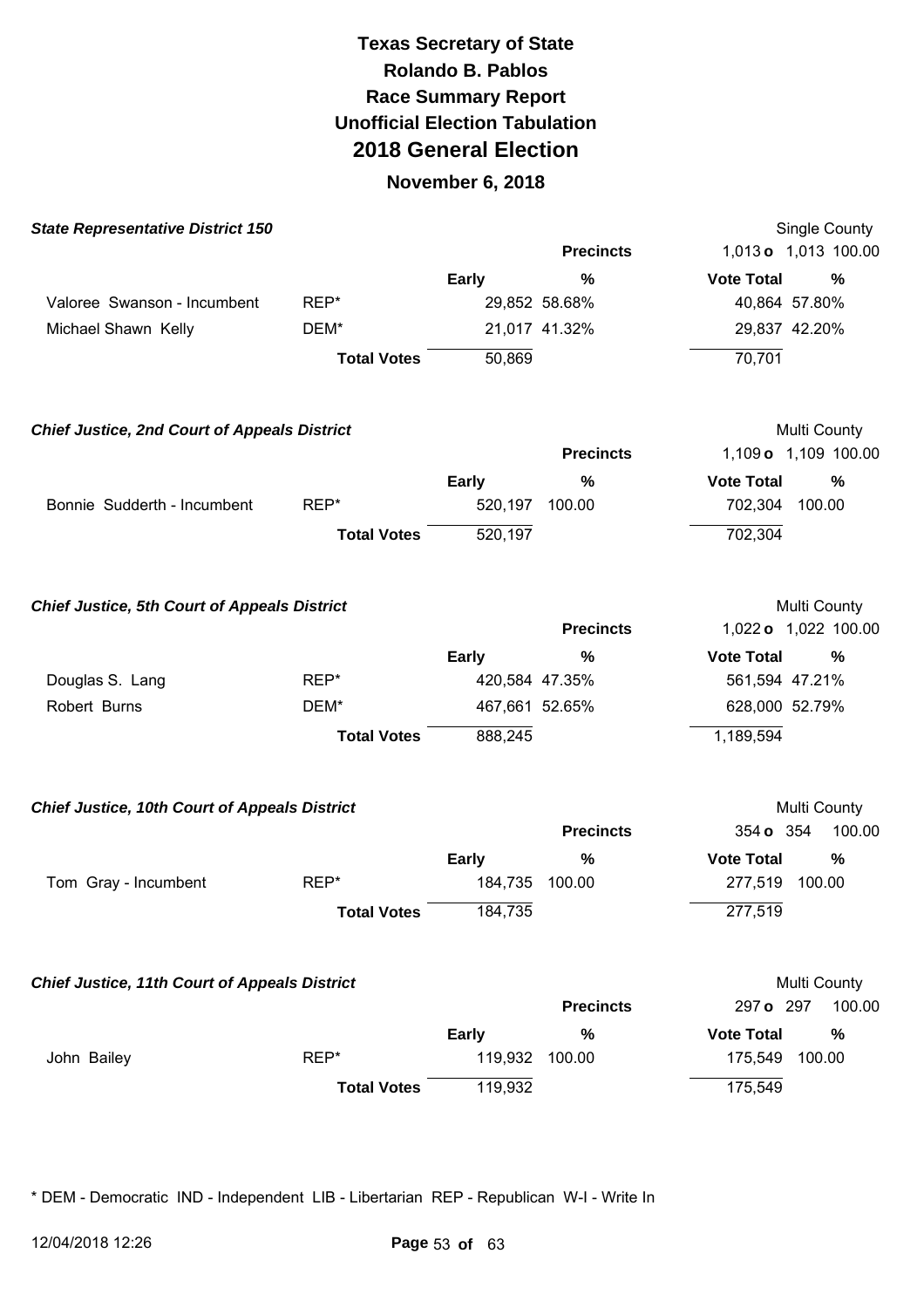# Texas Secretary of State
# Rolando B. Pablos
# Race Summary Report
# Unofficial Election Tabulation
# 2018 General Election
## November 6, 2018

### State Representative District 150

Single County

| | | Precincts | | 1,013 o 1,013 | 100.00 |
|---|---|---|---|---|---|
| | | **Early** | **%** | **Vote Total** | **%** |
| Valoree Swanson - Incumbent | REP* | 29,852 | 58.68% | 40,864 | 57.80% |
| Michael Shawn Kelly | DEM* | 21,017 | 41.32% | 29,837 | 42.20% |
| | **Total Votes** | 50,869 | | 70,701 | |

### Chief Justice, 2nd Court of Appeals District

Multi County

| | | Precincts | | 1,109 o 1,109 | 100.00 |
|---|---|---|---|---|---|
| | | **Early** | **%** | **Vote Total** | **%** |
| Bonnie Sudderth - Incumbent | REP* | 520,197 | 100.00 | 702,304 | 100.00 |
| | **Total Votes** | 520,197 | | 702,304 | |

### Chief Justice, 5th Court of Appeals District

Multi County

| | | Precincts | | 1,022 o 1,022 | 100.00 |
|---|---|---|---|---|---|
| | | **Early** | **%** | **Vote Total** | **%** |
| Douglas S. Lang | REP* | 420,584 | 47.35% | 561,594 | 47.21% |
| Robert Burns | DEM* | 467,661 | 52.65% | 628,000 | 52.79% |
| | **Total Votes** | 888,245 | | 1,189,594 | |

### Chief Justice, 10th Court of Appeals District

Multi County

| | | Precincts | | 354 o 354 | 100.00 |
|---|---|---|---|---|---|
| | | **Early** | **%** | **Vote Total** | **%** |
| Tom Gray - Incumbent | REP* | 184,735 | 100.00 | 277,519 | 100.00 |
| | **Total Votes** | 184,735 | | 277,519 | |

### Chief Justice, 11th Court of Appeals District

Multi County

| | | Precincts | | 297 o 297 | 100.00 |
|---|---|---|---|---|---|
| | | **Early** | **%** | **Vote Total** | **%** |
| John Bailey | REP* | 119,932 | 100.00 | 175,549 | 100.00 |
| | **Total Votes** | 119,932 | | 175,549 | |

* DEM - Democratic IND - Independent LIB - Libertarian REP - Republican W-I - Write In

12/04/2018 12:26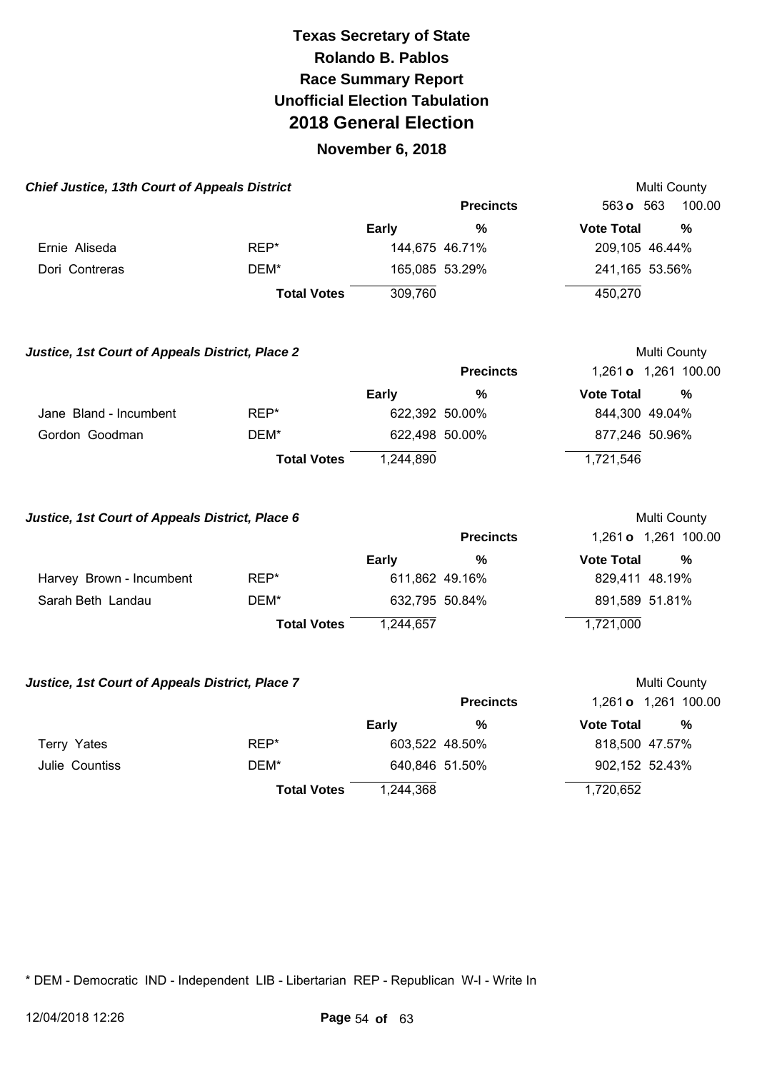# Texas Secretary of State
# Rolando B. Pablos
# Race Summary Report
# Unofficial Election Tabulation
# 2018 General Election
## November 6, 2018

### *Chief Justice, 13th Court of Appeals District*

Multi County

| | | | Precincts | 563 o 563 | 100.00 |
|---|---|---|---|---|---|
| | | **Early** | **%** | **Vote Total** | **%** |
| Ernie Aliseda | REP* | 144,675 | 46.71% | 209,105 | 46.44% |
| Dori Contreras | DEM* | 165,085 | 53.29% | 241,165 | 53.56% |
| | **Total Votes** | 309,760 | | 450,270 | |

### *Justice, 1st Court of Appeals District, Place 2*

Multi County

| | | | Precincts | 1,261 o 1,261 | 100.00 |
|---|---|---|---|---|---|
| | | **Early** | **%** | **Vote Total** | **%** |
| Jane Bland - Incumbent | REP* | 622,392 | 50.00% | 844,300 | 49.04% |
| Gordon Goodman | DEM* | 622,498 | 50.00% | 877,246 | 50.96% |
| | **Total Votes** | 1,244,890 | | 1,721,546 | |

### *Justice, 1st Court of Appeals District, Place 6*

Multi County

| | | | Precincts | 1,261 o 1,261 | 100.00 |
|---|---|---|---|---|---|
| | | **Early** | **%** | **Vote Total** | **%** |
| Harvey Brown - Incumbent | REP* | 611,862 | 49.16% | 829,411 | 48.19% |
| Sarah Beth Landau | DEM* | 632,795 | 50.84% | 891,589 | 51.81% |
| | **Total Votes** | 1,244,657 | | 1,721,000 | |

### *Justice, 1st Court of Appeals District, Place 7*

Multi County

| | | | Precincts | 1,261 o 1,261 | 100.00 |
|---|---|---|---|---|---|
| | | **Early** | **%** | **Vote Total** | **%** |
| Terry Yates | REP* | 603,522 | 48.50% | 818,500 | 47.57% |
| Julie Countiss | DEM* | 640,846 | 51.50% | 902,152 | 52.43% |
| | **Total Votes** | 1,244,368 | | 1,720,652 | |

* DEM - Democratic IND - Independent LIB - Libertarian REP - Republican W-I - Write In

12/04/2018 12:26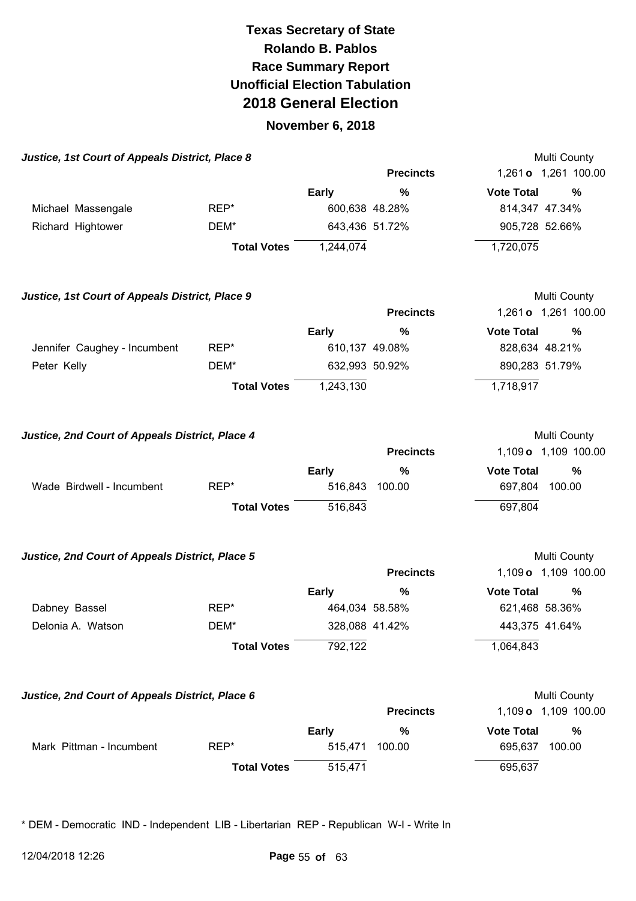# Texas Secretary of State
# Rolando B. Pablos
# Race Summary Report
# Unofficial Election Tabulation
# 2018 General Election
## November 6, 2018

### Justice, 1st Court of Appeals District, Place 8

Multi County

| | | | Precincts | 1,261 o 1,261 100.00 | |
|---|---|---|---|---|---|
| | | **Early** | **%** | **Vote Total** | **%** |
| Michael Massengale | REP* | 600,638 | 48.28% | 814,347 | 47.34% |
| Richard Hightower | DEM* | 643,436 | 51.72% | 905,728 | 52.66% |
| | **Total Votes** | 1,244,074 | | 1,720,075 | |

### Justice, 1st Court of Appeals District, Place 9

Multi County

| | | | Precincts | 1,261 o 1,261 100.00 | |
|---|---|---|---|---|---|
| | | **Early** | **%** | **Vote Total** | **%** |
| Jennifer Caughey - Incumbent | REP* | 610,137 | 49.08% | 828,634 | 48.21% |
| Peter Kelly | DEM* | 632,993 | 50.92% | 890,283 | 51.79% |
| | **Total Votes** | 1,243,130 | | 1,718,917 | |

### Justice, 2nd Court of Appeals District, Place 4

Multi County

| | | | Precincts | 1,109 o 1,109 100.00 | |
|---|---|---|---|---|---|
| | | **Early** | **%** | **Vote Total** | **%** |
| Wade Birdwell - Incumbent | REP* | 516,843 | 100.00 | 697,804 | 100.00 |
| | **Total Votes** | 516,843 | | 697,804 | |

### Justice, 2nd Court of Appeals District, Place 5

Multi County

| | | | Precincts | 1,109 o 1,109 100.00 | |
|---|---|---|---|---|---|
| | | **Early** | **%** | **Vote Total** | **%** |
| Dabney Bassel | REP* | 464,034 | 58.58% | 621,468 | 58.36% |
| Delonia A. Watson | DEM* | 328,088 | 41.42% | 443,375 | 41.64% |
| | **Total Votes** | 792,122 | | 1,064,843 | |

### Justice, 2nd Court of Appeals District, Place 6

Multi County

| | | | Precincts | 1,109 o 1,109 100.00 | |
|---|---|---|---|---|---|
| | | **Early** | **%** | **Vote Total** | **%** |
| Mark Pittman - Incumbent | REP* | 515,471 | 100.00 | 695,637 | 100.00 |
| | **Total Votes** | 515,471 | | 695,637 | |

* DEM - Democratic IND - Independent LIB - Libertarian REP - Republican W-I - Write In

12/04/2018 12:26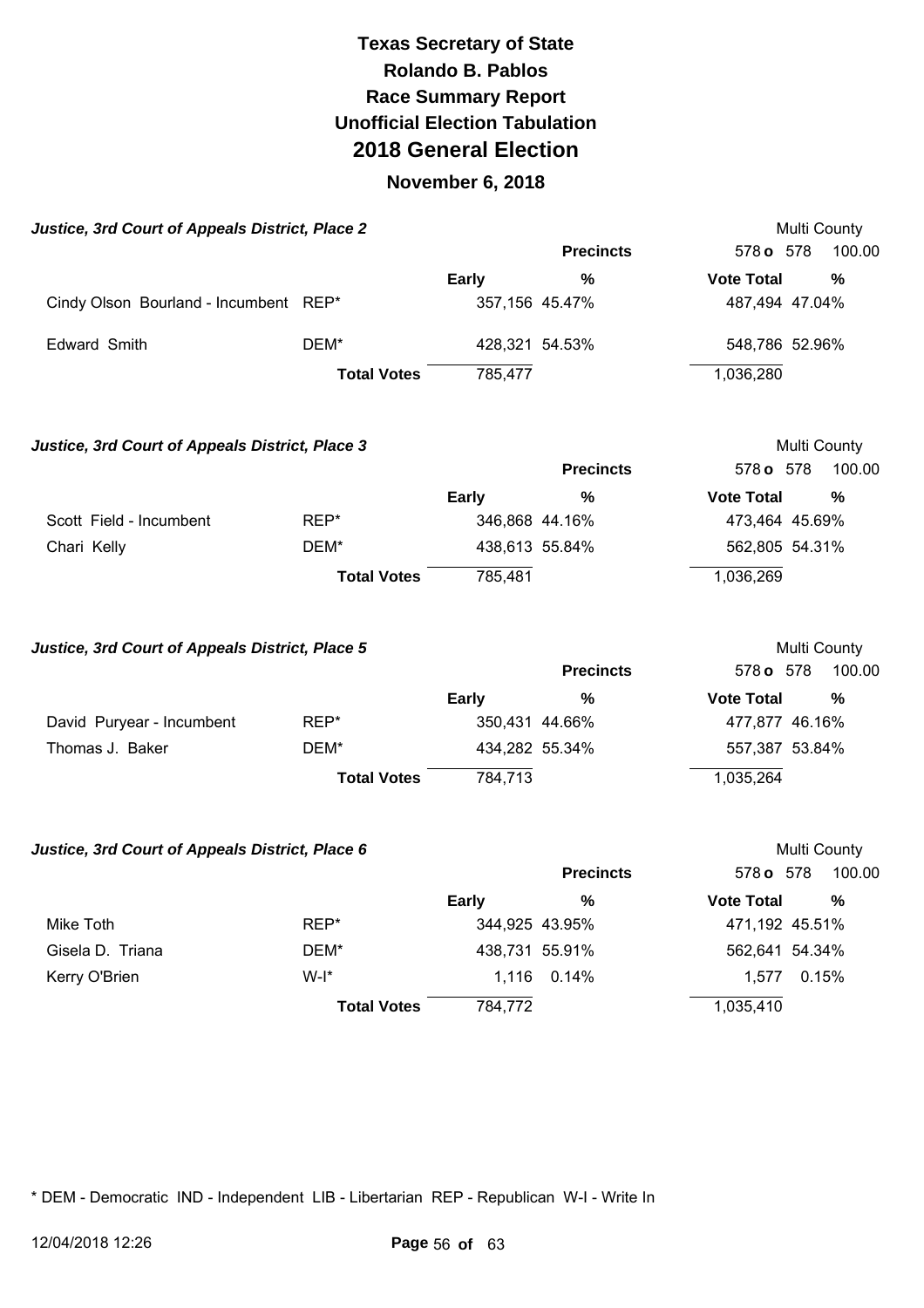# Texas Secretary of State
## Rolando B. Pablos
## Race Summary Report
## Unofficial Election Tabulation
## 2018 General Election
## November 6, 2018

### Justice, 3rd Court of Appeals District, Place 2

Multi County

| | | Precincts | | 578 o 578 | 100.00 |
|---|---|---|---|---|---|
| | | Early | % | Vote Total | % |
| Cindy Olson Bourland - Incumbent | REP* | 357,156 | 45.47% | 487,494 | 47.04% |
| Edward Smith | DEM* | 428,321 | 54.53% | 548,786 | 52.96% |
| | Total Votes | 785,477 | | 1,036,280 | |

### Justice, 3rd Court of Appeals District, Place 3

Multi County

| | | Precincts | | 578 o 578 | 100.00 |
|---|---|---|---|---|---|
| | | Early | % | Vote Total | % |
| Scott Field - Incumbent | REP* | 346,868 | 44.16% | 473,464 | 45.69% |
| Chari Kelly | DEM* | 438,613 | 55.84% | 562,805 | 54.31% |
| | Total Votes | 785,481 | | 1,036,269 | |

### Justice, 3rd Court of Appeals District, Place 5

Multi County

| | | Precincts | | 578 o 578 | 100.00 |
|---|---|---|---|---|---|
| | | Early | % | Vote Total | % |
| David Puryear - Incumbent | REP* | 350,431 | 44.66% | 477,877 | 46.16% |
| Thomas J. Baker | DEM* | 434,282 | 55.34% | 557,387 | 53.84% |
| | Total Votes | 784,713 | | 1,035,264 | |

### Justice, 3rd Court of Appeals District, Place 6

Multi County

| | | Precincts | | 578 o 578 | 100.00 |
|---|---|---|---|---|---|
| | | Early | % | Vote Total | % |
| Mike Toth | REP* | 344,925 | 43.95% | 471,192 | 45.51% |
| Gisela D. Triana | DEM* | 438,731 | 55.91% | 562,641 | 54.34% |
| Kerry O'Brien | W-I* | 1,116 | 0.14% | 1,577 | 0.15% |
| | Total Votes | 784,772 | | 1,035,410 | |

* DEM - Democratic IND - Independent LIB - Libertarian REP - Republican W-I - Write In

12/04/2018 12:26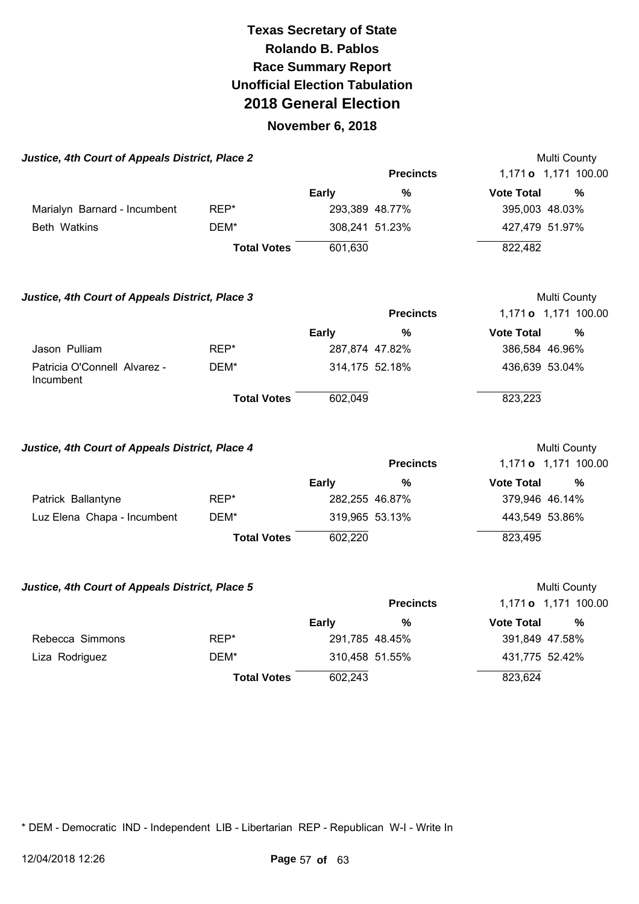# Texas Secretary of State
# Rolando B. Pablos
# Race Summary Report
# Unofficial Election Tabulation
# 2018 General Election
## November 6, 2018

### Justice, 4th Court of Appeals District, Place 2

Multi County

| | | Precincts | | 1,171 o 1,171 100.00 | |
|---|---|---|---|---|---|
| | | **Early** | **%** | **Vote Total** | **%** |
| Marialyn Barnard - Incumbent | REP* | 293,389 | 48.77% | 395,003 | 48.03% |
| Beth Watkins | DEM* | 308,241 | 51.23% | 427,479 | 51.97% |
| | **Total Votes** | 601,630 | | 822,482 | |

### Justice, 4th Court of Appeals District, Place 3

Multi County

| | | Precincts | | 1,171 o 1,171 100.00 | |
|---|---|---|---|---|---|
| | | **Early** | **%** | **Vote Total** | **%** |
| Jason Pulliam | REP* | 287,874 | 47.82% | 386,584 | 46.96% |
| Patricia O'Connell Alvarez - Incumbent | DEM* | 314,175 | 52.18% | 436,639 | 53.04% |
| | **Total Votes** | 602,049 | | 823,223 | |

### Justice, 4th Court of Appeals District, Place 4

Multi County

| | | Precincts | | 1,171 o 1,171 100.00 | |
|---|---|---|---|---|---|
| | | **Early** | **%** | **Vote Total** | **%** |
| Patrick Ballantyne | REP* | 282,255 | 46.87% | 379,946 | 46.14% |
| Luz Elena Chapa - Incumbent | DEM* | 319,965 | 53.13% | 443,549 | 53.86% |
| | **Total Votes** | 602,220 | | 823,495 | |

### Justice, 4th Court of Appeals District, Place 5

Multi County

| | | Precincts | | 1,171 o 1,171 100.00 | |
|---|---|---|---|---|---|
| | | **Early** | **%** | **Vote Total** | **%** |
| Rebecca Simmons | REP* | 291,785 | 48.45% | 391,849 | 47.58% |
| Liza Rodriguez | DEM* | 310,458 | 51.55% | 431,775 | 52.42% |
| | **Total Votes** | 602,243 | | 823,624 | |

* DEM - Democratic IND - Independent LIB - Libertarian REP - Republican W-I - Write In

12/04/2018 12:26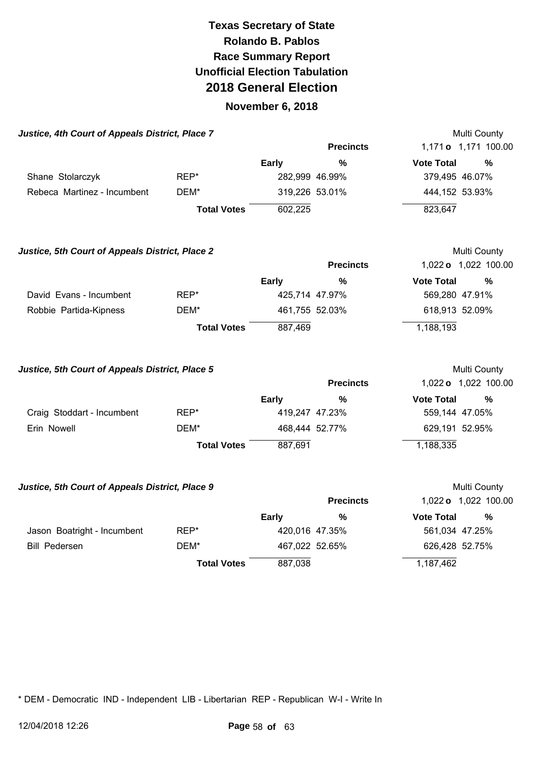# Texas Secretary of State
# Rolando B. Pablos
# Race Summary Report
# Unofficial Election Tabulation
# 2018 General Election
## November 6, 2018

### *Justice, 4th Court of Appeals District, Place 7*

Multi County

| | | Precincts | | 1,171 o 1,171 | 100.00 |
|---|---|---|---|---|---|
| | | **Early** | **%** | **Vote Total** | **%** |
| Shane Stolarczyk | REP* | 282,999 | 46.99% | 379,495 | 46.07% |
| Rebeca Martinez - Incumbent | DEM* | 319,226 | 53.01% | 444,152 | 53.93% |
| | **Total Votes** | 602,225 | | 823,647 | |

### *Justice, 5th Court of Appeals District, Place 2*

Multi County

| | | Precincts | | 1,022 o 1,022 | 100.00 |
|---|---|---|---|---|---|
| | | **Early** | **%** | **Vote Total** | **%** |
| David Evans - Incumbent | REP* | 425,714 | 47.97% | 569,280 | 47.91% |
| Robbie Partida-Kipness | DEM* | 461,755 | 52.03% | 618,913 | 52.09% |
| | **Total Votes** | 887,469 | | 1,188,193 | |

### *Justice, 5th Court of Appeals District, Place 5*

Multi County

| | | Precincts | | 1,022 o 1,022 | 100.00 |
|---|---|---|---|---|---|
| | | **Early** | **%** | **Vote Total** | **%** |
| Craig Stoddart - Incumbent | REP* | 419,247 | 47.23% | 559,144 | 47.05% |
| Erin Nowell | DEM* | 468,444 | 52.77% | 629,191 | 52.95% |
| | **Total Votes** | 887,691 | | 1,188,335 | |

### *Justice, 5th Court of Appeals District, Place 9*

Multi County

| | | Precincts | | 1,022 o 1,022 | 100.00 |
|---|---|---|---|---|---|
| | | **Early** | **%** | **Vote Total** | **%** |
| Jason Boatright - Incumbent | REP* | 420,016 | 47.35% | 561,034 | 47.25% |
| Bill Pedersen | DEM* | 467,022 | 52.65% | 626,428 | 52.75% |
| | **Total Votes** | 887,038 | | 1,187,462 | |

* DEM - Democratic IND - Independent LIB - Libertarian REP - Republican W-I - Write In

12/04/2018 12:26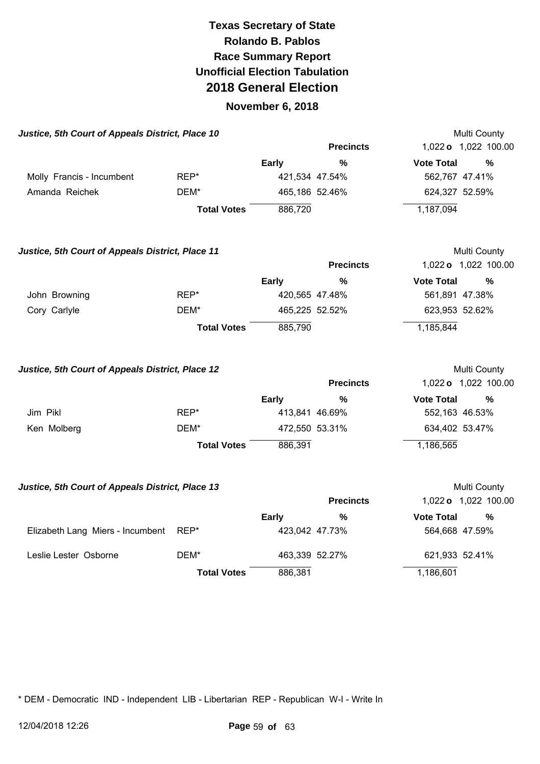# Texas Secretary of State
# Rolando B. Pablos
# Race Summary Report
# Unofficial Election Tabulation
# 2018 General Election
## November 6, 2018

### Justice, 5th Court of Appeals District, Place 10

Multi County

| | | Early | % | Vote Total | % |
|---|---|---|---|---|---|
| | | **Precincts** | | 1,022 **o** 1,022 | 100.00 |
| Molly Francis - Incumbent | REP* | 421,534 | 47.54% | 562,767 | 47.41% |
| Amanda Reichek | DEM* | 465,186 | 52.46% | 624,327 | 52.59% |
| | **Total Votes** | 886,720 | | 1,187,094 | |

### Justice, 5th Court of Appeals District, Place 11

Multi County

| | | Early | % | Vote Total | % |
|---|---|---|---|---|---|
| | | **Precincts** | | 1,022 **o** 1,022 | 100.00 |
| John Browning | REP* | 420,565 | 47.48% | 561,891 | 47.38% |
| Cory Carlyle | DEM* | 465,225 | 52.52% | 623,953 | 52.62% |
| | **Total Votes** | 885,790 | | 1,185,844 | |

### Justice, 5th Court of Appeals District, Place 12

Multi County

| | | Early | % | Vote Total | % |
|---|---|---|---|---|---|
| | | **Precincts** | | 1,022 **o** 1,022 | 100.00 |
| Jim Pikl | REP* | 413,841 | 46.69% | 552,163 | 46.53% |
| Ken Molberg | DEM* | 472,550 | 53.31% | 634,402 | 53.47% |
| | **Total Votes** | 886,391 | | 1,186,565 | |

### Justice, 5th Court of Appeals District, Place 13

Multi County

| | | Early | % | Vote Total | % |
|---|---|---|---|---|---|
| | | **Precincts** | | 1,022 **o** 1,022 | 100.00 |
| Elizabeth Lang Miers - Incumbent | REP* | 423,042 | 47.73% | 564,668 | 47.59% |
| Leslie Lester Osborne | DEM* | 463,339 | 52.27% | 621,933 | 52.41% |
| | **Total Votes** | 886,381 | | 1,186,601 | |

* DEM - Democratic IND - Independent LIB - Libertarian REP - Republican W-I - Write In

12/04/2018 12:26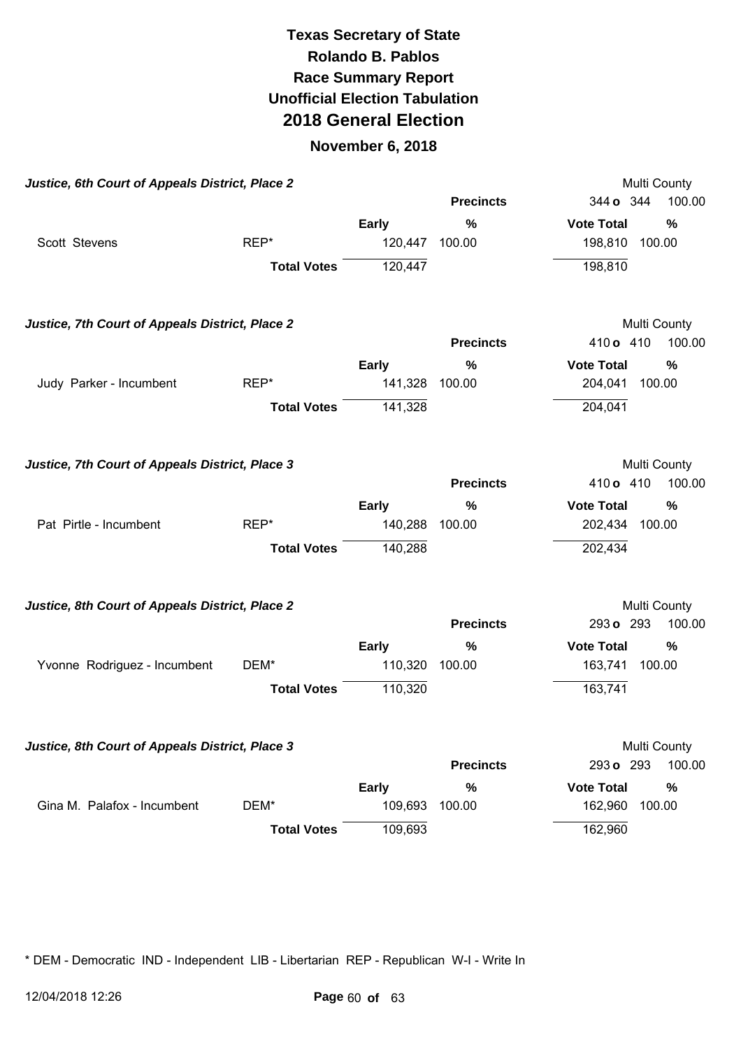# Texas Secretary of State
# Rolando B. Pablos
## Race Summary Report
## Unofficial Election Tabulation
# 2018 General Election
## November 6, 2018

### Justice, 6th Court of Appeals District, Place 2

Multi County

| | | | Precincts | 344 o 344 | 100.00 |
|---|---|---|---|---|---|
| | | Early | % | Vote Total | % |
| Scott Stevens | REP* | 120,447 | 100.00 | 198,810 | 100.00 |
| | Total Votes | 120,447 | | 198,810 | |

### Justice, 7th Court of Appeals District, Place 2

Multi County

| | | | Precincts | 410 o 410 | 100.00 |
|---|---|---|---|---|---|
| | | Early | % | Vote Total | % |
| Judy Parker - Incumbent | REP* | 141,328 | 100.00 | 204,041 | 100.00 |
| | Total Votes | 141,328 | | 204,041 | |

### Justice, 7th Court of Appeals District, Place 3

Multi County

| | | | Precincts | 410 o 410 | 100.00 |
|---|---|---|---|---|---|
| | | Early | % | Vote Total | % |
| Pat Pirtle - Incumbent | REP* | 140,288 | 100.00 | 202,434 | 100.00 |
| | Total Votes | 140,288 | | 202,434 | |

### Justice, 8th Court of Appeals District, Place 2

Multi County

| | | | Precincts | 293 o 293 | 100.00 |
|---|---|---|---|---|---|
| | | Early | % | Vote Total | % |
| Yvonne Rodriguez - Incumbent | DEM* | 110,320 | 100.00 | 163,741 | 100.00 |
| | Total Votes | 110,320 | | 163,741 | |

### Justice, 8th Court of Appeals District, Place 3

Multi County

| | | | Precincts | 293 o 293 | 100.00 |
|---|---|---|---|---|---|
| | | Early | % | Vote Total | % |
| Gina M. Palafox - Incumbent | DEM* | 109,693 | 100.00 | 162,960 | 100.00 |
| | Total Votes | 109,693 | | 162,960 | |

* DEM - Democratic IND - Independent LIB - Libertarian REP - Republican W-I - Write In

12/04/2018 12:26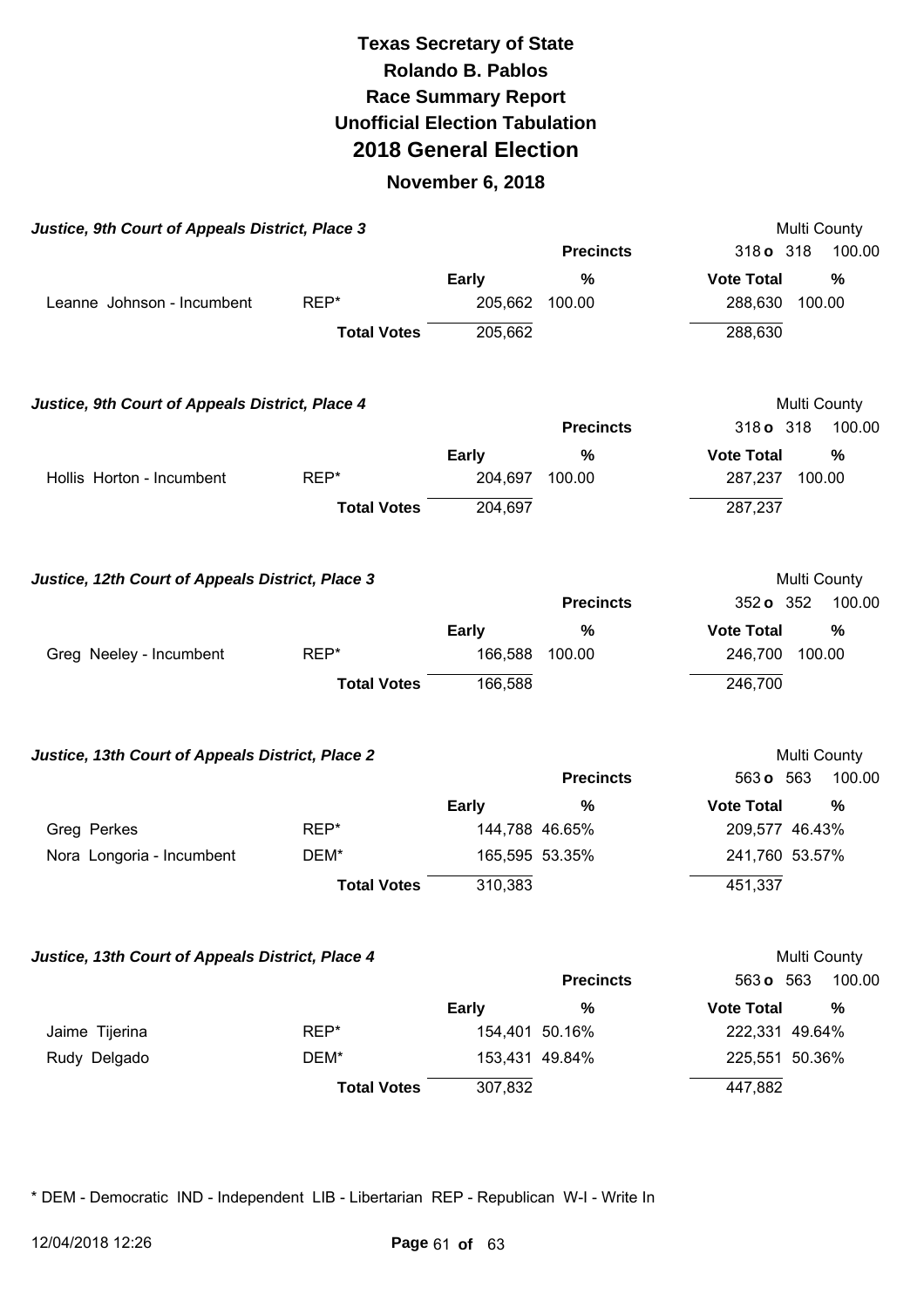# Texas Secretary of State
## Rolando B. Pablos
## Race Summary Report
## Unofficial Election Tabulation
## 2018 General Election
### November 6, 2018

***Justice, 9th Court of Appeals District, Place 3*** — Multi County

| | | Early | % | Vote Total | % |
|---|---|---|---|---|---|
| | | | **Precincts** | 318 o 318 | 100.00 |
| Leanne Johnson - Incumbent | REP* | 205,662 | 100.00 | 288,630 | 100.00 |
| | **Total Votes** | 205,662 | | 288,630 | |

***Justice, 9th Court of Appeals District, Place 4*** — Multi County

| | | Early | % | Vote Total | % |
|---|---|---|---|---|---|
| | | | **Precincts** | 318 o 318 | 100.00 |
| Hollis Horton - Incumbent | REP* | 204,697 | 100.00 | 287,237 | 100.00 |
| | **Total Votes** | 204,697 | | 287,237 | |

***Justice, 12th Court of Appeals District, Place 3*** — Multi County

| | | Early | % | Vote Total | % |
|---|---|---|---|---|---|
| | | | **Precincts** | 352 o 352 | 100.00 |
| Greg Neeley - Incumbent | REP* | 166,588 | 100.00 | 246,700 | 100.00 |
| | **Total Votes** | 166,588 | | 246,700 | |

***Justice, 13th Court of Appeals District, Place 2*** — Multi County

| | | Early | % | Vote Total | % |
|---|---|---|---|---|---|
| | | | **Precincts** | 563 o 563 | 100.00 |
| Greg Perkes | REP* | 144,788 | 46.65% | 209,577 | 46.43% |
| Nora Longoria - Incumbent | DEM* | 165,595 | 53.35% | 241,760 | 53.57% |
| | **Total Votes** | 310,383 | | 451,337 | |

***Justice, 13th Court of Appeals District, Place 4*** — Multi County

| | | Early | % | Vote Total | % |
|---|---|---|---|---|---|
| | | | **Precincts** | 563 o 563 | 100.00 |
| Jaime Tijerina | REP* | 154,401 | 50.16% | 222,331 | 49.64% |
| Rudy Delgado | DEM* | 153,431 | 49.84% | 225,551 | 50.36% |
| | **Total Votes** | 307,832 | | 447,882 | |

* DEM - Democratic IND - Independent LIB - Libertarian REP - Republican W-I - Write In

12/04/2018 12:26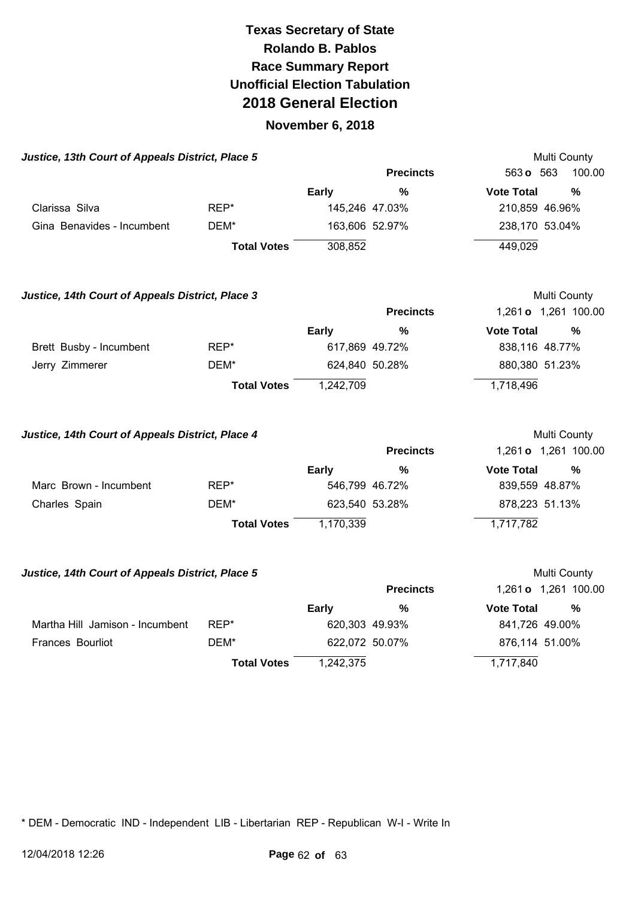# Texas Secretary of State
# Rolando B. Pablos
# Race Summary Report
# Unofficial Election Tabulation
# 2018 General Election

## November 6, 2018

### *Justice, 13th Court of Appeals District, Place 5*

Multi County

| | | Precincts | | 563 o 563 | 100.00 |
|---|---|---|---|---|---|
| | | **Early** | **%** | **Vote Total** | **%** |
| Clarissa Silva | REP* | 145,246 | 47.03% | 210,859 | 46.96% |
| Gina Benavides - Incumbent | DEM* | 163,606 | 52.97% | 238,170 | 53.04% |
| | **Total Votes** | 308,852 | | 449,029 | |

### *Justice, 14th Court of Appeals District, Place 3*

Multi County

| | | Precincts | | 1,261 o 1,261 | 100.00 |
|---|---|---|---|---|---|
| | | **Early** | **%** | **Vote Total** | **%** |
| Brett Busby - Incumbent | REP* | 617,869 | 49.72% | 838,116 | 48.77% |
| Jerry Zimmerer | DEM* | 624,840 | 50.28% | 880,380 | 51.23% |
| | **Total Votes** | 1,242,709 | | 1,718,496 | |

### *Justice, 14th Court of Appeals District, Place 4*

Multi County

| | | Precincts | | 1,261 o 1,261 | 100.00 |
|---|---|---|---|---|---|
| | | **Early** | **%** | **Vote Total** | **%** |
| Marc Brown - Incumbent | REP* | 546,799 | 46.72% | 839,559 | 48.87% |
| Charles Spain | DEM* | 623,540 | 53.28% | 878,223 | 51.13% |
| | **Total Votes** | 1,170,339 | | 1,717,782 | |

### *Justice, 14th Court of Appeals District, Place 5*

Multi County

| | | Precincts | | 1,261 o 1,261 | 100.00 |
|---|---|---|---|---|---|
| | | **Early** | **%** | **Vote Total** | **%** |
| Martha Hill Jamison - Incumbent | REP* | 620,303 | 49.93% | 841,726 | 49.00% |
| Frances Bourliot | DEM* | 622,072 | 50.07% | 876,114 | 51.00% |
| | **Total Votes** | 1,242,375 | | 1,717,840 | |

* DEM - Democratic IND - Independent LIB - Libertarian REP - Republican W-I - Write In

12/04/2018 12:26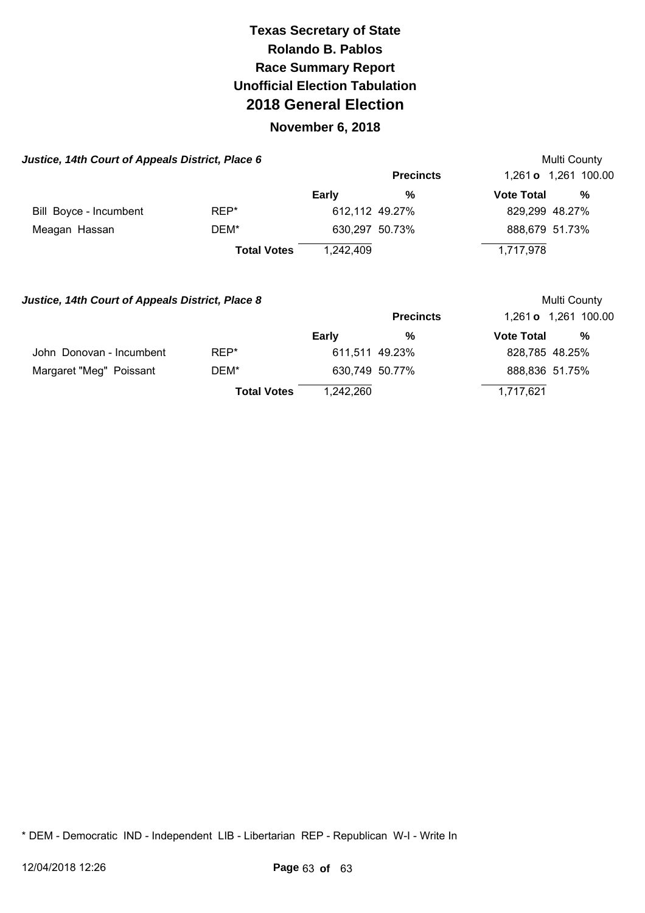# Texas Secretary of State
# Rolando B. Pablos
# Race Summary Report
# Unofficial Election Tabulation
# 2018 General Election
## November 6, 2018

***Justice, 14th Court of Appeals District, Place 6*** — Multi County

| | | Precincts | | 1,261 o 1,261 | 100.00 |
|---|---|---|---|---|---|
| | | **Early** | **%** | **Vote Total** | **%** |
| Bill Boyce - Incumbent | REP* | 612,112 | 49.27% | 829,299 | 48.27% |
| Meagan Hassan | DEM* | 630,297 | 50.73% | 888,679 | 51.73% |
| | **Total Votes** | 1,242,409 | | 1,717,978 | |

***Justice, 14th Court of Appeals District, Place 8*** — Multi County

| | | Precincts | | 1,261 o 1,261 | 100.00 |
|---|---|---|---|---|---|
| | | **Early** | **%** | **Vote Total** | **%** |
| John Donovan - Incumbent | REP* | 611,511 | 49.23% | 828,785 | 48.25% |
| Margaret "Meg" Poissant | DEM* | 630,749 | 50.77% | 888,836 | 51.75% |
| | **Total Votes** | 1,242,260 | | 1,717,621 | |

* DEM - Democratic IND - Independent LIB - Libertarian REP - Republican W-I - Write In

12/04/2018 12:26